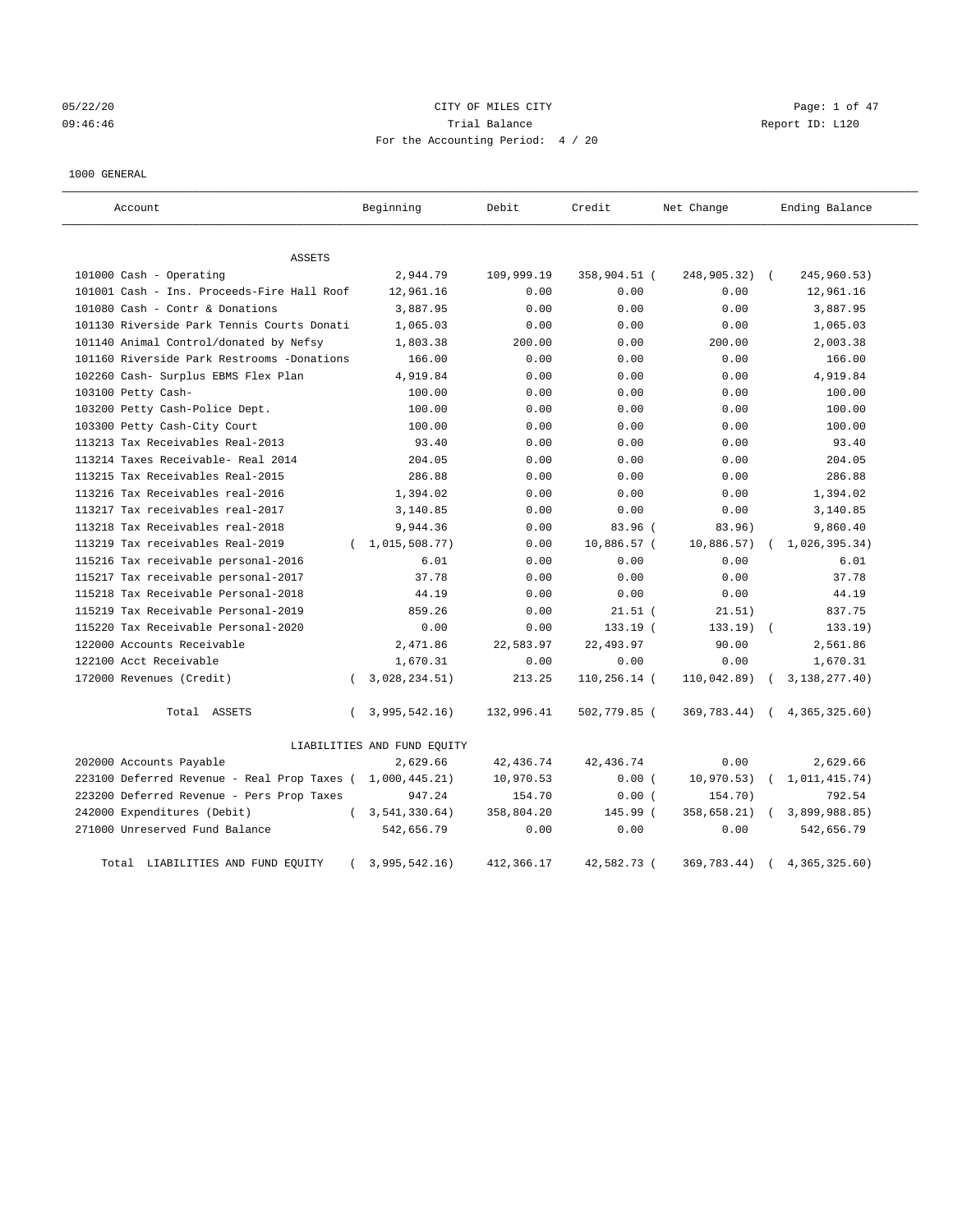CITY OF MILES CITY

Trial Balance

For the Accounting Period: 4 / 20

05/22/20 09:46:46 — Report ID: L120

1000 GENERAL

| Account | Beginning | Debit | Credit | Net Change | Ending Balance |
|---|---|---|---|---|---|
| **ASSETS** | | | | | |
| 101000 Cash - Operating | 2,944.79 | 109,999.19 | 358,904.51 | (248,905.32) | (245,960.53) |
| 101001 Cash - Ins. Proceeds-Fire Hall Roof | 12,961.16 | 0.00 | 0.00 | 0.00 | 12,961.16 |
| 101080 Cash - Contr & Donations | 3,887.95 | 0.00 | 0.00 | 0.00 | 3,887.95 |
| 101130 Riverside Park Tennis Courts Donati | 1,065.03 | 0.00 | 0.00 | 0.00 | 1,065.03 |
| 101140 Animal Control/donated by Nefsy | 1,803.38 | 200.00 | 0.00 | 200.00 | 2,003.38 |
| 101160 Riverside Park Restrooms -Donations | 166.00 | 0.00 | 0.00 | 0.00 | 166.00 |
| 102260 Cash- Surplus EBMS Flex Plan | 4,919.84 | 0.00 | 0.00 | 0.00 | 4,919.84 |
| 103100 Petty Cash- | 100.00 | 0.00 | 0.00 | 0.00 | 100.00 |
| 103200 Petty Cash-Police Dept. | 100.00 | 0.00 | 0.00 | 0.00 | 100.00 |
| 103300 Petty Cash-City Court | 100.00 | 0.00 | 0.00 | 0.00 | 100.00 |
| 113213 Tax Receivables Real-2013 | 93.40 | 0.00 | 0.00 | 0.00 | 93.40 |
| 113214 Taxes Receivable- Real 2014 | 204.05 | 0.00 | 0.00 | 0.00 | 204.05 |
| 113215 Tax Receivables Real-2015 | 286.88 | 0.00 | 0.00 | 0.00 | 286.88 |
| 113216 Tax Receivables real-2016 | 1,394.02 | 0.00 | 0.00 | 0.00 | 1,394.02 |
| 113217 Tax receivables real-2017 | 3,140.85 | 0.00 | 0.00 | 0.00 | 3,140.85 |
| 113218 Tax Receivables real-2018 | 9,944.36 | 0.00 | 83.96 | (83.96) | 9,860.40 |
| 113219 Tax receivables Real-2019 | (1,015,508.77) | 0.00 | 10,886.57 | (10,886.57) | (1,026,395.34) |
| 115216 Tax receivable personal-2016 | 6.01 | 0.00 | 0.00 | 0.00 | 6.01 |
| 115217 Tax receivable personal-2017 | 37.78 | 0.00 | 0.00 | 0.00 | 37.78 |
| 115218 Tax Receivable Personal-2018 | 44.19 | 0.00 | 0.00 | 0.00 | 44.19 |
| 115219 Tax Receivable Personal-2019 | 859.26 | 0.00 | 21.51 | (21.51) | 837.75 |
| 115220 Tax Receivable Personal-2020 | 0.00 | 0.00 | 133.19 | (133.19) | (133.19) |
| 122000 Accounts Receivable | 2,471.86 | 22,583.97 | 22,493.97 | 90.00 | 2,561.86 |
| 122100 Acct Receivable | 1,670.31 | 0.00 | 0.00 | 0.00 | 1,670.31 |
| 172000 Revenues (Credit) | (3,028,234.51) | 213.25 | 110,256.14 | (110,042.89) | (3,138,277.40) |
| Total ASSETS | (3,995,542.16) | 132,996.41 | 502,779.85 | (369,783.44) | (4,365,325.60) |
| **LIABILITIES AND FUND EQUITY** | | | | | |
| 202000 Accounts Payable | 2,629.66 | 42,436.74 | 42,436.74 | 0.00 | 2,629.66 |
| 223100 Deferred Revenue - Real Prop Taxes | (1,000,445.21) | 10,970.53 | 0.00 | (10,970.53) | (1,011,415.74) |
| 223200 Deferred Revenue - Pers Prop Taxes | 947.24 | 154.70 | 0.00 | (154.70) | 792.54 |
| 242000 Expenditures (Debit) | (3,541,330.64) | 358,804.20 | 145.99 | (358,658.21) | (3,899,988.85) |
| 271000 Unreserved Fund Balance | 542,656.79 | 0.00 | 0.00 | 0.00 | 542,656.79 |
| Total LIABILITIES AND FUND EQUITY | (3,995,542.16) | 412,366.17 | 42,582.73 | (369,783.44) | (4,365,325.60) |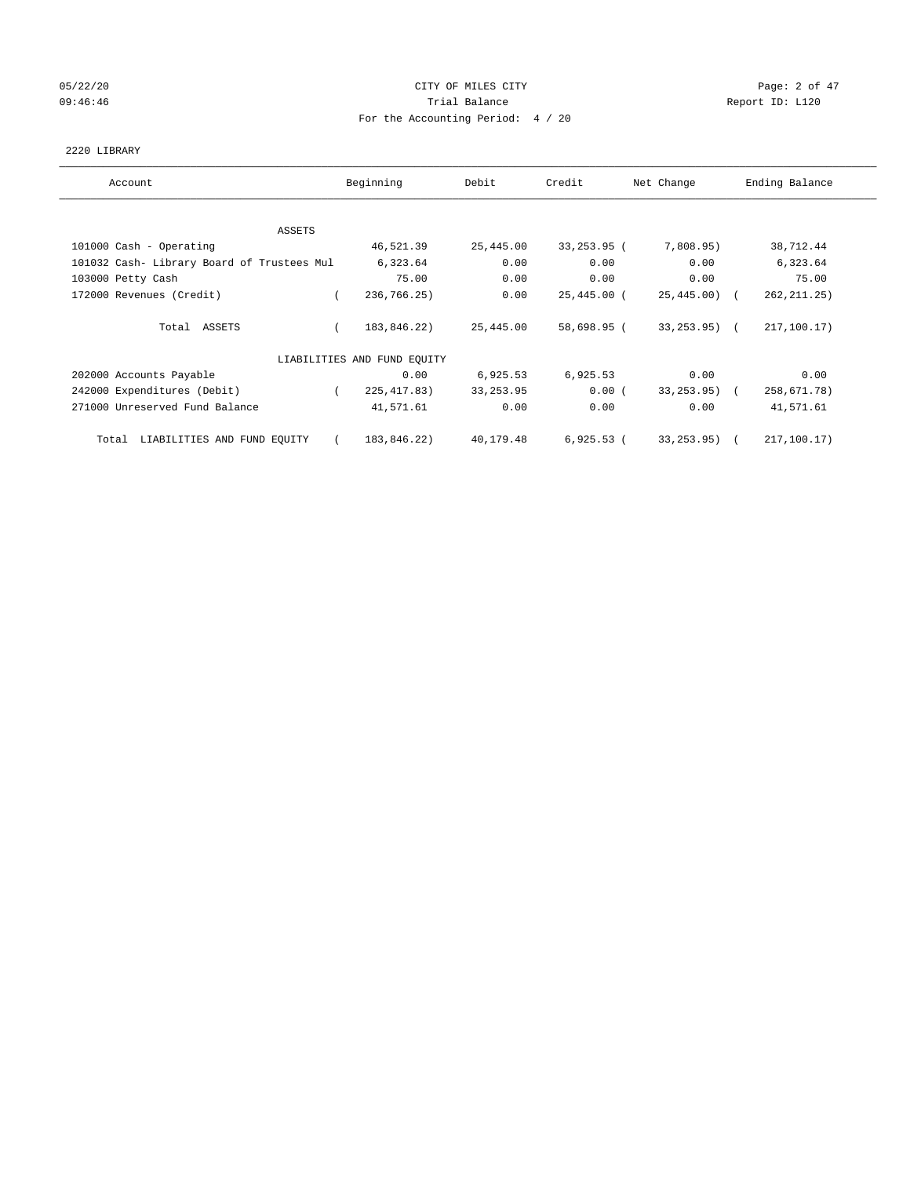CITY OF MILES CITY

Trial Balance

For the Accounting Period: 4 / 20

05/22/20 09:46:46 — Report ID: L120

2220 LIBRARY

| Account | Beginning | Debit | Credit | Net Change | Ending Balance |
|---|---|---|---|---|---|
| **ASSETS** | | | | | |
| 101000 Cash - Operating | 46,521.39 | 25,445.00 | 33,253.95 | ( 7,808.95) | 38,712.44 |
| 101032 Cash- Library Board of Trustees Mul | 6,323.64 | 0.00 | 0.00 | 0.00 | 6,323.64 |
| 103000 Petty Cash | 75.00 | 0.00 | 0.00 | 0.00 | 75.00 |
| 172000 Revenues (Credit) | ( 236,766.25) | 0.00 | 25,445.00 | ( 25,445.00) | ( 262,211.25) |
| Total ASSETS | ( 183,846.22) | 25,445.00 | 58,698.95 | ( 33,253.95) | ( 217,100.17) |
| **LIABILITIES AND FUND EQUITY** | | | | | |
| 202000 Accounts Payable | 0.00 | 6,925.53 | 6,925.53 | 0.00 | 0.00 |
| 242000 Expenditures (Debit) | ( 225,417.83) | 33,253.95 | 0.00 | ( 33,253.95) | ( 258,671.78) |
| 271000 Unreserved Fund Balance | 41,571.61 | 0.00 | 0.00 | 0.00 | 41,571.61 |
| Total LIABILITIES AND FUND EQUITY | ( 183,846.22) | 40,179.48 | 6,925.53 | ( 33,253.95) | ( 217,100.17) |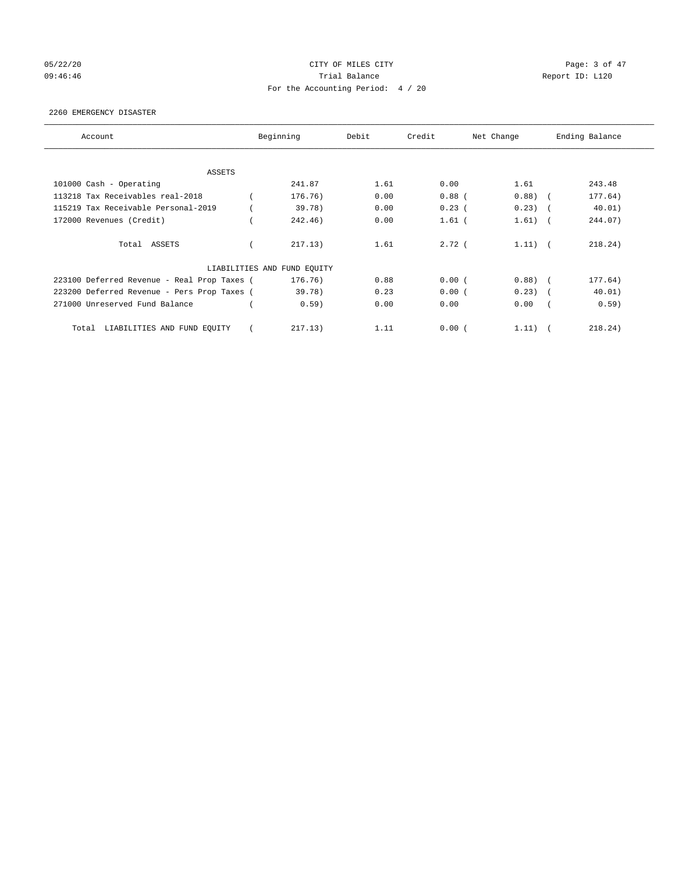CITY OF MILES CITY

Trial Balance

For the Accounting Period: 4 / 20

2260 EMERGENCY DISASTER

| Account | Beginning | Debit | Credit | Net Change | Ending Balance |
|---|---|---|---|---|---|
| ASSETS | | | | | |
| 101000 Cash - Operating | 241.87 | 1.61 | 0.00 | 1.61 | 243.48 |
| 113218 Tax Receivables real-2018 | ( 176.76) | 0.00 | 0.88 | ( 0.88) | ( 177.64) |
| 115219 Tax Receivable Personal-2019 | ( 39.78) | 0.00 | 0.23 | ( 0.23) | ( 40.01) |
| 172000 Revenues (Credit) | ( 242.46) | 0.00 | 1.61 | ( 1.61) | ( 244.07) |
| Total ASSETS | ( 217.13) | 1.61 | 2.72 | ( 1.11) | ( 218.24) |
| LIABILITIES AND FUND EQUITY | | | | | |
| 223100 Deferred Revenue - Real Prop Taxes | ( 176.76) | 0.88 | 0.00 | ( 0.88) | ( 177.64) |
| 223200 Deferred Revenue - Pers Prop Taxes | ( 39.78) | 0.23 | 0.00 | ( 0.23) | ( 40.01) |
| 271000 Unreserved Fund Balance | ( 0.59) | 0.00 | 0.00 | 0.00 | ( 0.59) |
| Total LIABILITIES AND FUND EQUITY | ( 217.13) | 1.11 | 0.00 | ( 1.11) | ( 218.24) |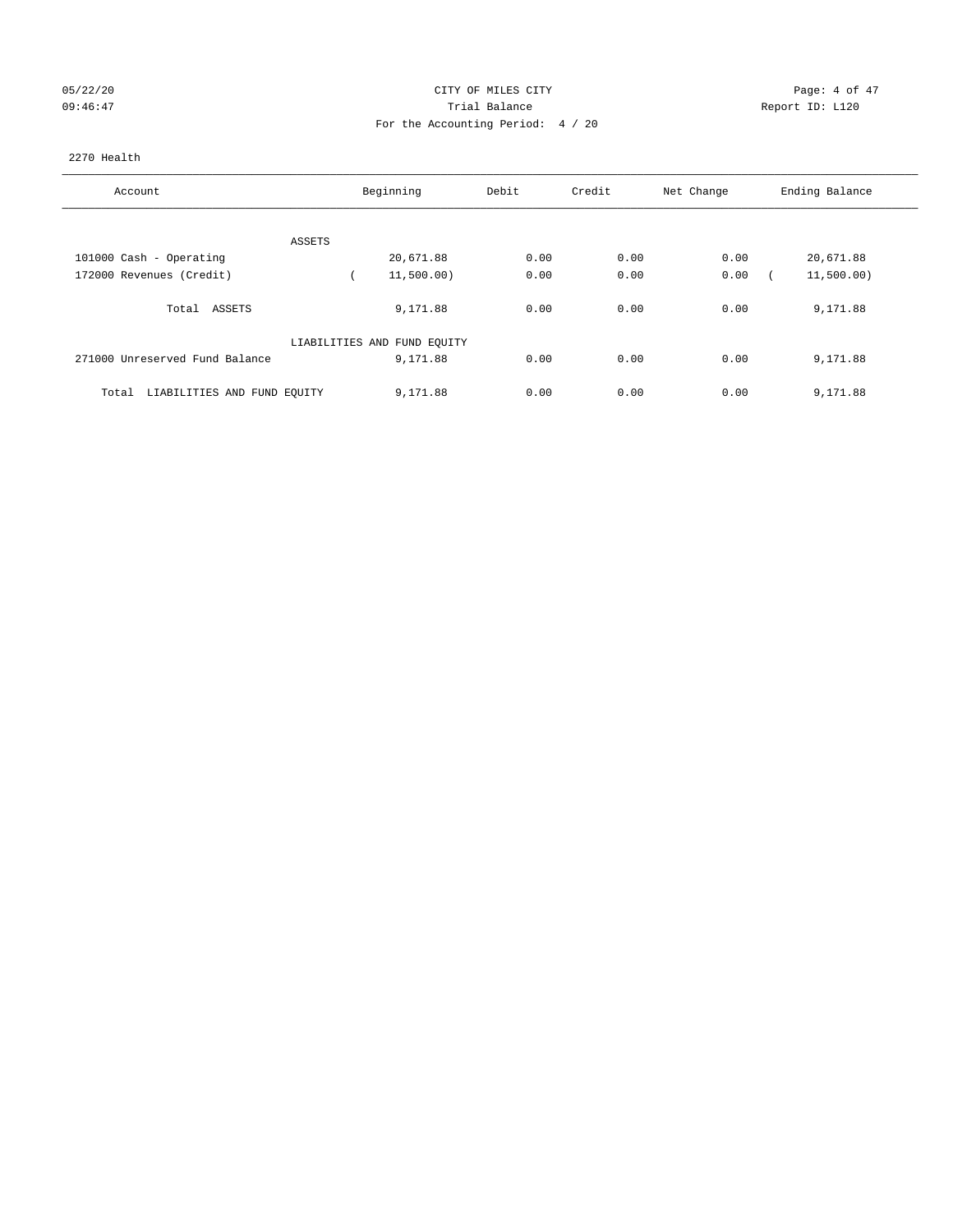CITY OF MILES CITY
Trial Balance
For the Accounting Period: 4 / 20

05/22/20
09:46:47

Report ID: L120

2270 Health

| Account | Beginning | Debit | Credit | Net Change | Ending Balance |
|---|---|---|---|---|---|
| ASSETS | | | | | |
| 101000 Cash - Operating | 20,671.88 | 0.00 | 0.00 | 0.00 | 20,671.88 |
| 172000 Revenues (Credit) | ( 11,500.00) | 0.00 | 0.00 | 0.00 | ( 11,500.00) |
| Total ASSETS | 9,171.88 | 0.00 | 0.00 | 0.00 | 9,171.88 |
| LIABILITIES AND FUND EQUITY | | | | | |
| 271000 Unreserved Fund Balance | 9,171.88 | 0.00 | 0.00 | 0.00 | 9,171.88 |
| Total LIABILITIES AND FUND EQUITY | 9,171.88 | 0.00 | 0.00 | 0.00 | 9,171.88 |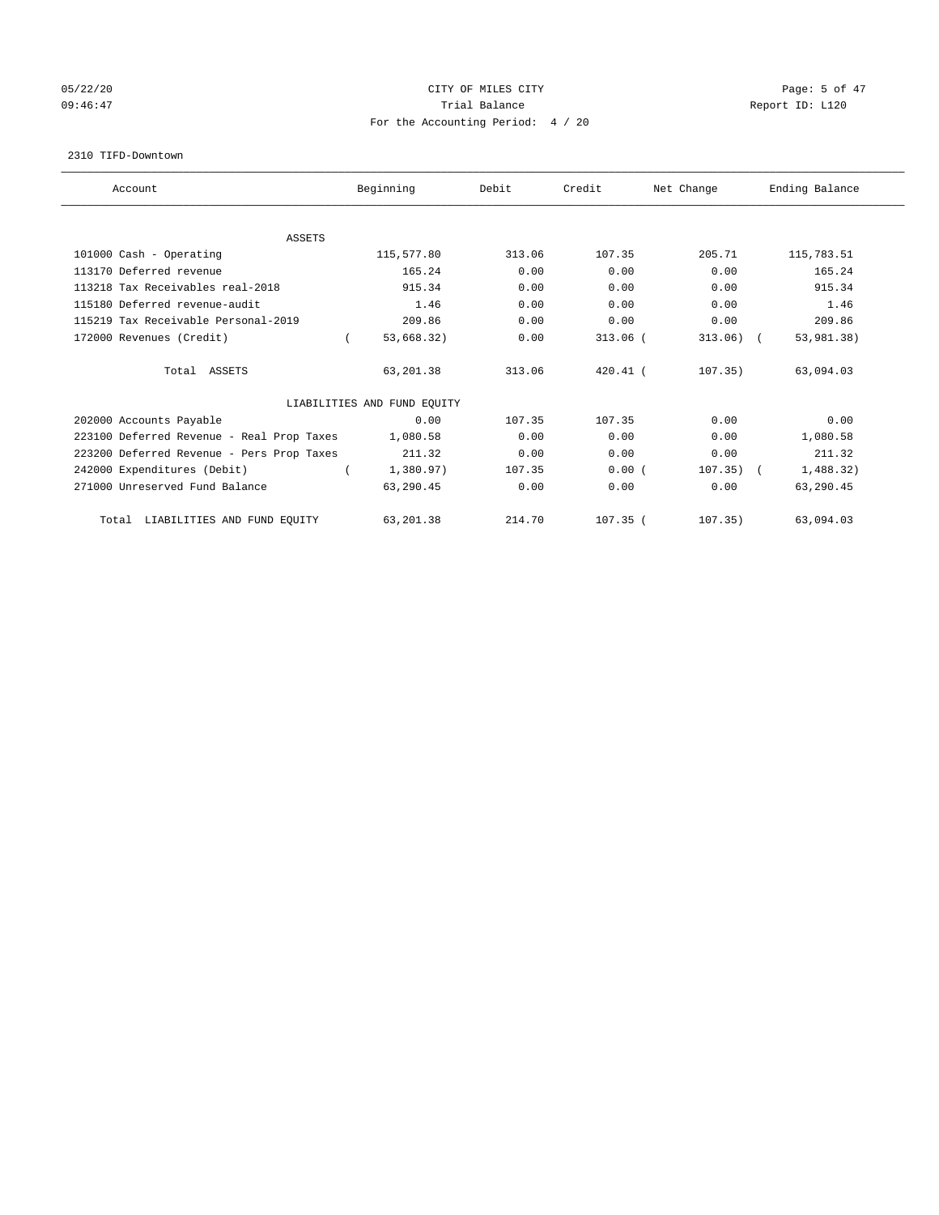CITY OF MILES CITY
Trial Balance
For the Accounting Period: 4 / 20

05/22/20
09:46:47

Report ID: L120

2310 TIFD-Downtown

| Account | Beginning | Debit | Credit | Net Change | Ending Balance |
|---|---|---|---|---|---|
| **ASSETS** | | | | | |
| 101000 Cash - Operating | 115,577.80 | 313.06 | 107.35 | 205.71 | 115,783.51 |
| 113170 Deferred revenue | 165.24 | 0.00 | 0.00 | 0.00 | 165.24 |
| 113218 Tax Receivables real-2018 | 915.34 | 0.00 | 0.00 | 0.00 | 915.34 |
| 115180 Deferred revenue-audit | 1.46 | 0.00 | 0.00 | 0.00 | 1.46 |
| 115219 Tax Receivable Personal-2019 | 209.86 | 0.00 | 0.00 | 0.00 | 209.86 |
| 172000 Revenues (Credit) | ( 53,668.32) | 0.00 | 313.06 | ( 313.06) | ( 53,981.38) |
| Total ASSETS | 63,201.38 | 313.06 | 420.41 | ( 107.35) | 63,094.03 |
| **LIABILITIES AND FUND EQUITY** | | | | | |
| 202000 Accounts Payable | 0.00 | 107.35 | 107.35 | 0.00 | 0.00 |
| 223100 Deferred Revenue - Real Prop Taxes | 1,080.58 | 0.00 | 0.00 | 0.00 | 1,080.58 |
| 223200 Deferred Revenue - Pers Prop Taxes | 211.32 | 0.00 | 0.00 | 0.00 | 211.32 |
| 242000 Expenditures (Debit) | ( 1,380.97) | 107.35 | 0.00 | ( 107.35) | ( 1,488.32) |
| 271000 Unreserved Fund Balance | 63,290.45 | 0.00 | 0.00 | 0.00 | 63,290.45 |
| Total LIABILITIES AND FUND EQUITY | 63,201.38 | 214.70 | 107.35 | ( 107.35) | 63,094.03 |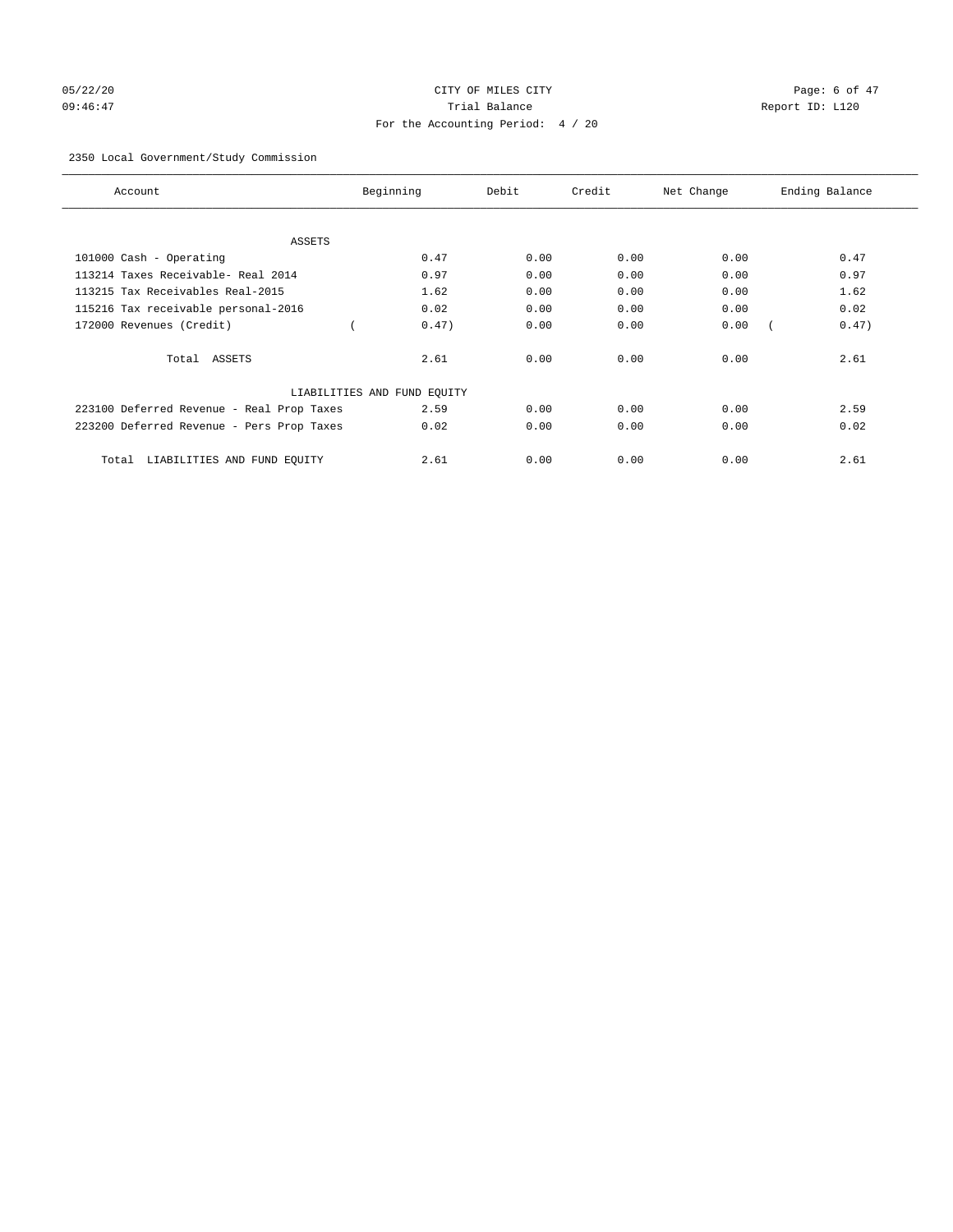CITY OF MILES CITY

Trial Balance

For the Accounting Period: 4 / 20

05/22/20 09:46:47 Report ID: L120

2350 Local Government/Study Commission

| Account | Beginning | Debit | Credit | Net Change | Ending Balance |
|---|---|---|---|---|---|
| ASSETS | | | | | |
| 101000 Cash - Operating | 0.47 | 0.00 | 0.00 | 0.00 | 0.47 |
| 113214 Taxes Receivable- Real 2014 | 0.97 | 0.00 | 0.00 | 0.00 | 0.97 |
| 113215 Tax Receivables Real-2015 | 1.62 | 0.00 | 0.00 | 0.00 | 1.62 |
| 115216 Tax receivable personal-2016 | 0.02 | 0.00 | 0.00 | 0.00 | 0.02 |
| 172000 Revenues (Credit) | ( 0.47) | 0.00 | 0.00 | 0.00 | ( 0.47) |
| Total ASSETS | 2.61 | 0.00 | 0.00 | 0.00 | 2.61 |
| LIABILITIES AND FUND EQUITY | | | | | |
| 223100 Deferred Revenue - Real Prop Taxes | 2.59 | 0.00 | 0.00 | 0.00 | 2.59 |
| 223200 Deferred Revenue - Pers Prop Taxes | 0.02 | 0.00 | 0.00 | 0.00 | 0.02 |
| Total LIABILITIES AND FUND EQUITY | 2.61 | 0.00 | 0.00 | 0.00 | 2.61 |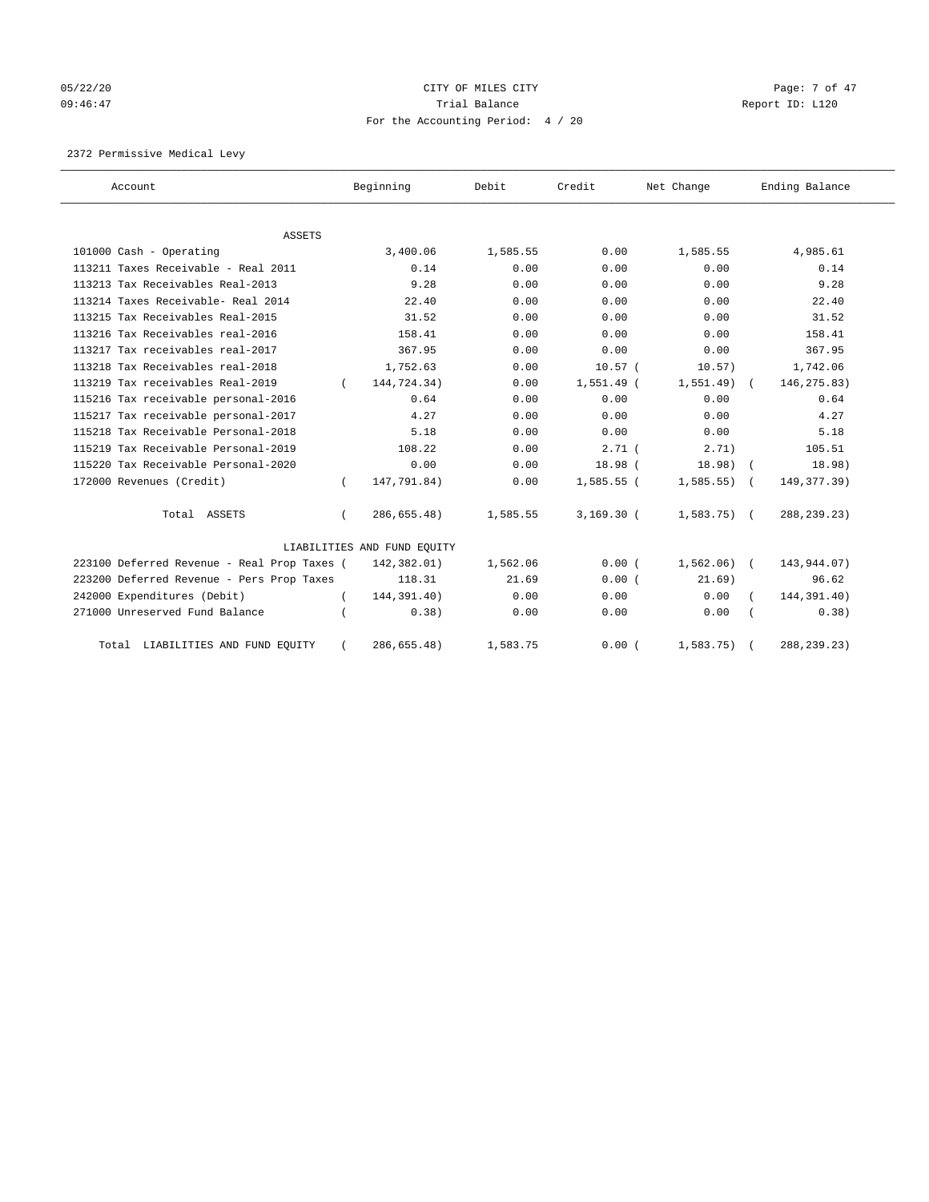CITY OF MILES CITY

Trial Balance

For the Accounting Period: 4 / 20

05/22/20 09:46:47 Report ID: L120

2372 Permissive Medical Levy

| Account | Beginning | Debit | Credit | Net Change | Ending Balance |
|---|---|---|---|---|---|
| ASSETS | | | | | |
| 101000 Cash - Operating | 3,400.06 | 1,585.55 | 0.00 | 1,585.55 | 4,985.61 |
| 113211 Taxes Receivable - Real 2011 | 0.14 | 0.00 | 0.00 | 0.00 | 0.14 |
| 113213 Tax Receivables Real-2013 | 9.28 | 0.00 | 0.00 | 0.00 | 9.28 |
| 113214 Taxes Receivable- Real 2014 | 22.40 | 0.00 | 0.00 | 0.00 | 22.40 |
| 113215 Tax Receivables Real-2015 | 31.52 | 0.00 | 0.00 | 0.00 | 31.52 |
| 113216 Tax Receivables real-2016 | 158.41 | 0.00 | 0.00 | 0.00 | 158.41 |
| 113217 Tax receivables real-2017 | 367.95 | 0.00 | 0.00 | 0.00 | 367.95 |
| 113218 Tax Receivables real-2018 | 1,752.63 | 0.00 | 10.57 | ( 10.57) | 1,742.06 |
| 113219 Tax receivables Real-2019 | ( 144,724.34) | 0.00 | 1,551.49 | ( 1,551.49) | ( 146,275.83) |
| 115216 Tax receivable personal-2016 | 0.64 | 0.00 | 0.00 | 0.00 | 0.64 |
| 115217 Tax receivable personal-2017 | 4.27 | 0.00 | 0.00 | 0.00 | 4.27 |
| 115218 Tax Receivable Personal-2018 | 5.18 | 0.00 | 0.00 | 0.00 | 5.18 |
| 115219 Tax Receivable Personal-2019 | 108.22 | 0.00 | 2.71 | ( 2.71) | 105.51 |
| 115220 Tax Receivable Personal-2020 | 0.00 | 0.00 | 18.98 | ( 18.98) | ( 18.98) |
| 172000 Revenues (Credit) | ( 147,791.84) | 0.00 | 1,585.55 | ( 1,585.55) | ( 149,377.39) |
| Total ASSETS | ( 286,655.48) | 1,585.55 | 3,169.30 | ( 1,583.75) | ( 288,239.23) |
| LIABILITIES AND FUND EQUITY | | | | | |
| 223100 Deferred Revenue - Real Prop Taxes | ( 142,382.01) | 1,562.06 | 0.00 | ( 1,562.06) | ( 143,944.07) |
| 223200 Deferred Revenue - Pers Prop Taxes | 118.31 | 21.69 | 0.00 | ( 21.69) | 96.62 |
| 242000 Expenditures (Debit) | ( 144,391.40) | 0.00 | 0.00 | 0.00 | ( 144,391.40) |
| 271000 Unreserved Fund Balance | ( 0.38) | 0.00 | 0.00 | 0.00 | ( 0.38) |
| Total LIABILITIES AND FUND EQUITY | ( 286,655.48) | 1,583.75 | 0.00 | ( 1,583.75) | ( 288,239.23) |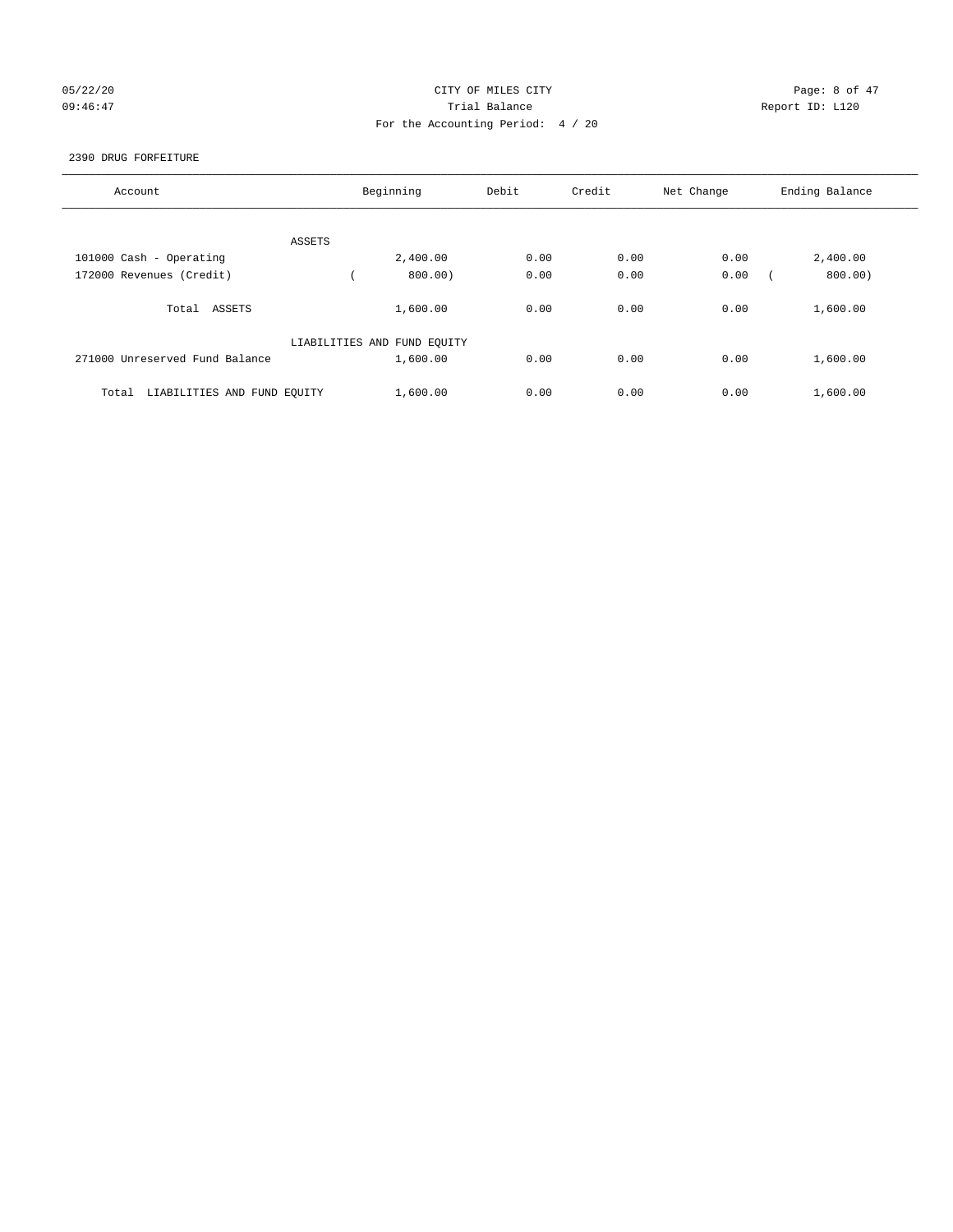CITY OF MILES CITY

Trial Balance

For the Accounting Period: 4 / 20

05/22/20 09:46:47 Report ID: L120

2390 DRUG FORFEITURE

| Account | Beginning | Debit | Credit | Net Change | Ending Balance |
|---|---|---|---|---|---|
| ASSETS | | | | | |
| 101000 Cash - Operating | 2,400.00 | 0.00 | 0.00 | 0.00 | 2,400.00 |
| 172000 Revenues (Credit) | ( 800.00) | 0.00 | 0.00 | 0.00 | ( 800.00) |
| Total ASSETS | 1,600.00 | 0.00 | 0.00 | 0.00 | 1,600.00 |
| LIABILITIES AND FUND EQUITY | | | | | |
| 271000 Unreserved Fund Balance | 1,600.00 | 0.00 | 0.00 | 0.00 | 1,600.00 |
| Total LIABILITIES AND FUND EQUITY | 1,600.00 | 0.00 | 0.00 | 0.00 | 1,600.00 |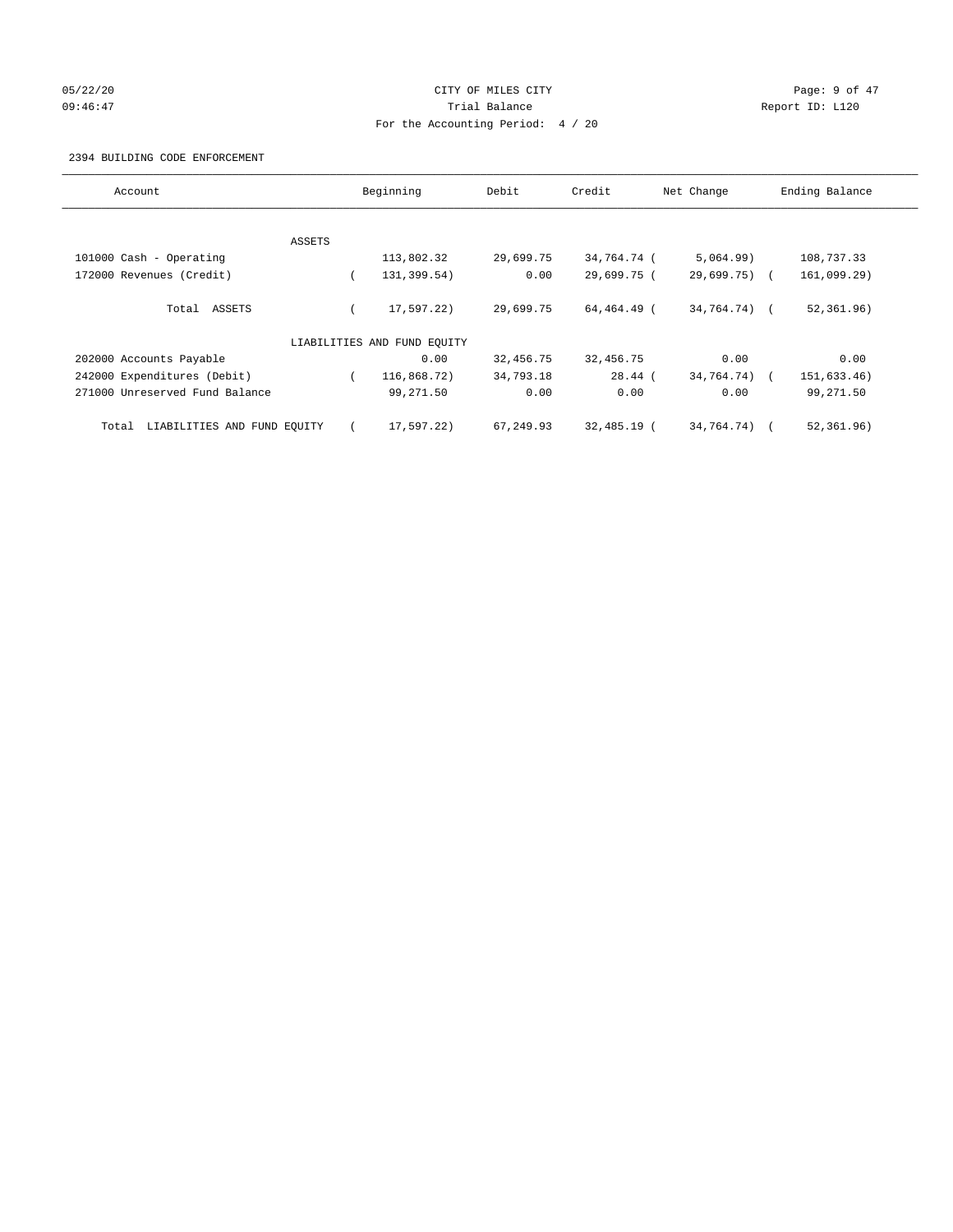CITY OF MILES CITY
Trial Balance
For the Accounting Period: 4 / 20

05/22/20
09:46:47

Report ID: L120

2394 BUILDING CODE ENFORCEMENT

| Account | Beginning | Debit | Credit | Net Change | Ending Balance |
|---|---|---|---|---|---|
| ASSETS | | | | | |
| 101000 Cash - Operating | 113,802.32 | 29,699.75 | 34,764.74 | ( 5,064.99) | 108,737.33 |
| 172000 Revenues (Credit) | ( 131,399.54) | 0.00 | 29,699.75 | ( 29,699.75) | ( 161,099.29) |
| Total ASSETS | ( 17,597.22) | 29,699.75 | 64,464.49 | ( 34,764.74) | ( 52,361.96) |
| LIABILITIES AND FUND EQUITY | | | | | |
| 202000 Accounts Payable | 0.00 | 32,456.75 | 32,456.75 | 0.00 | 0.00 |
| 242000 Expenditures (Debit) | ( 116,868.72) | 34,793.18 | 28.44 | ( 34,764.74) | ( 151,633.46) |
| 271000 Unreserved Fund Balance | 99,271.50 | 0.00 | 0.00 | 0.00 | 99,271.50 |
| Total LIABILITIES AND FUND EQUITY | ( 17,597.22) | 67,249.93 | 32,485.19 | ( 34,764.74) | ( 52,361.96) |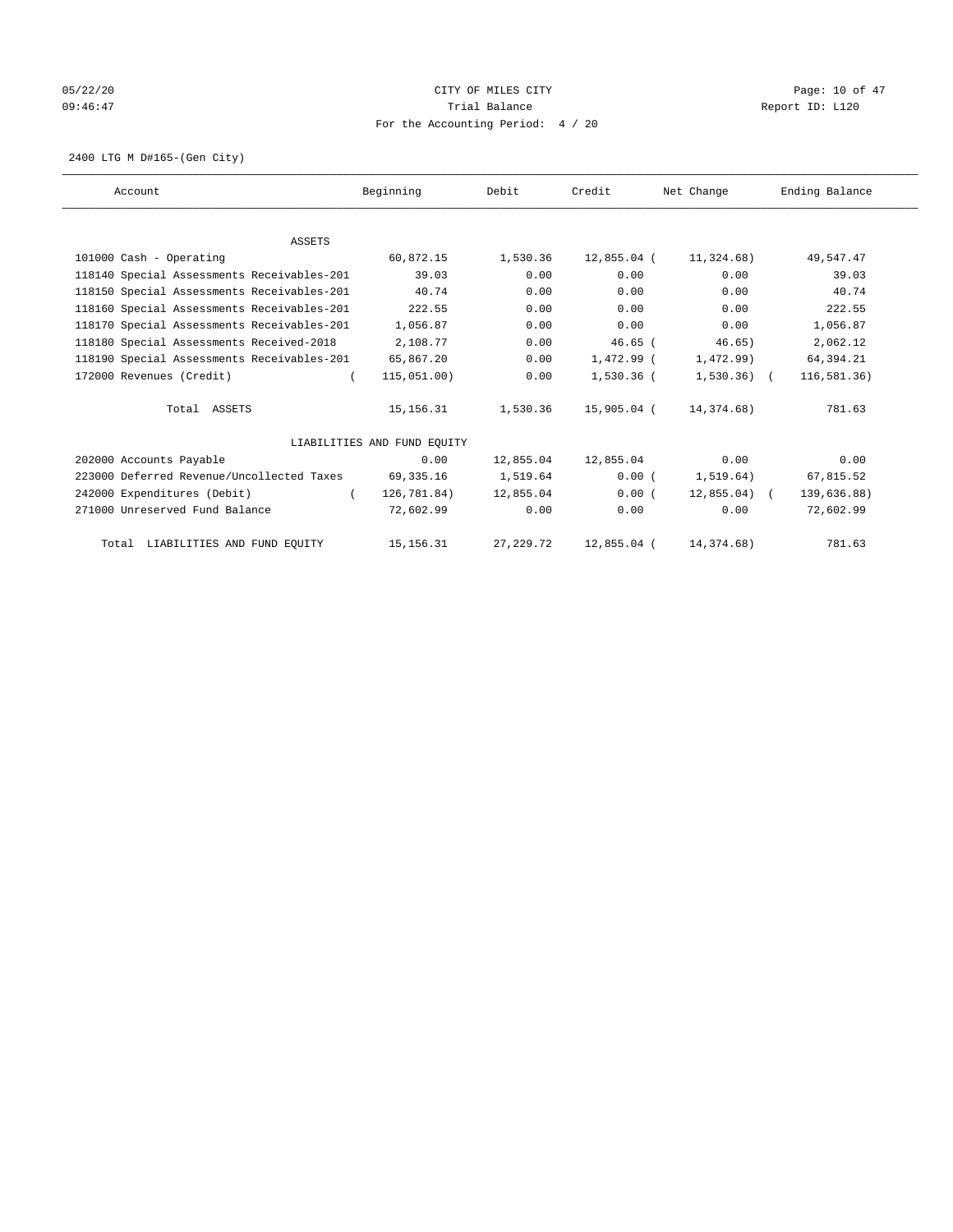CITY OF MILES CITY

Trial Balance

For the Accounting Period: 4 / 20

05/22/20 09:46:47 — Report ID: L120

2400 LTG M D#165-(Gen City)

| Account | Beginning | Debit | Credit | Net Change | Ending Balance |
|---|---|---|---|---|---|
| ASSETS | | | | | |
| 101000 Cash - Operating | 60,872.15 | 1,530.36 | 12,855.04 | (11,324.68) | 49,547.47 |
| 118140 Special Assessments Receivables-201 | 39.03 | 0.00 | 0.00 | 0.00 | 39.03 |
| 118150 Special Assessments Receivables-201 | 40.74 | 0.00 | 0.00 | 0.00 | 40.74 |
| 118160 Special Assessments Receivables-201 | 222.55 | 0.00 | 0.00 | 0.00 | 222.55 |
| 118170 Special Assessments Receivables-201 | 1,056.87 | 0.00 | 0.00 | 0.00 | 1,056.87 |
| 118180 Special Assessments Received-2018 | 2,108.77 | 0.00 | 46.65 | (46.65) | 2,062.12 |
| 118190 Special Assessments Receivables-201 | 65,867.20 | 0.00 | 1,472.99 | (1,472.99) | 64,394.21 |
| 172000 Revenues (Credit) | (115,051.00) | 0.00 | 1,530.36 | (1,530.36) | (116,581.36) |
| Total ASSETS | 15,156.31 | 1,530.36 | 15,905.04 | (14,374.68) | 781.63 |
| LIABILITIES AND FUND EQUITY | | | | | |
| 202000 Accounts Payable | 0.00 | 12,855.04 | 12,855.04 | 0.00 | 0.00 |
| 223000 Deferred Revenue/Uncollected Taxes | 69,335.16 | 1,519.64 | 0.00 | (1,519.64) | 67,815.52 |
| 242000 Expenditures (Debit) | (126,781.84) | 12,855.04 | 0.00 | (12,855.04) | (139,636.88) |
| 271000 Unreserved Fund Balance | 72,602.99 | 0.00 | 0.00 | 0.00 | 72,602.99 |
| Total LIABILITIES AND FUND EQUITY | 15,156.31 | 27,229.72 | 12,855.04 | (14,374.68) | 781.63 |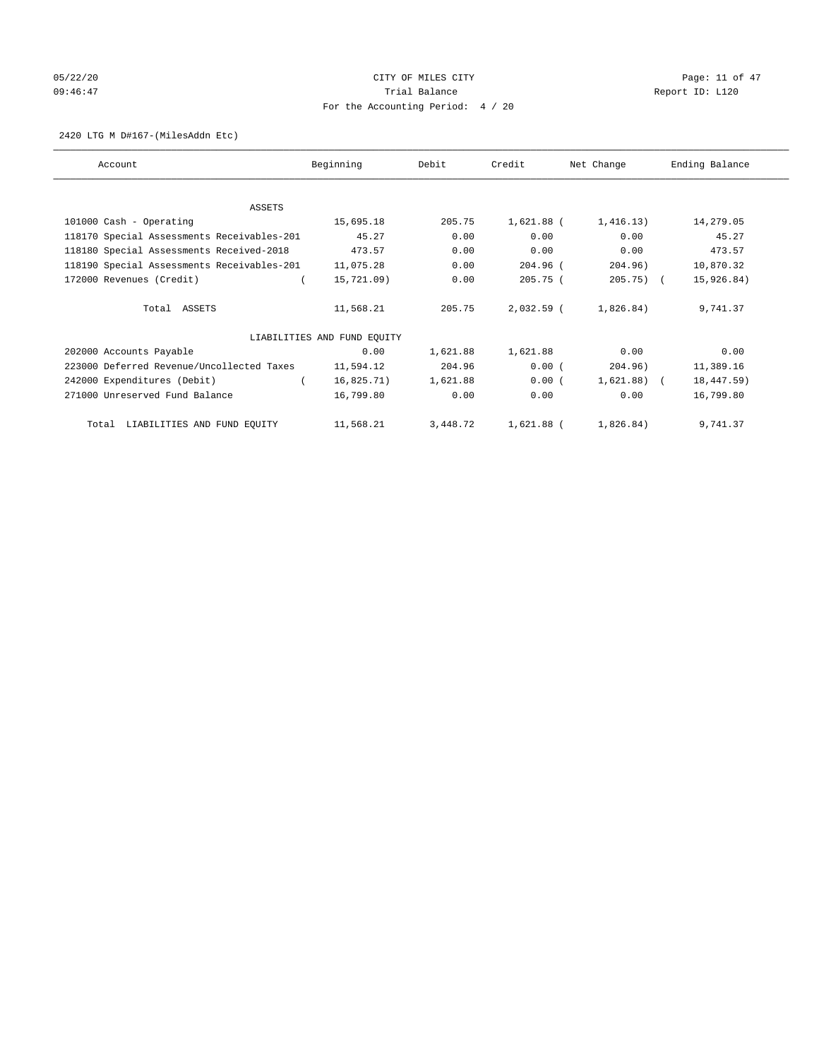CITY OF MILES CITY
Trial Balance
For the Accounting Period: 4 / 20

2420 LTG M D#167-(MilesAddn Etc)

| Account | Beginning | Debit | Credit | Net Change | Ending Balance |
|---|---|---|---|---|---|
| ASSETS | | | | | |
| 101000 Cash - Operating | 15,695.18 | 205.75 | 1,621.88 | (1,416.13) | 14,279.05 |
| 118170 Special Assessments Receivables-201 | 45.27 | 0.00 | 0.00 | 0.00 | 45.27 |
| 118180 Special Assessments Received-2018 | 473.57 | 0.00 | 0.00 | 0.00 | 473.57 |
| 118190 Special Assessments Receivables-201 | 11,075.28 | 0.00 | 204.96 | (204.96) | 10,870.32 |
| 172000 Revenues (Credit) | (15,721.09) | 0.00 | 205.75 | (205.75) | (15,926.84) |
| Total ASSETS | 11,568.21 | 205.75 | 2,032.59 | (1,826.84) | 9,741.37 |
| LIABILITIES AND FUND EQUITY | | | | | |
| 202000 Accounts Payable | 0.00 | 1,621.88 | 1,621.88 | 0.00 | 0.00 |
| 223000 Deferred Revenue/Uncollected Taxes | 11,594.12 | 204.96 | 0.00 | (204.96) | 11,389.16 |
| 242000 Expenditures (Debit) | (16,825.71) | 1,621.88 | 0.00 | (1,621.88) | (18,447.59) |
| 271000 Unreserved Fund Balance | 16,799.80 | 0.00 | 0.00 | 0.00 | 16,799.80 |
| Total LIABILITIES AND FUND EQUITY | 11,568.21 | 3,448.72 | 1,621.88 | (1,826.84) | 9,741.37 |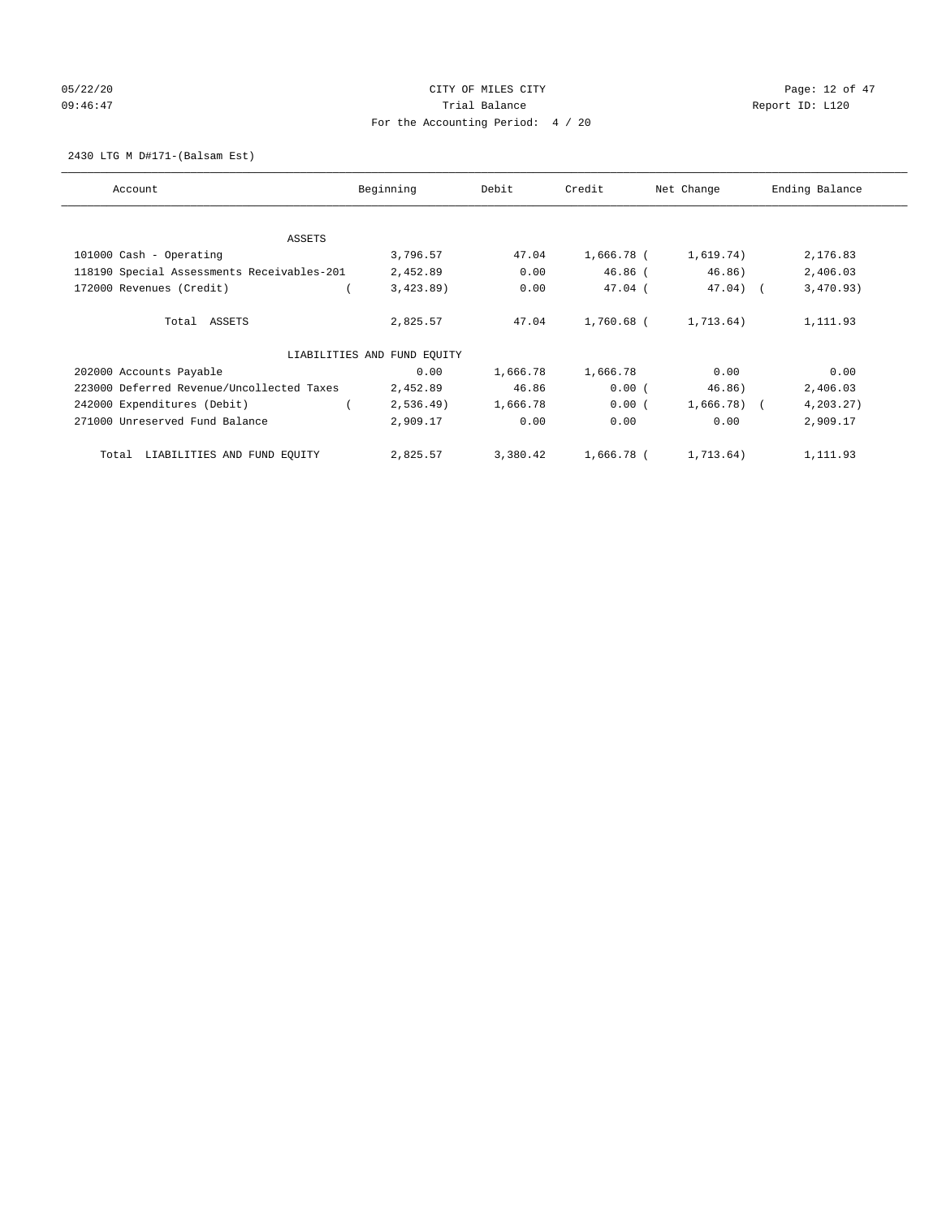CITY OF MILES CITY

Trial Balance

For the Accounting Period: 4 / 20

05/22/20 09:46:47 — Report ID: L120

2430 LTG M D#171-(Balsam Est)

| Account | Beginning | Debit | Credit | Net Change | Ending Balance |
|---|---|---|---|---|---|
| **ASSETS** | | | | | |
| 101000 Cash - Operating | 3,796.57 | 47.04 | 1,666.78 | ( 1,619.74) | 2,176.83 |
| 118190 Special Assessments Receivables-201 | 2,452.89 | 0.00 | 46.86 | ( 46.86) | 2,406.03 |
| 172000 Revenues (Credit) | ( 3,423.89) | 0.00 | 47.04 | ( 47.04) | ( 3,470.93) |
| Total ASSETS | 2,825.57 | 47.04 | 1,760.68 | ( 1,713.64) | 1,111.93 |
| **LIABILITIES AND FUND EQUITY** | | | | | |
| 202000 Accounts Payable | 0.00 | 1,666.78 | 1,666.78 | 0.00 | 0.00 |
| 223000 Deferred Revenue/Uncollected Taxes | 2,452.89 | 46.86 | 0.00 | ( 46.86) | 2,406.03 |
| 242000 Expenditures (Debit) | ( 2,536.49) | 1,666.78 | 0.00 | ( 1,666.78) | ( 4,203.27) |
| 271000 Unreserved Fund Balance | 2,909.17 | 0.00 | 0.00 | 0.00 | 2,909.17 |
| Total LIABILITIES AND FUND EQUITY | 2,825.57 | 3,380.42 | 1,666.78 | ( 1,713.64) | 1,111.93 |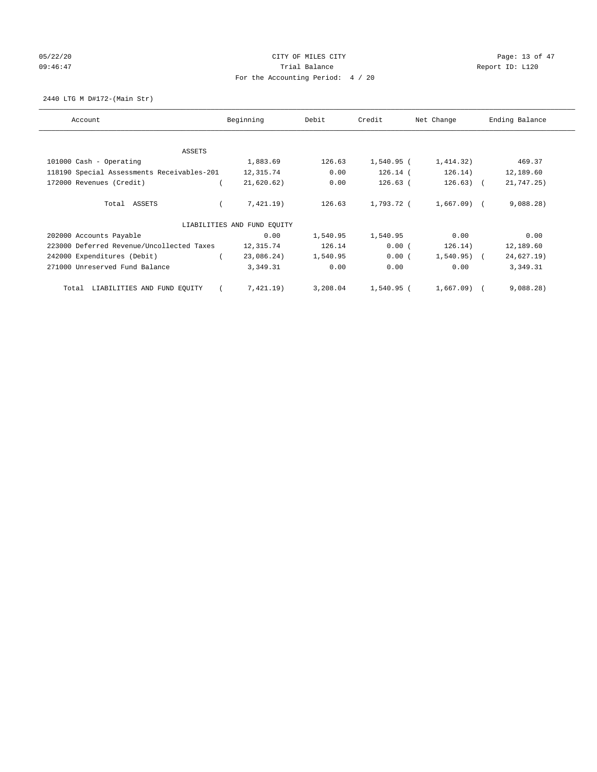CITY OF MILES CITY

Trial Balance

For the Accounting Period: 4 / 20

2440 LTG M D#172-(Main Str)

| Account | Beginning | Debit | Credit | Net Change | Ending Balance |
|---|---|---|---|---|---|
| ASSETS | | | | | |
| 101000 Cash - Operating | 1,883.69 | 126.63 | 1,540.95 | ( 1,414.32) | 469.37 |
| 118190 Special Assessments Receivables-201 | 12,315.74 | 0.00 | 126.14 | ( 126.14) | 12,189.60 |
| 172000 Revenues (Credit) | ( 21,620.62) | 0.00 | 126.63 | ( 126.63) | ( 21,747.25) |
| Total ASSETS | ( 7,421.19) | 126.63 | 1,793.72 | ( 1,667.09) | ( 9,088.28) |
| LIABILITIES AND FUND EQUITY | | | | | |
| 202000 Accounts Payable | 0.00 | 1,540.95 | 1,540.95 | 0.00 | 0.00 |
| 223000 Deferred Revenue/Uncollected Taxes | 12,315.74 | 126.14 | 0.00 | ( 126.14) | 12,189.60 |
| 242000 Expenditures (Debit) | ( 23,086.24) | 1,540.95 | 0.00 | ( 1,540.95) | ( 24,627.19) |
| 271000 Unreserved Fund Balance | 3,349.31 | 0.00 | 0.00 | 0.00 | 3,349.31 |
| Total LIABILITIES AND FUND EQUITY | ( 7,421.19) | 3,208.04 | 1,540.95 | ( 1,667.09) | ( 9,088.28) |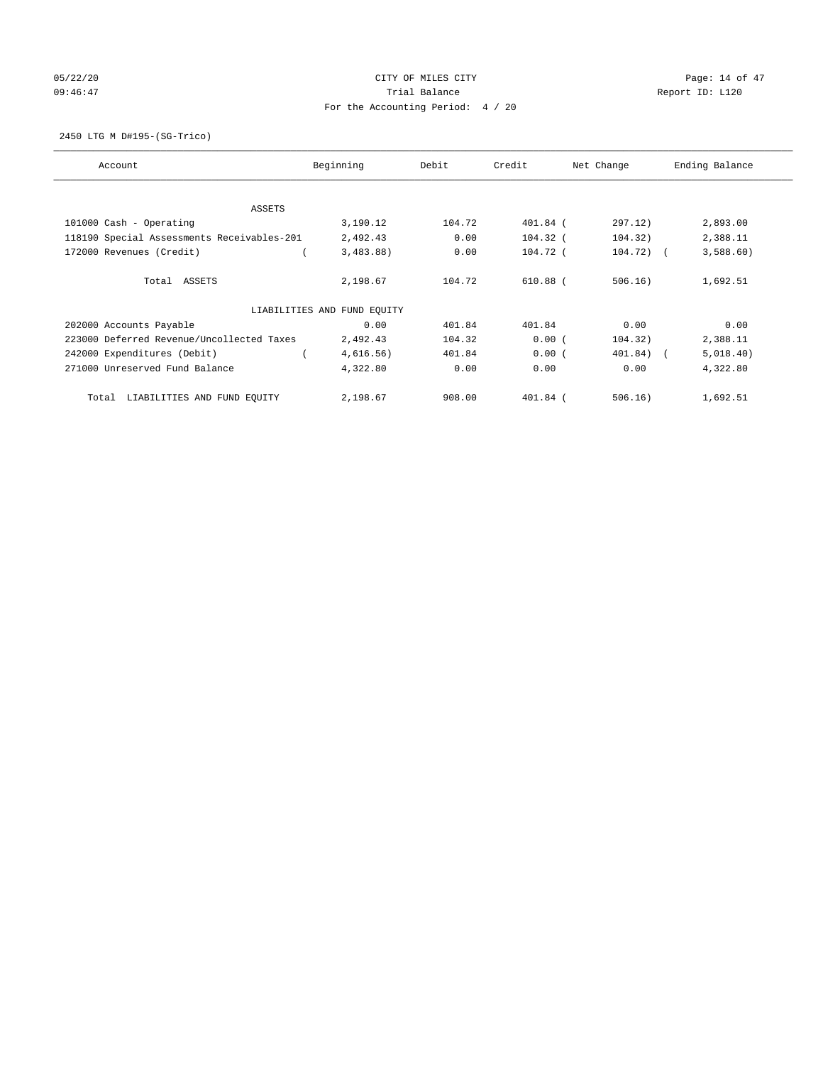CITY OF MILES CITY

Trial Balance

For the Accounting Period: 4 / 20

05/22/20 09:46:47 Report ID: L120

2450 LTG M D#195-(SG-Trico)

| Account | Beginning | Debit | Credit | Net Change | Ending Balance |
|---|---|---|---|---|---|
| ASSETS | | | | | |
| 101000 Cash - Operating | 3,190.12 | 104.72 | 401.84 | ( 297.12) | 2,893.00 |
| 118190 Special Assessments Receivables-201 | 2,492.43 | 0.00 | 104.32 | ( 104.32) | 2,388.11 |
| 172000 Revenues (Credit) | ( 3,483.88) | 0.00 | 104.72 | ( 104.72) | ( 3,588.60) |
| Total ASSETS | 2,198.67 | 104.72 | 610.88 | ( 506.16) | 1,692.51 |
| LIABILITIES AND FUND EQUITY | | | | | |
| 202000 Accounts Payable | 0.00 | 401.84 | 401.84 | 0.00 | 0.00 |
| 223000 Deferred Revenue/Uncollected Taxes | 2,492.43 | 104.32 | 0.00 | ( 104.32) | 2,388.11 |
| 242000 Expenditures (Debit) | ( 4,616.56) | 401.84 | 0.00 | ( 401.84) | ( 5,018.40) |
| 271000 Unreserved Fund Balance | 4,322.80 | 0.00 | 0.00 | 0.00 | 4,322.80 |
| Total LIABILITIES AND FUND EQUITY | 2,198.67 | 908.00 | 401.84 | ( 506.16) | 1,692.51 |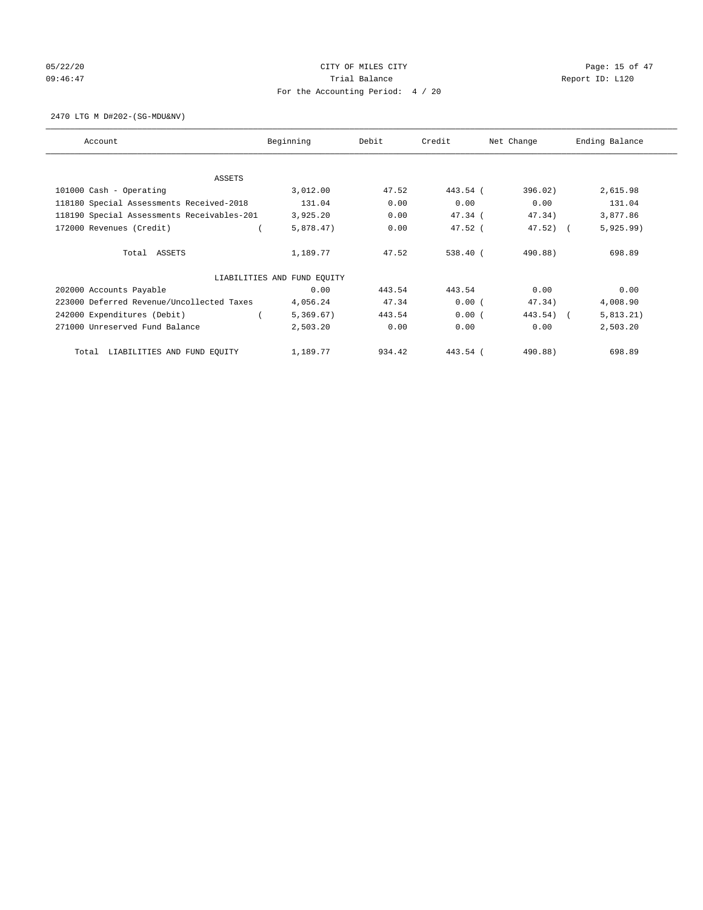CITY OF MILES CITY

Trial Balance

For the Accounting Period: 4 / 20

2470 LTG M D#202-(SG-MDU&NV)

| Account | Beginning | Debit | Credit | Net Change | Ending Balance |
|---|---|---|---|---|---|
| ASSETS | | | | | |
| 101000 Cash - Operating | 3,012.00 | 47.52 | 443.54 | (396.02) | 2,615.98 |
| 118180 Special Assessments Received-2018 | 131.04 | 0.00 | 0.00 | 0.00 | 131.04 |
| 118190 Special Assessments Receivables-201 | 3,925.20 | 0.00 | 47.34 | (47.34) | 3,877.86 |
| 172000 Revenues (Credit) | (5,878.47) | 0.00 | 47.52 | (47.52) | (5,925.99) |
| Total ASSETS | 1,189.77 | 47.52 | 538.40 | (490.88) | 698.89 |
| LIABILITIES AND FUND EQUITY | | | | | |
| 202000 Accounts Payable | 0.00 | 443.54 | 443.54 | 0.00 | 0.00 |
| 223000 Deferred Revenue/Uncollected Taxes | 4,056.24 | 47.34 | 0.00 | (47.34) | 4,008.90 |
| 242000 Expenditures (Debit) | (5,369.67) | 443.54 | 0.00 | (443.54) | (5,813.21) |
| 271000 Unreserved Fund Balance | 2,503.20 | 0.00 | 0.00 | 0.00 | 2,503.20 |
| Total LIABILITIES AND FUND EQUITY | 1,189.77 | 934.42 | 443.54 | (490.88) | 698.89 |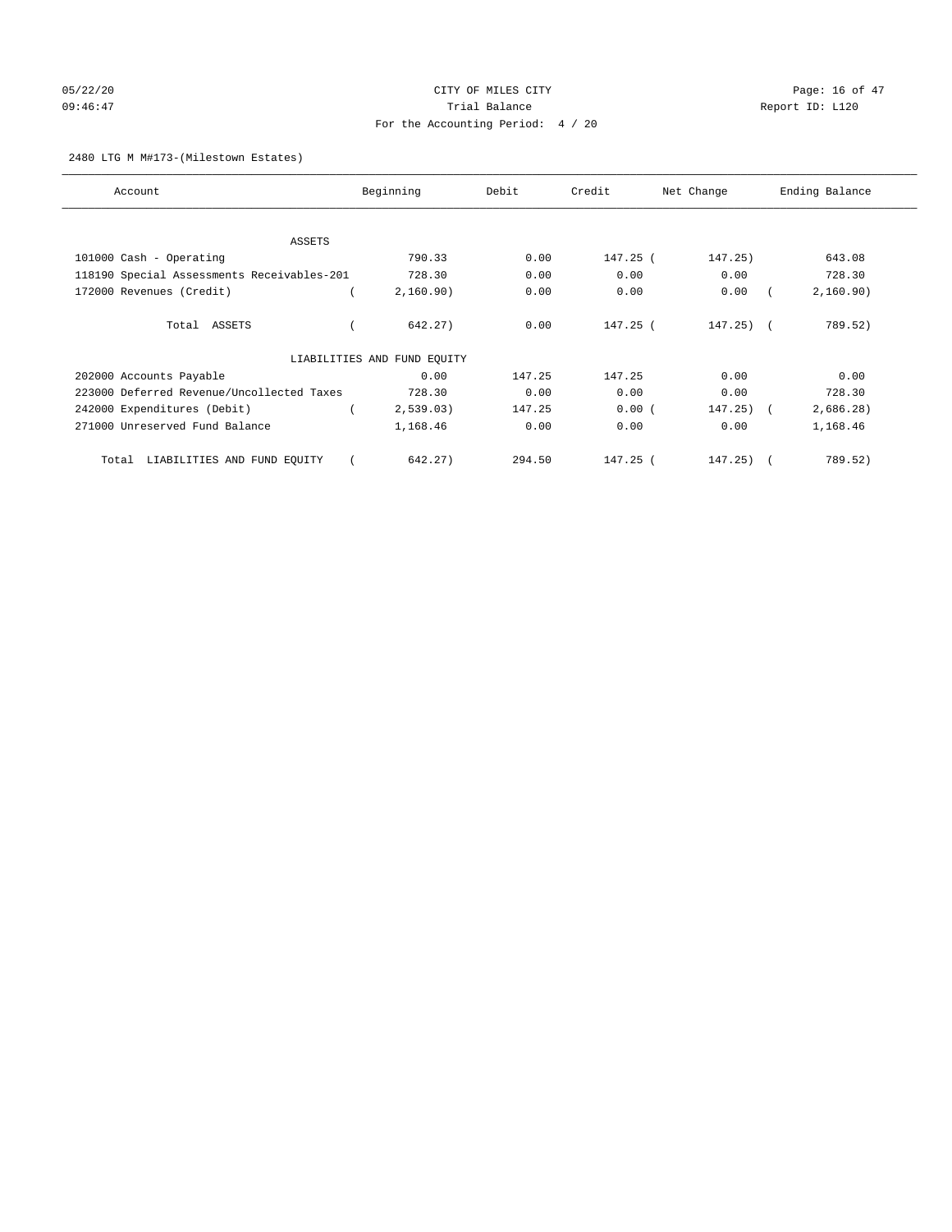CITY OF MILES CITY
Trial Balance
For the Accounting Period: 4 / 20

05/22/20
09:46:47

Report ID: L120

2480 LTG M M#173-(Milestown Estates)

| Account | Beginning | Debit | Credit | Net Change | Ending Balance |
|---|---|---|---|---|---|
| **ASSETS** | | | | | |
| 101000 Cash - Operating | 790.33 | 0.00 | 147.25 | ( 147.25) | 643.08 |
| 118190 Special Assessments Receivables-201 | 728.30 | 0.00 | 0.00 | 0.00 | 728.30 |
| 172000 Revenues (Credit) | ( 2,160.90) | 0.00 | 0.00 | 0.00 | ( 2,160.90) |
| Total ASSETS | ( 642.27) | 0.00 | 147.25 | ( 147.25) | ( 789.52) |
| **LIABILITIES AND FUND EQUITY** | | | | | |
| 202000 Accounts Payable | 0.00 | 147.25 | 147.25 | 0.00 | 0.00 |
| 223000 Deferred Revenue/Uncollected Taxes | 728.30 | 0.00 | 0.00 | 0.00 | 728.30 |
| 242000 Expenditures (Debit) | ( 2,539.03) | 147.25 | 0.00 | ( 147.25) | ( 2,686.28) |
| 271000 Unreserved Fund Balance | 1,168.46 | 0.00 | 0.00 | 0.00 | 1,168.46 |
| Total LIABILITIES AND FUND EQUITY | ( 642.27) | 294.50 | 147.25 | ( 147.25) | ( 789.52) |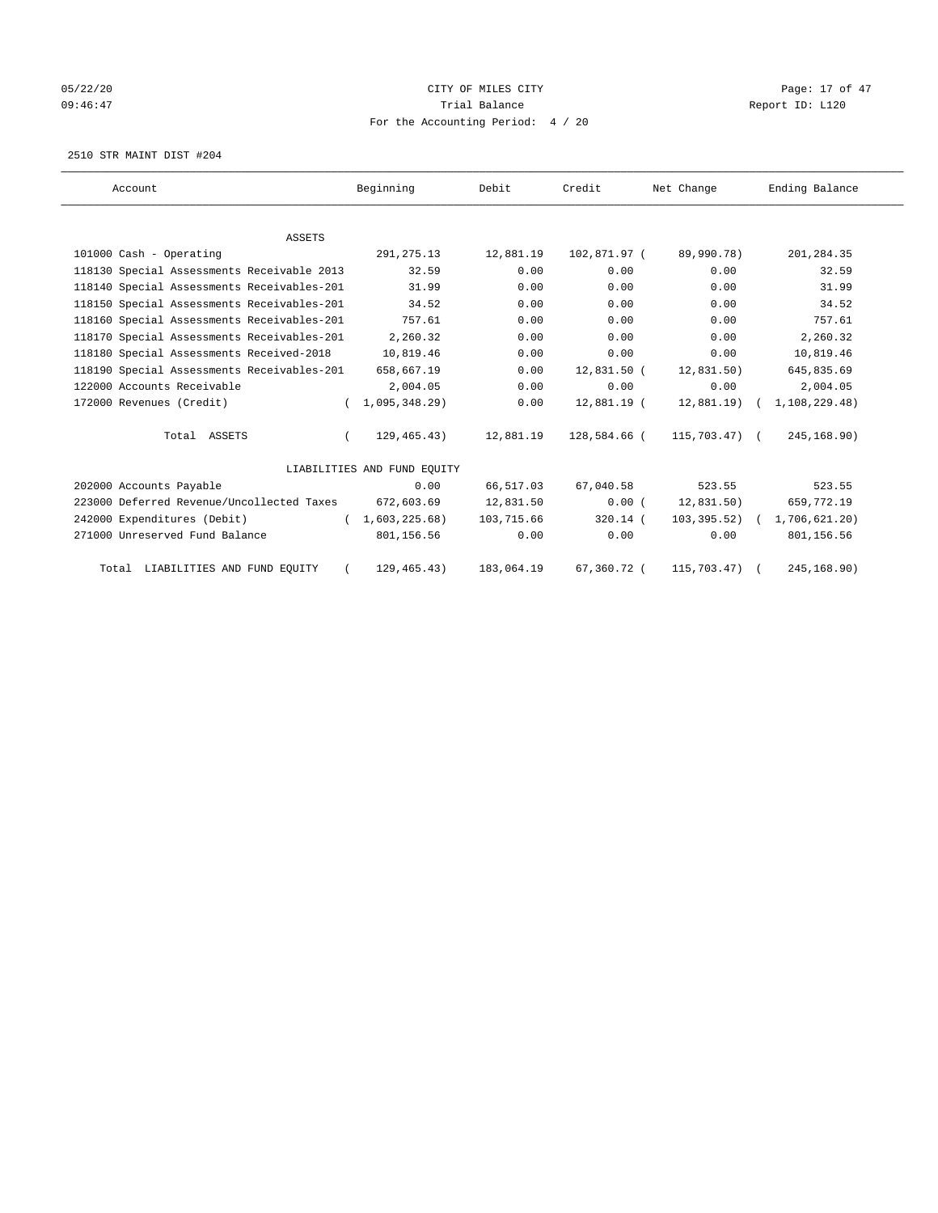CITY OF MILES CITY

Trial Balance

For the Accounting Period: 4 / 20

05/22/20 09:46:47 — Report ID: L120

2510 STR MAINT DIST #204

| Account | Beginning | Debit | Credit | Net Change | Ending Balance |
|---|---|---|---|---|---|
| ASSETS | | | | | |
| 101000 Cash - Operating | 291,275.13 | 12,881.19 | 102,871.97 | (89,990.78) | 201,284.35 |
| 118130 Special Assessments Receivable 2013 | 32.59 | 0.00 | 0.00 | 0.00 | 32.59 |
| 118140 Special Assessments Receivables-201 | 31.99 | 0.00 | 0.00 | 0.00 | 31.99 |
| 118150 Special Assessments Receivables-201 | 34.52 | 0.00 | 0.00 | 0.00 | 34.52 |
| 118160 Special Assessments Receivables-201 | 757.61 | 0.00 | 0.00 | 0.00 | 757.61 |
| 118170 Special Assessments Receivables-201 | 2,260.32 | 0.00 | 0.00 | 0.00 | 2,260.32 |
| 118180 Special Assessments Received-2018 | 10,819.46 | 0.00 | 0.00 | 0.00 | 10,819.46 |
| 118190 Special Assessments Receivables-201 | 658,667.19 | 0.00 | 12,831.50 | (12,831.50) | 645,835.69 |
| 122000 Accounts Receivable | 2,004.05 | 0.00 | 0.00 | 0.00 | 2,004.05 |
| 172000 Revenues (Credit) | (1,095,348.29) | 0.00 | 12,881.19 | (12,881.19) | (1,108,229.48) |
| Total ASSETS | (129,465.43) | 12,881.19 | 128,584.66 | (115,703.47) | (245,168.90) |
| LIABILITIES AND FUND EQUITY | | | | | |
| 202000 Accounts Payable | 0.00 | 66,517.03 | 67,040.58 | 523.55 | 523.55 |
| 223000 Deferred Revenue/Uncollected Taxes | 672,603.69 | 12,831.50 | 0.00 | (12,831.50) | 659,772.19 |
| 242000 Expenditures (Debit) | (1,603,225.68) | 103,715.66 | 320.14 | (103,395.52) | (1,706,621.20) |
| 271000 Unreserved Fund Balance | 801,156.56 | 0.00 | 0.00 | 0.00 | 801,156.56 |
| Total LIABILITIES AND FUND EQUITY | (129,465.43) | 183,064.19 | 67,360.72 | (115,703.47) | (245,168.90) |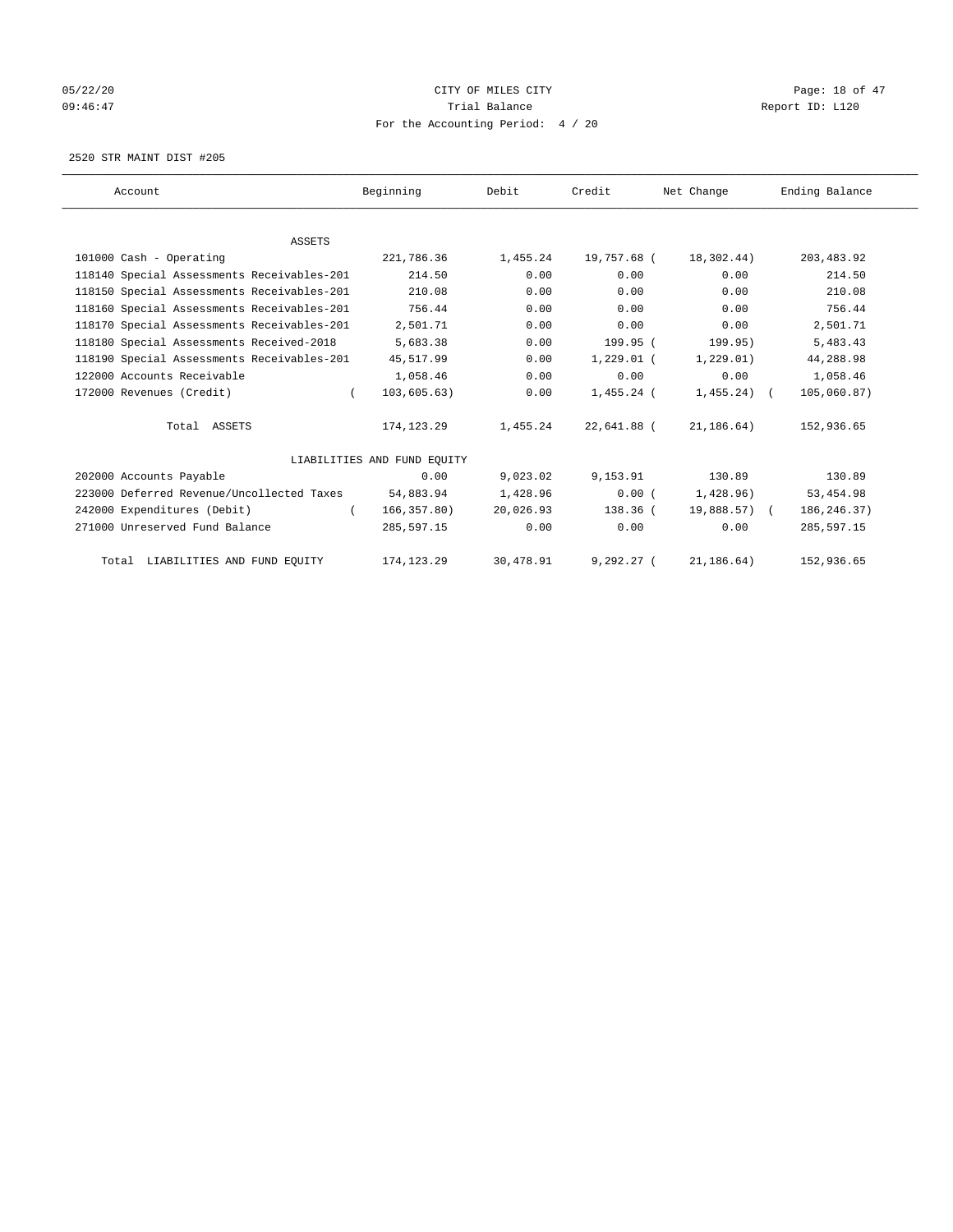CITY OF MILES CITY

Trial Balance

For the Accounting Period: 4 / 20

2520 STR MAINT DIST #205

| Account | Beginning | Debit | Credit | Net Change | Ending Balance |
|---|---|---|---|---|---|
| ASSETS | | | | | |
| 101000 Cash - Operating | 221,786.36 | 1,455.24 | 19,757.68 | ( 18,302.44) | 203,483.92 |
| 118140 Special Assessments Receivables-201 | 214.50 | 0.00 | 0.00 | 0.00 | 214.50 |
| 118150 Special Assessments Receivables-201 | 210.08 | 0.00 | 0.00 | 0.00 | 210.08 |
| 118160 Special Assessments Receivables-201 | 756.44 | 0.00 | 0.00 | 0.00 | 756.44 |
| 118170 Special Assessments Receivables-201 | 2,501.71 | 0.00 | 0.00 | 0.00 | 2,501.71 |
| 118180 Special Assessments Received-2018 | 5,683.38 | 0.00 | 199.95 | ( 199.95) | 5,483.43 |
| 118190 Special Assessments Receivables-201 | 45,517.99 | 0.00 | 1,229.01 | ( 1,229.01) | 44,288.98 |
| 122000 Accounts Receivable | 1,058.46 | 0.00 | 0.00 | 0.00 | 1,058.46 |
| 172000 Revenues (Credit) | ( 103,605.63) | 0.00 | 1,455.24 | ( 1,455.24) | ( 105,060.87) |
| Total ASSETS | 174,123.29 | 1,455.24 | 22,641.88 | ( 21,186.64) | 152,936.65 |
| LIABILITIES AND FUND EQUITY | | | | | |
| 202000 Accounts Payable | 0.00 | 9,023.02 | 9,153.91 | 130.89 | 130.89 |
| 223000 Deferred Revenue/Uncollected Taxes | 54,883.94 | 1,428.96 | 0.00 | ( 1,428.96) | 53,454.98 |
| 242000 Expenditures (Debit) | ( 166,357.80) | 20,026.93 | 138.36 | ( 19,888.57) | ( 186,246.37) |
| 271000 Unreserved Fund Balance | 285,597.15 | 0.00 | 0.00 | 0.00 | 285,597.15 |
| Total LIABILITIES AND FUND EQUITY | 174,123.29 | 30,478.91 | 9,292.27 | ( 21,186.64) | 152,936.65 |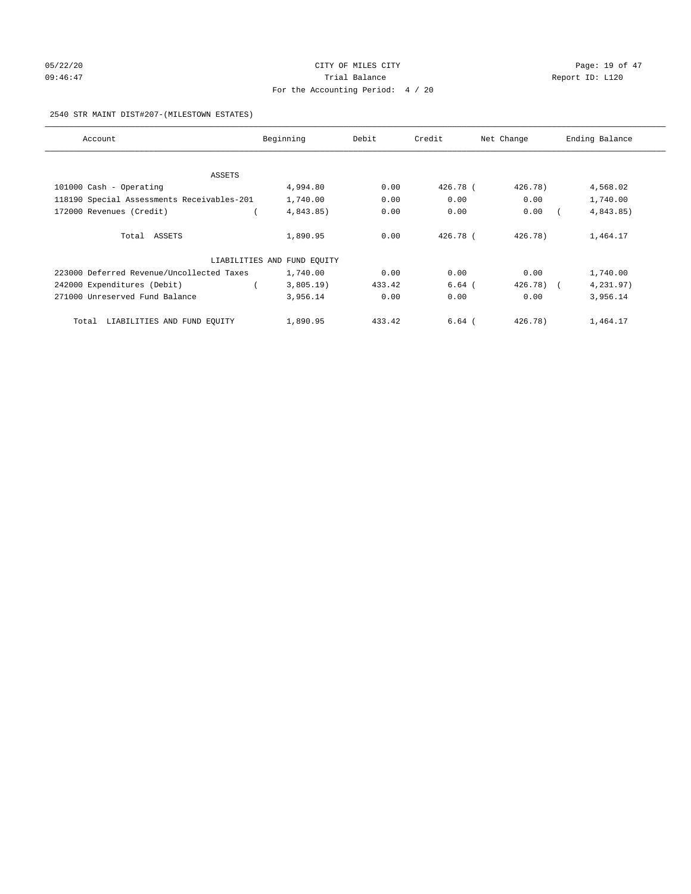CITY OF MILES CITY

Trial Balance

For the Accounting Period: 4 / 20

05/22/20 09:46:47 — Report ID: L120

2540 STR MAINT DIST#207-(MILESTOWN ESTATES)

| Account | Beginning | Debit | Credit | Net Change | Ending Balance |
|---|---|---|---|---|---|
| ASSETS | | | | | |
| 101000 Cash - Operating | 4,994.80 | 0.00 | 426.78 | ( 426.78) | 4,568.02 |
| 118190 Special Assessments Receivables-201 | 1,740.00 | 0.00 | 0.00 | 0.00 | 1,740.00 |
| 172000 Revenues (Credit) | ( 4,843.85) | 0.00 | 0.00 | 0.00 | ( 4,843.85) |
| Total ASSETS | 1,890.95 | 0.00 | 426.78 | ( 426.78) | 1,464.17 |
| LIABILITIES AND FUND EQUITY | | | | | |
| 223000 Deferred Revenue/Uncollected Taxes | 1,740.00 | 0.00 | 0.00 | 0.00 | 1,740.00 |
| 242000 Expenditures (Debit) | ( 3,805.19) | 433.42 | 6.64 | ( 426.78) | ( 4,231.97) |
| 271000 Unreserved Fund Balance | 3,956.14 | 0.00 | 0.00 | 0.00 | 3,956.14 |
| Total LIABILITIES AND FUND EQUITY | 1,890.95 | 433.42 | 6.64 | ( 426.78) | 1,464.17 |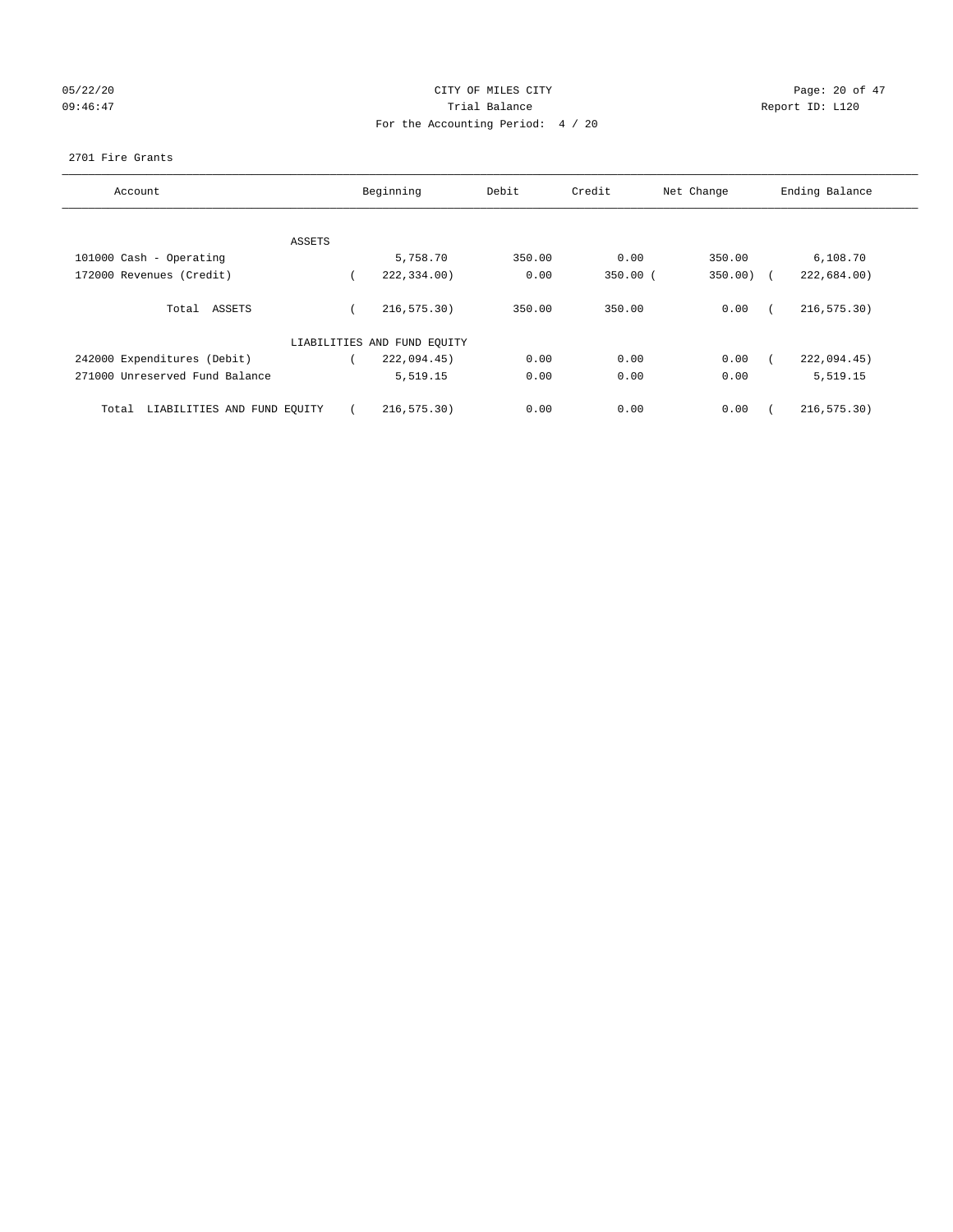CITY OF MILES CITY
Trial Balance
For the Accounting Period: 4 / 20

05/22/20 09:46:47 — Report ID: L120

2701 Fire Grants

| Account | Beginning | Debit | Credit | Net Change | Ending Balance |
|---|---|---|---|---|---|
| ASSETS | | | | | |
| 101000 Cash - Operating | 5,758.70 | 350.00 | 0.00 | 350.00 | 6,108.70 |
| 172000 Revenues (Credit) | ( 222,334.00) | 0.00 | 350.00 | ( 350.00) | ( 222,684.00) |
| Total ASSETS | ( 216,575.30) | 350.00 | 350.00 | 0.00 | ( 216,575.30) |
| LIABILITIES AND FUND EQUITY | | | | | |
| 242000 Expenditures (Debit) | ( 222,094.45) | 0.00 | 0.00 | 0.00 | ( 222,094.45) |
| 271000 Unreserved Fund Balance | 5,519.15 | 0.00 | 0.00 | 0.00 | 5,519.15 |
| Total LIABILITIES AND FUND EQUITY | ( 216,575.30) | 0.00 | 0.00 | 0.00 | ( 216,575.30) |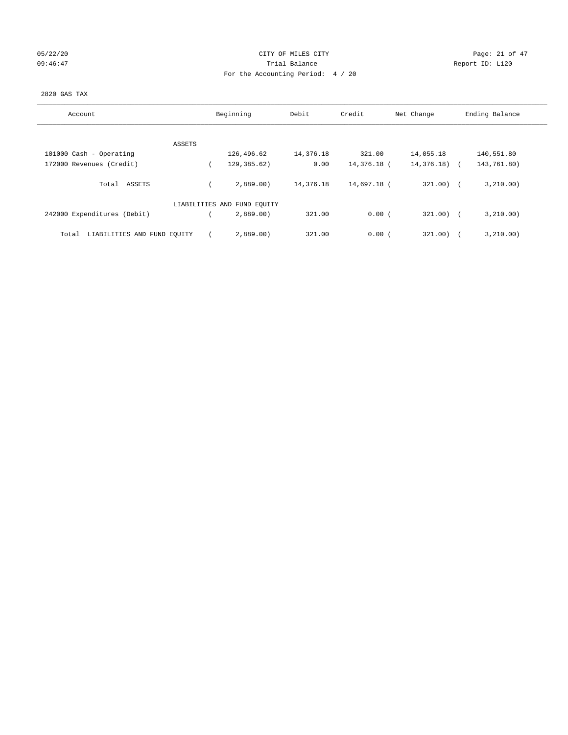CITY OF MILES CITY

Trial Balance

For the Accounting Period: 4 / 20

05/22/20 09:46:47 — Report ID: L120

2820 GAS TAX

| Account | Beginning | Debit | Credit | Net Change | Ending Balance |
|---|---|---|---|---|---|
| ASSETS | | | | | |
| 101000 Cash - Operating | 126,496.62 | 14,376.18 | 321.00 | 14,055.18 | 140,551.80 |
| 172000 Revenues (Credit) | ( 129,385.62) | 0.00 | 14,376.18 | ( 14,376.18) | ( 143,761.80) |
| Total ASSETS | ( 2,889.00) | 14,376.18 | 14,697.18 | ( 321.00) | ( 3,210.00) |
| LIABILITIES AND FUND EQUITY | | | | | |
| 242000 Expenditures (Debit) | ( 2,889.00) | 321.00 | 0.00 | ( 321.00) | ( 3,210.00) |
| Total LIABILITIES AND FUND EQUITY | ( 2,889.00) | 321.00 | 0.00 | ( 321.00) | ( 3,210.00) |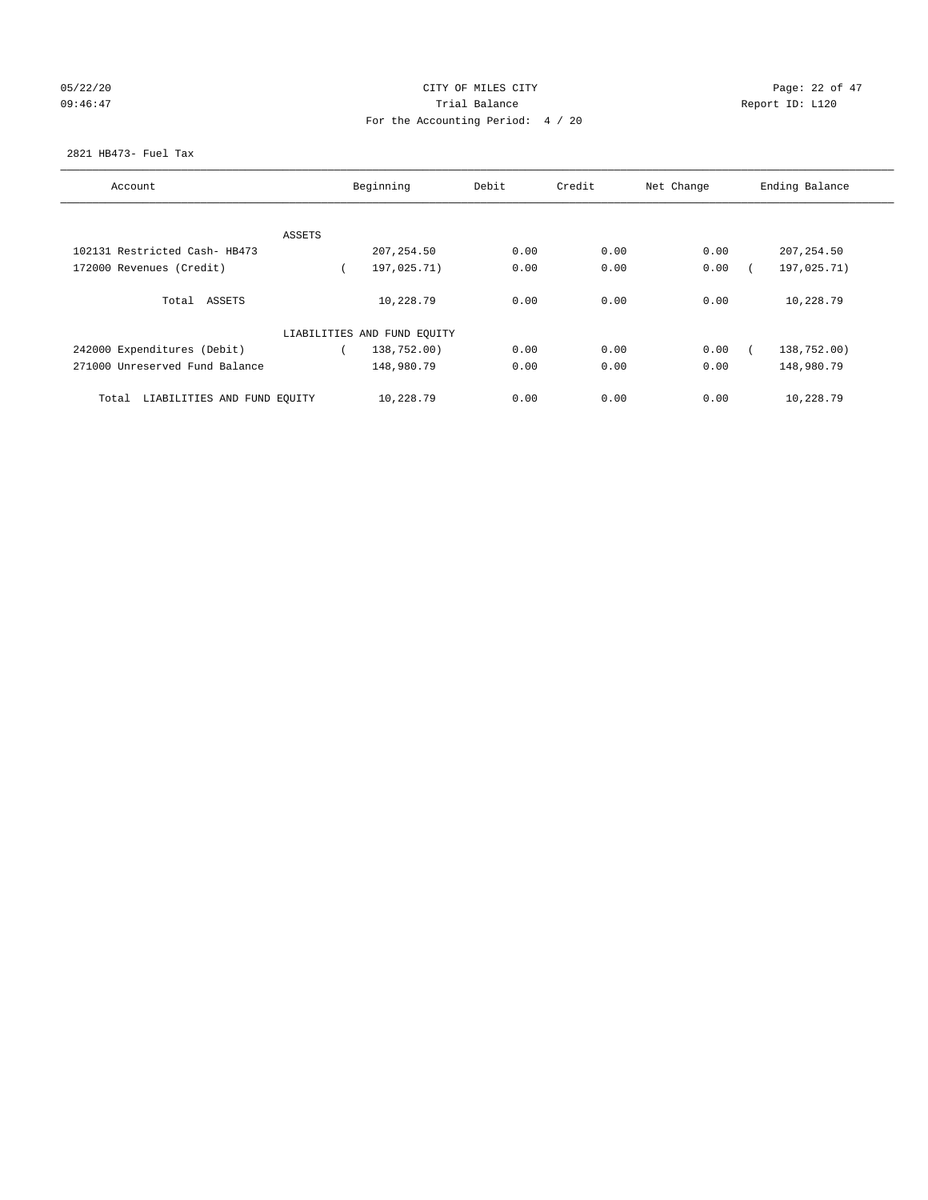CITY OF MILES CITY
Trial Balance
For the Accounting Period: 4 / 20

2821 HB473- Fuel Tax

| Account | Beginning | Debit | Credit | Net Change | Ending Balance |
|---|---|---|---|---|---|
| ASSETS | | | | | |
| 102131 Restricted Cash- HB473 | 207,254.50 | 0.00 | 0.00 | 0.00 | 207,254.50 |
| 172000 Revenues (Credit) | ( 197,025.71) | 0.00 | 0.00 | 0.00 | ( 197,025.71) |
| Total ASSETS | 10,228.79 | 0.00 | 0.00 | 0.00 | 10,228.79 |
| LIABILITIES AND FUND EQUITY | | | | | |
| 242000 Expenditures (Debit) | ( 138,752.00) | 0.00 | 0.00 | 0.00 | ( 138,752.00) |
| 271000 Unreserved Fund Balance | 148,980.79 | 0.00 | 0.00 | 0.00 | 148,980.79 |
| Total LIABILITIES AND FUND EQUITY | 10,228.79 | 0.00 | 0.00 | 0.00 | 10,228.79 |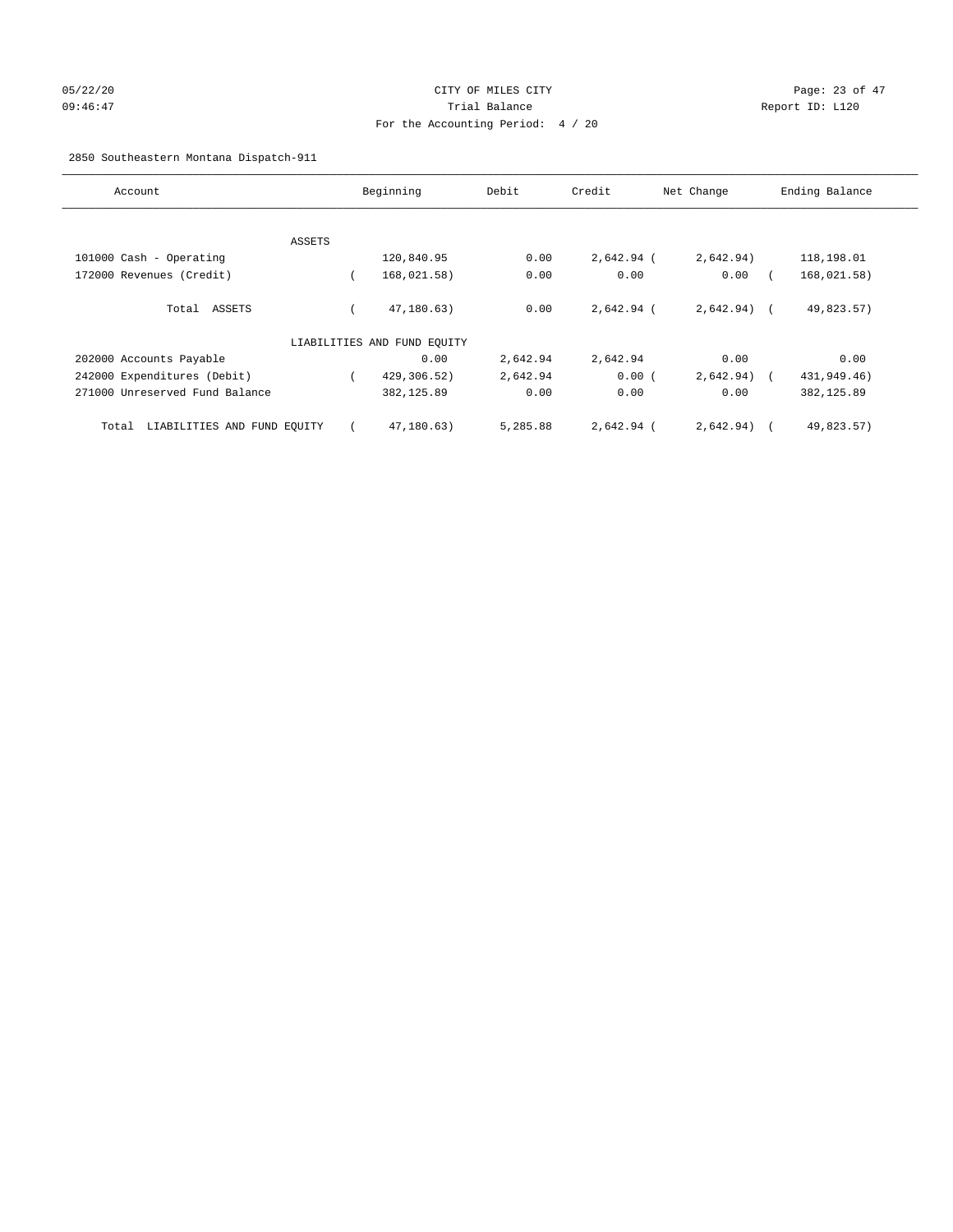CITY OF MILES CITY

Trial Balance

For the Accounting Period: 4 / 20

05/22/20 09:46:47

Report ID: L120

2850 Southeastern Montana Dispatch-911

| Account | Beginning | Debit | Credit | Net Change | Ending Balance |
|---|---|---|---|---|---|
| ASSETS | | | | | |
| 101000 Cash - Operating | 120,840.95 | 0.00 | 2,642.94 | ( 2,642.94) | 118,198.01 |
| 172000 Revenues (Credit) | ( 168,021.58) | 0.00 | 0.00 | 0.00 | ( 168,021.58) |
| Total ASSETS | ( 47,180.63) | 0.00 | 2,642.94 | ( 2,642.94) | ( 49,823.57) |
| LIABILITIES AND FUND EQUITY | | | | | |
| 202000 Accounts Payable | 0.00 | 2,642.94 | 2,642.94 | 0.00 | 0.00 |
| 242000 Expenditures (Debit) | ( 429,306.52) | 2,642.94 | 0.00 | ( 2,642.94) | ( 431,949.46) |
| 271000 Unreserved Fund Balance | 382,125.89 | 0.00 | 0.00 | 0.00 | 382,125.89 |
| Total LIABILITIES AND FUND EQUITY | ( 47,180.63) | 5,285.88 | 2,642.94 | ( 2,642.94) | ( 49,823.57) |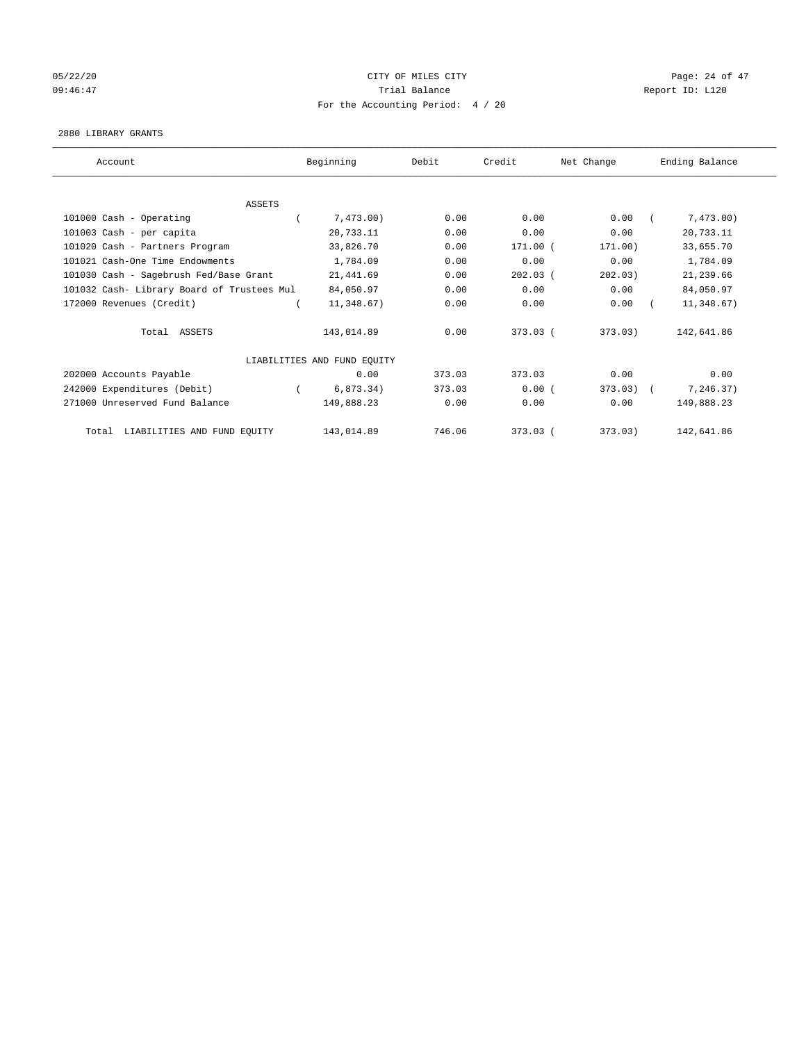CITY OF MILES CITY
Trial Balance
For the Accounting Period: 4 / 20

05/22/20
09:46:47

Report ID: L120

2880 LIBRARY GRANTS

| Account | Beginning | Debit | Credit | Net Change | Ending Balance |
|---|---|---|---|---|---|
| ASSETS | | | | | |
| 101000 Cash - Operating | ( 7,473.00) | 0.00 | 0.00 | 0.00 | ( 7,473.00) |
| 101003 Cash - per capita | 20,733.11 | 0.00 | 0.00 | 0.00 | 20,733.11 |
| 101020 Cash - Partners Program | 33,826.70 | 0.00 | 171.00 | ( 171.00) | 33,655.70 |
| 101021 Cash-One Time Endowments | 1,784.09 | 0.00 | 0.00 | 0.00 | 1,784.09 |
| 101030 Cash - Sagebrush Fed/Base Grant | 21,441.69 | 0.00 | 202.03 | ( 202.03) | 21,239.66 |
| 101032 Cash- Library Board of Trustees Mul | 84,050.97 | 0.00 | 0.00 | 0.00 | 84,050.97 |
| 172000 Revenues (Credit) | ( 11,348.67) | 0.00 | 0.00 | 0.00 | ( 11,348.67) |
| Total ASSETS | 143,014.89 | 0.00 | 373.03 | ( 373.03) | 142,641.86 |
| LIABILITIES AND FUND EQUITY | | | | | |
| 202000 Accounts Payable | 0.00 | 373.03 | 373.03 | 0.00 | 0.00 |
| 242000 Expenditures (Debit) | ( 6,873.34) | 373.03 | 0.00 | ( 373.03) | ( 7,246.37) |
| 271000 Unreserved Fund Balance | 149,888.23 | 0.00 | 0.00 | 0.00 | 149,888.23 |
| Total LIABILITIES AND FUND EQUITY | 143,014.89 | 746.06 | 373.03 | ( 373.03) | 142,641.86 |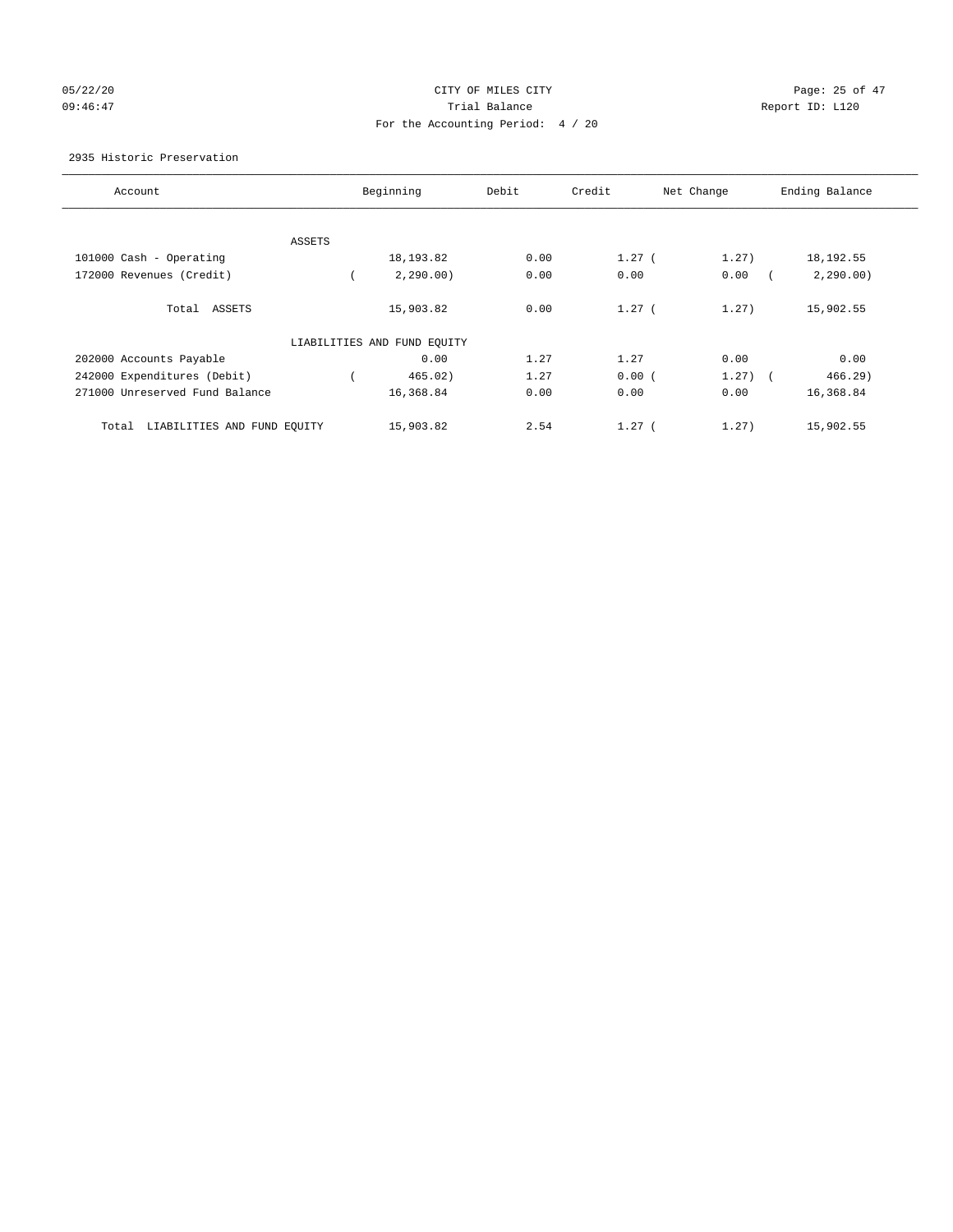CITY OF MILES CITY
Trial Balance
For the Accounting Period: 4 / 20

05/22/20
09:46:47

Report ID: L120

2935 Historic Preservation

| Account | Beginning | Debit | Credit | Net Change | Ending Balance |
|---|---|---|---|---|---|
| ASSETS | | | | | |
| 101000 Cash - Operating | 18,193.82 | 0.00 | 1.27 | (1.27) | 18,192.55 |
| 172000 Revenues (Credit) | (2,290.00) | 0.00 | 0.00 | 0.00 | (2,290.00) |
| Total ASSETS | 15,903.82 | 0.00 | 1.27 | (1.27) | 15,902.55 |
| LIABILITIES AND FUND EQUITY | | | | | |
| 202000 Accounts Payable | 0.00 | 1.27 | 1.27 | 0.00 | 0.00 |
| 242000 Expenditures (Debit) | (465.02) | 1.27 | 0.00 | (1.27) | (466.29) |
| 271000 Unreserved Fund Balance | 16,368.84 | 0.00 | 0.00 | 0.00 | 16,368.84 |
| Total LIABILITIES AND FUND EQUITY | 15,903.82 | 2.54 | 1.27 | (1.27) | 15,902.55 |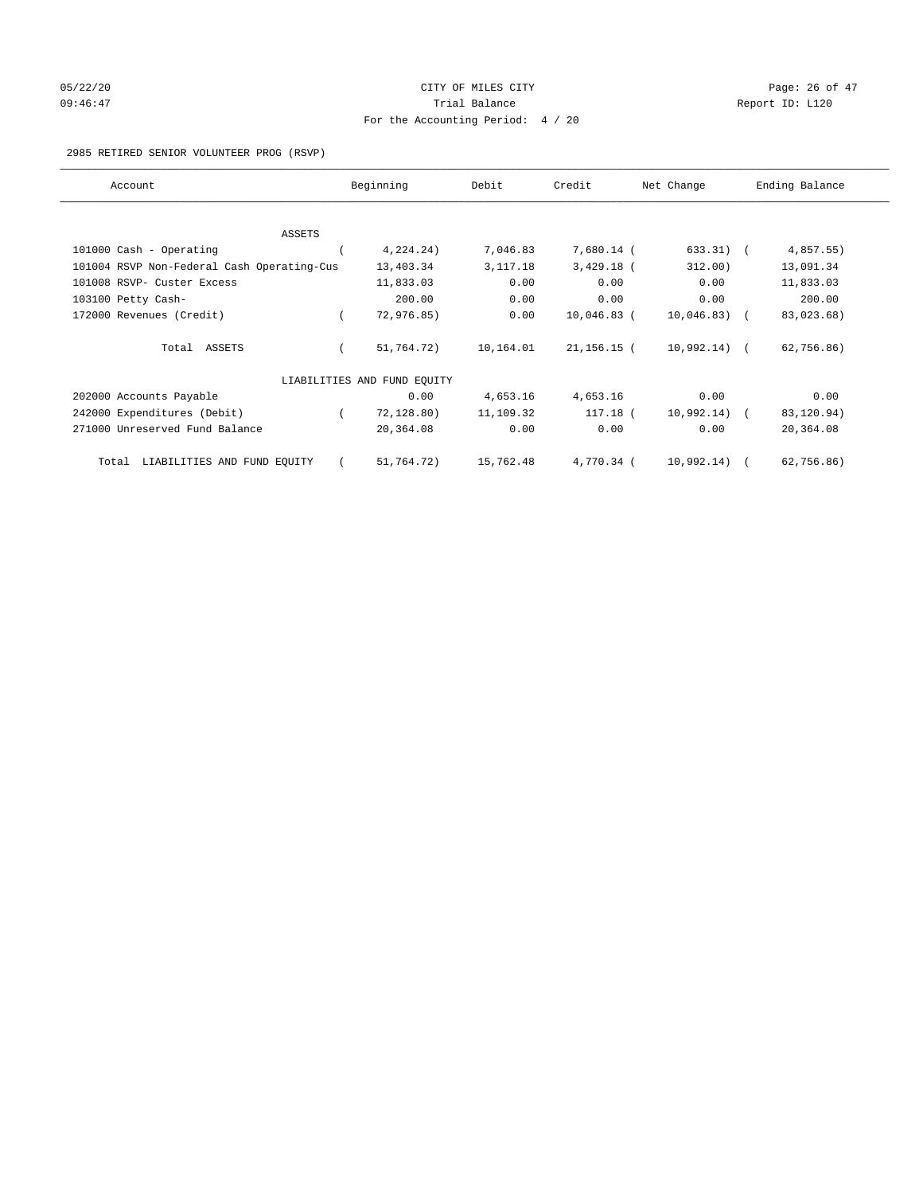CITY OF MILES CITY
Trial Balance
For the Accounting Period: 4 / 20

05/22/20
09:46:47

Report ID: L120

2985 RETIRED SENIOR VOLUNTEER PROG (RSVP)

| Account | Beginning | Debit | Credit | Net Change | Ending Balance |
|---|---|---|---|---|---|
| ASSETS | | | | | |
| 101000 Cash - Operating | ( 4,224.24) | 7,046.83 | 7,680.14 | ( 633.31) | ( 4,857.55) |
| 101004 RSVP Non-Federal Cash Operating-Cus | 13,403.34 | 3,117.18 | 3,429.18 | ( 312.00) | 13,091.34 |
| 101008 RSVP- Custer Excess | 11,833.03 | 0.00 | 0.00 | 0.00 | 11,833.03 |
| 103100 Petty Cash- | 200.00 | 0.00 | 0.00 | 0.00 | 200.00 |
| 172000 Revenues (Credit) | ( 72,976.85) | 0.00 | 10,046.83 | ( 10,046.83) | ( 83,023.68) |
| Total ASSETS | ( 51,764.72) | 10,164.01 | 21,156.15 | ( 10,992.14) | ( 62,756.86) |
| LIABILITIES AND FUND EQUITY | | | | | |
| 202000 Accounts Payable | 0.00 | 4,653.16 | 4,653.16 | 0.00 | 0.00 |
| 242000 Expenditures (Debit) | ( 72,128.80) | 11,109.32 | 117.18 | ( 10,992.14) | ( 83,120.94) |
| 271000 Unreserved Fund Balance | 20,364.08 | 0.00 | 0.00 | 0.00 | 20,364.08 |
| Total LIABILITIES AND FUND EQUITY | ( 51,764.72) | 15,762.48 | 4,770.34 | ( 10,992.14) | ( 62,756.86) |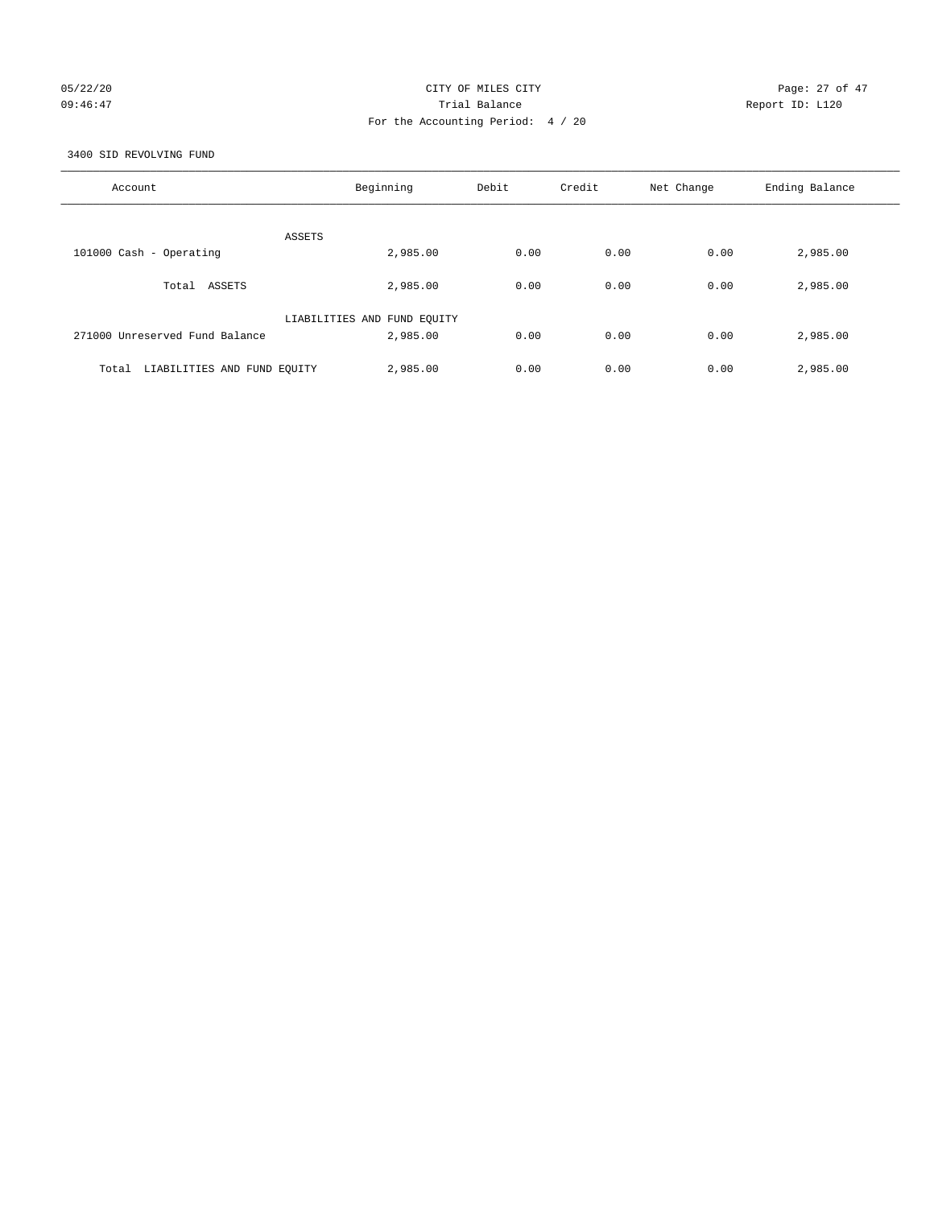CITY OF MILES CITY

Trial Balance

For the Accounting Period: 4 / 20

05/22/20 09:46:47 Report ID: L120

3400 SID REVOLVING FUND

| Account | Beginning | Debit | Credit | Net Change | Ending Balance |
|---|---|---|---|---|---|
| ASSETS | | | | | |
| 101000 Cash - Operating | 2,985.00 | 0.00 | 0.00 | 0.00 | 2,985.00 |
| Total ASSETS | 2,985.00 | 0.00 | 0.00 | 0.00 | 2,985.00 |
| LIABILITIES AND FUND EQUITY | | | | | |
| 271000 Unreserved Fund Balance | 2,985.00 | 0.00 | 0.00 | 0.00 | 2,985.00 |
| Total LIABILITIES AND FUND EQUITY | 2,985.00 | 0.00 | 0.00 | 0.00 | 2,985.00 |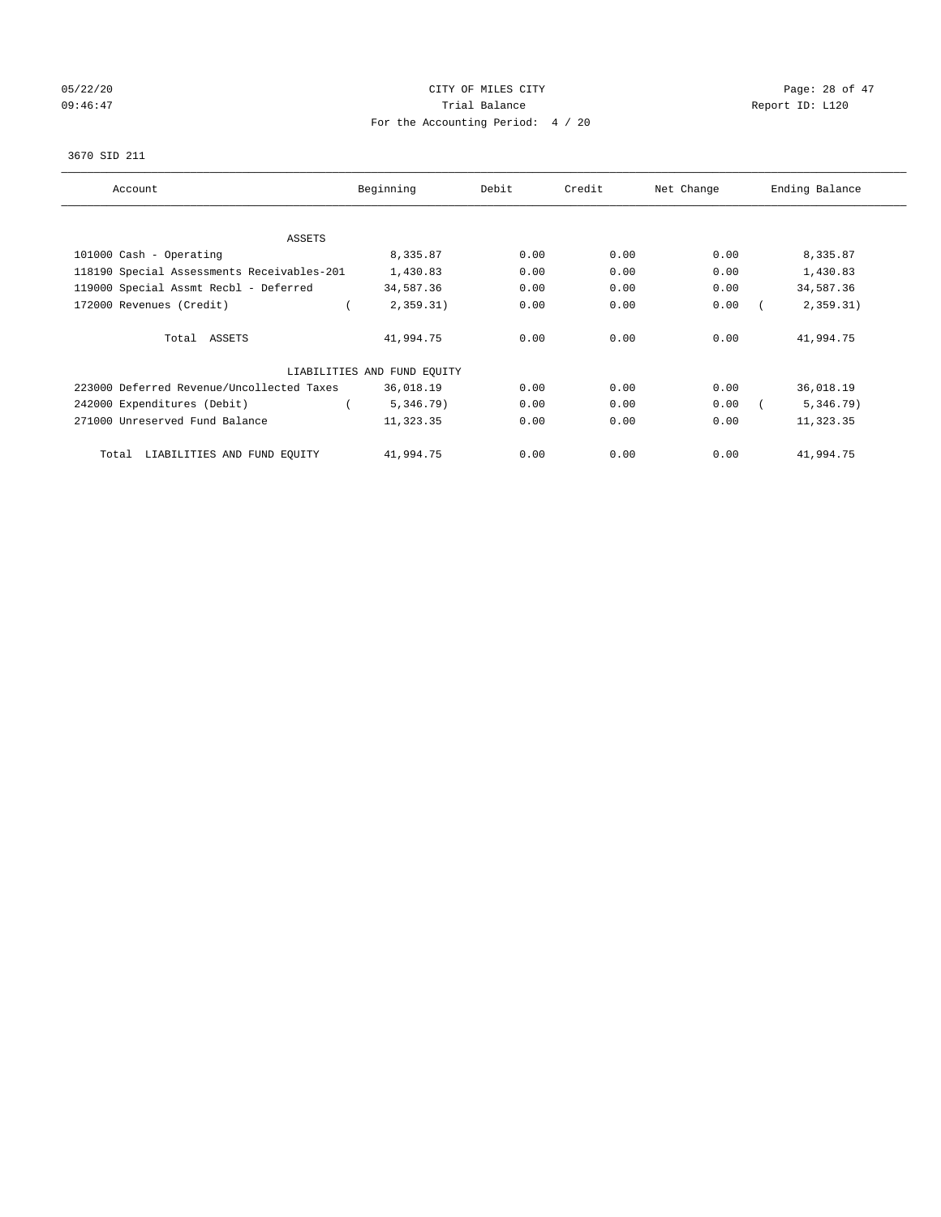CITY OF MILES CITY

Trial Balance

For the Accounting Period: 4 / 20

3670 SID 211

| Account | Beginning | Debit | Credit | Net Change | Ending Balance |
|---|---|---|---|---|---|
| ASSETS | | | | | |
| 101000 Cash - Operating | 8,335.87 | 0.00 | 0.00 | 0.00 | 8,335.87 |
| 118190 Special Assessments Receivables-201 | 1,430.83 | 0.00 | 0.00 | 0.00 | 1,430.83 |
| 119000 Special Assmt Recbl - Deferred | 34,587.36 | 0.00 | 0.00 | 0.00 | 34,587.36 |
| 172000 Revenues (Credit) | ( 2,359.31) | 0.00 | 0.00 | 0.00 | ( 2,359.31) |
| Total ASSETS | 41,994.75 | 0.00 | 0.00 | 0.00 | 41,994.75 |
| LIABILITIES AND FUND EQUITY | | | | | |
| 223000 Deferred Revenue/Uncollected Taxes | 36,018.19 | 0.00 | 0.00 | 0.00 | 36,018.19 |
| 242000 Expenditures (Debit) | ( 5,346.79) | 0.00 | 0.00 | 0.00 | ( 5,346.79) |
| 271000 Unreserved Fund Balance | 11,323.35 | 0.00 | 0.00 | 0.00 | 11,323.35 |
| Total LIABILITIES AND FUND EQUITY | 41,994.75 | 0.00 | 0.00 | 0.00 | 41,994.75 |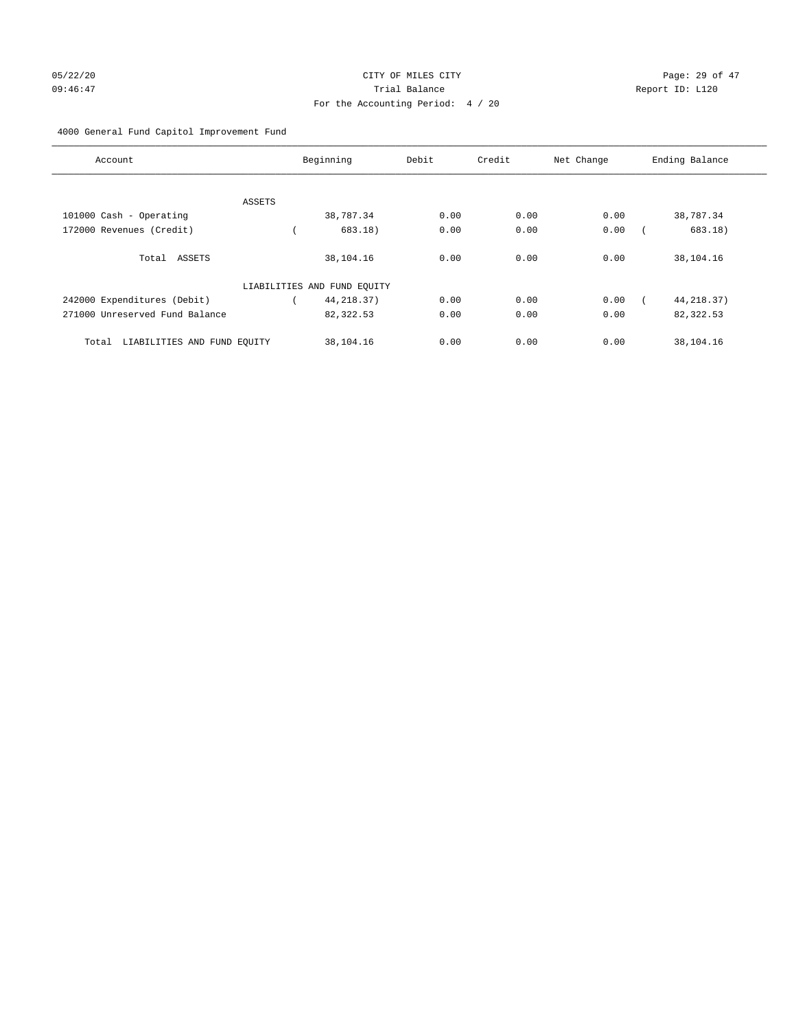05/22/20 CITY OF MILES CITY
09:46:47 Trial Balance Report ID: L120
For the Accounting Period: 4 / 20

4000 General Fund Capitol Improvement Fund

| Account | Beginning | Debit | Credit | Net Change | Ending Balance |
|---|---|---|---|---|---|
| ASSETS | | | | | |
| 101000 Cash - Operating | 38,787.34 | 0.00 | 0.00 | 0.00 | 38,787.34 |
| 172000 Revenues (Credit) | ( 683.18) | 0.00 | 0.00 | 0.00 | ( 683.18) |
| Total ASSETS | 38,104.16 | 0.00 | 0.00 | 0.00 | 38,104.16 |
| LIABILITIES AND FUND EQUITY | | | | | |
| 242000 Expenditures (Debit) | ( 44,218.37) | 0.00 | 0.00 | 0.00 | ( 44,218.37) |
| 271000 Unreserved Fund Balance | 82,322.53 | 0.00 | 0.00 | 0.00 | 82,322.53 |
| Total LIABILITIES AND FUND EQUITY | 38,104.16 | 0.00 | 0.00 | 0.00 | 38,104.16 |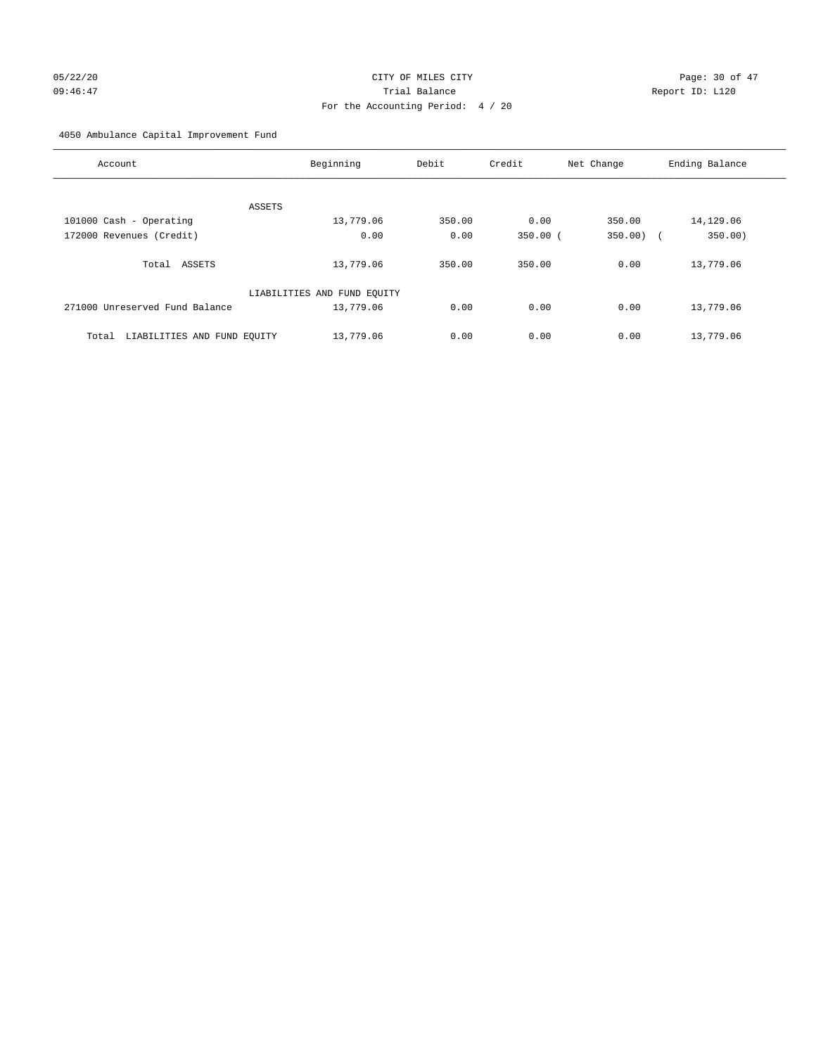CITY OF MILES CITY

Trial Balance

For the Accounting Period: 4 / 20

05/22/20 09:46:47 — Report ID: L120

4050 Ambulance Capital Improvement Fund

| Account | Beginning | Debit | Credit | Net Change | Ending Balance |
|---|---|---|---|---|---|
| ASSETS | | | | | |
| 101000 Cash - Operating | 13,779.06 | 350.00 | 0.00 | 350.00 | 14,129.06 |
| 172000 Revenues (Credit) | 0.00 | 0.00 | 350.00 | (350.00) | (350.00) |
| Total ASSETS | 13,779.06 | 350.00 | 350.00 | 0.00 | 13,779.06 |
| LIABILITIES AND FUND EQUITY | | | | | |
| 271000 Unreserved Fund Balance | 13,779.06 | 0.00 | 0.00 | 0.00 | 13,779.06 |
| Total LIABILITIES AND FUND EQUITY | 13,779.06 | 0.00 | 0.00 | 0.00 | 13,779.06 |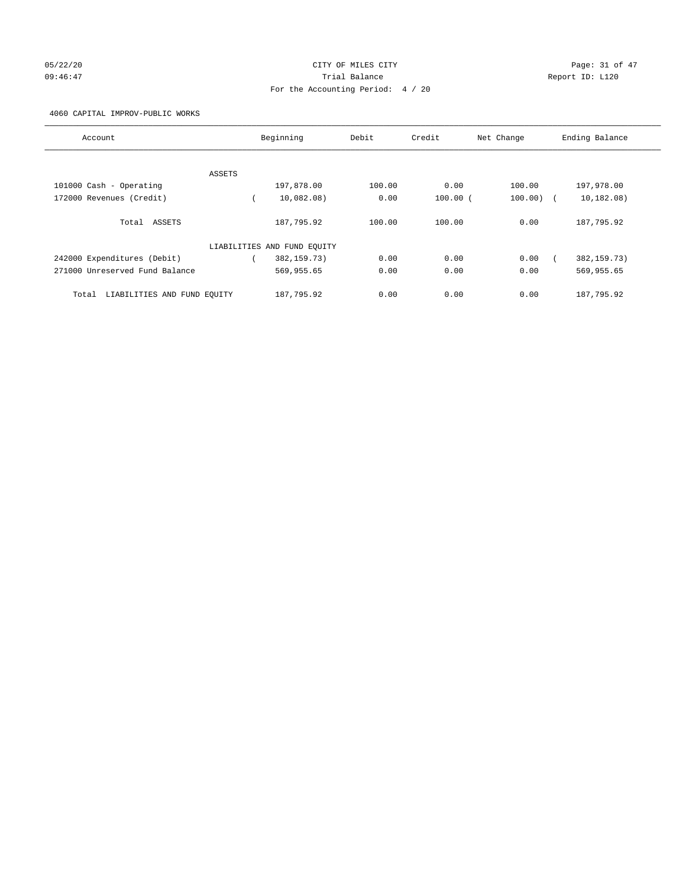CITY OF MILES CITY

Trial Balance

For the Accounting Period: 4 / 20

05/22/20 09:46:47

Report ID: L120

4060 CAPITAL IMPROV-PUBLIC WORKS

| Account | Beginning | Debit | Credit | Net Change | Ending Balance |
|---|---|---|---|---|---|
| ASSETS | | | | | |
| 101000 Cash - Operating | 197,878.00 | 100.00 | 0.00 | 100.00 | 197,978.00 |
| 172000 Revenues (Credit) | ( 10,082.08) | 0.00 | 100.00 | ( 100.00) | ( 10,182.08) |
| Total ASSETS | 187,795.92 | 100.00 | 100.00 | 0.00 | 187,795.92 |
| LIABILITIES AND FUND EQUITY | | | | | |
| 242000 Expenditures (Debit) | ( 382,159.73) | 0.00 | 0.00 | 0.00 | ( 382,159.73) |
| 271000 Unreserved Fund Balance | 569,955.65 | 0.00 | 0.00 | 0.00 | 569,955.65 |
| Total LIABILITIES AND FUND EQUITY | 187,795.92 | 0.00 | 0.00 | 0.00 | 187,795.92 |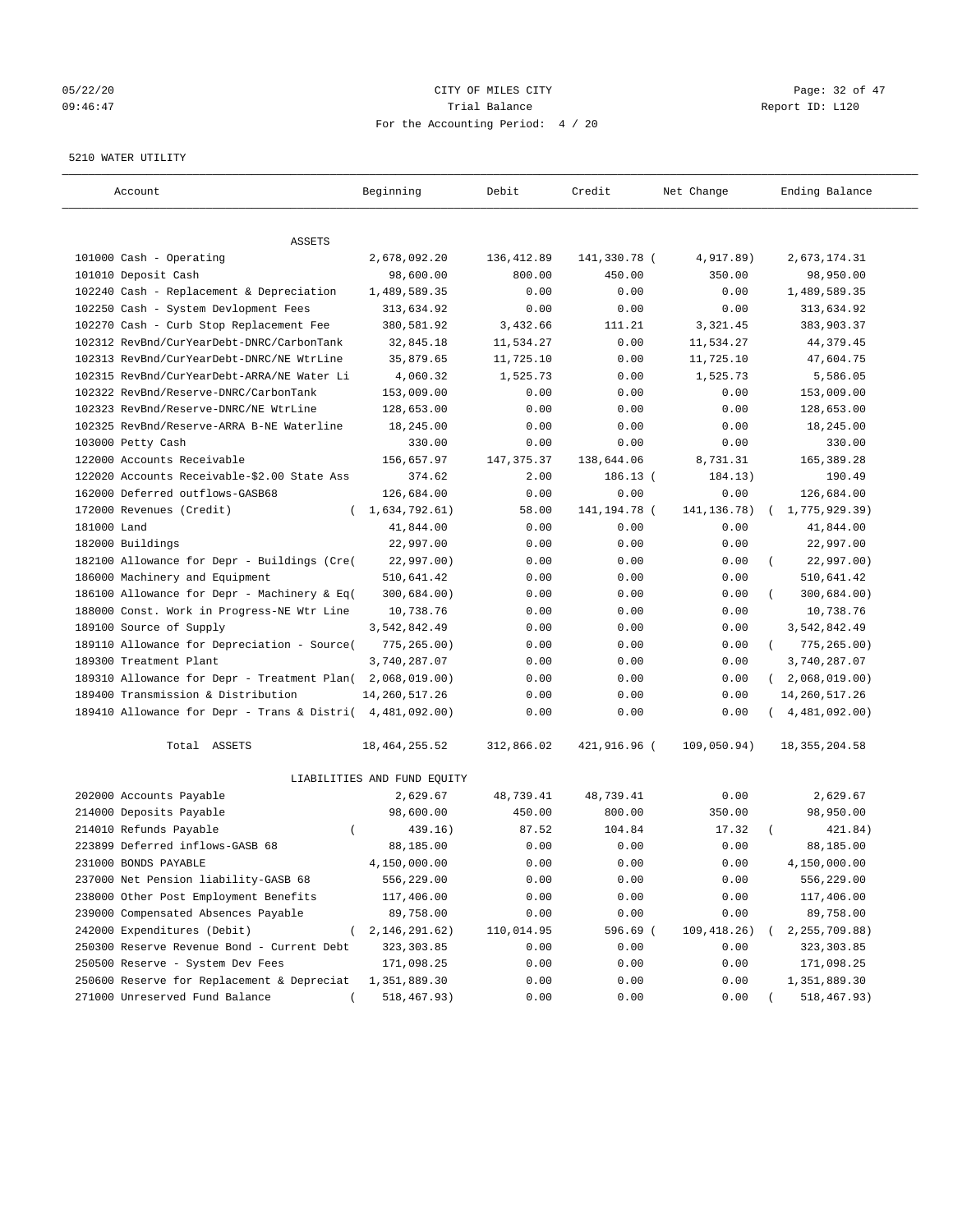05/22/20 CITY OF MILES CITY
09:46:47 Trial Balance Report ID: L120
For the Accounting Period: 4 / 20

5210 WATER UTILITY

| Account | Beginning | Debit | Credit | Net Change | Ending Balance |
|---|---|---|---|---|---|
| ASSETS | | | | | |
| 101000 Cash - Operating | 2,678,092.20 | 136,412.89 | 141,330.78 | ( 4,917.89) | 2,673,174.31 |
| 101010 Deposit Cash | 98,600.00 | 800.00 | 450.00 | 350.00 | 98,950.00 |
| 102240 Cash - Replacement & Depreciation | 1,489,589.35 | 0.00 | 0.00 | 0.00 | 1,489,589.35 |
| 102250 Cash - System Devlopment Fees | 313,634.92 | 0.00 | 0.00 | 0.00 | 313,634.92 |
| 102270 Cash - Curb Stop Replacement Fee | 380,581.92 | 3,432.66 | 111.21 | 3,321.45 | 383,903.37 |
| 102312 RevBnd/CurYearDebt-DNRC/CarbonTank | 32,845.18 | 11,534.27 | 0.00 | 11,534.27 | 44,379.45 |
| 102313 RevBnd/CurYearDebt-DNRC/NE WtrLine | 35,879.65 | 11,725.10 | 0.00 | 11,725.10 | 47,604.75 |
| 102315 RevBnd/CurYearDebt-ARRA/NE Water Li | 4,060.32 | 1,525.73 | 0.00 | 1,525.73 | 5,586.05 |
| 102322 RevBnd/Reserve-DNRC/CarbonTank | 153,009.00 | 0.00 | 0.00 | 0.00 | 153,009.00 |
| 102323 RevBnd/Reserve-DNRC/NE WtrLine | 128,653.00 | 0.00 | 0.00 | 0.00 | 128,653.00 |
| 102325 RevBnd/Reserve-ARRA B-NE Waterline | 18,245.00 | 0.00 | 0.00 | 0.00 | 18,245.00 |
| 103000 Petty Cash | 330.00 | 0.00 | 0.00 | 0.00 | 330.00 |
| 122000 Accounts Receivable | 156,657.97 | 147,375.37 | 138,644.06 | 8,731.31 | 165,389.28 |
| 122020 Accounts Receivable-$2.00 State Ass | 374.62 | 2.00 | 186.13 | ( 184.13) | 190.49 |
| 162000 Deferred outflows-GASB68 | 126,684.00 | 0.00 | 0.00 | 0.00 | 126,684.00 |
| 172000 Revenues (Credit) | ( 1,634,792.61) | 58.00 | 141,194.78 | ( 141,136.78) | ( 1,775,929.39) |
| 181000 Land | 41,844.00 | 0.00 | 0.00 | 0.00 | 41,844.00 |
| 182000 Buildings | 22,997.00 | 0.00 | 0.00 | 0.00 | 22,997.00 |
| 182100 Allowance for Depr - Buildings (Cre( | 22,997.00) | 0.00 | 0.00 | 0.00 | ( 22,997.00) |
| 186000 Machinery and Equipment | 510,641.42 | 0.00 | 0.00 | 0.00 | 510,641.42 |
| 186100 Allowance for Depr - Machinery & Eq( | 300,684.00) | 0.00 | 0.00 | 0.00 | ( 300,684.00) |
| 188000 Const. Work in Progress-NE Wtr Line | 10,738.76 | 0.00 | 0.00 | 0.00 | 10,738.76 |
| 189100 Source of Supply | 3,542,842.49 | 0.00 | 0.00 | 0.00 | 3,542,842.49 |
| 189110 Allowance for Depreciation - Source( | 775,265.00) | 0.00 | 0.00 | 0.00 | ( 775,265.00) |
| 189300 Treatment Plant | 3,740,287.07 | 0.00 | 0.00 | 0.00 | 3,740,287.07 |
| 189310 Allowance for Depr - Treatment Plan( | 2,068,019.00) | 0.00 | 0.00 | 0.00 | ( 2,068,019.00) |
| 189400 Transmission & Distribution | 14,260,517.26 | 0.00 | 0.00 | 0.00 | 14,260,517.26 |
| 189410 Allowance for Depr - Trans & Distri( | 4,481,092.00) | 0.00 | 0.00 | 0.00 | ( 4,481,092.00) |
| Total ASSETS | 18,464,255.52 | 312,866.02 | 421,916.96 | ( 109,050.94) | 18,355,204.58 |
| LIABILITIES AND FUND EQUITY | | | | | |
| 202000 Accounts Payable | 2,629.67 | 48,739.41 | 48,739.41 | 0.00 | 2,629.67 |
| 214000 Deposits Payable | 98,600.00 | 450.00 | 800.00 | 350.00 | 98,950.00 |
| 214010 Refunds Payable | ( 439.16) | 87.52 | 104.84 | 17.32 | ( 421.84) |
| 223899 Deferred inflows-GASB 68 | 88,185.00 | 0.00 | 0.00 | 0.00 | 88,185.00 |
| 231000 BONDS PAYABLE | 4,150,000.00 | 0.00 | 0.00 | 0.00 | 4,150,000.00 |
| 237000 Net Pension liability-GASB 68 | 556,229.00 | 0.00 | 0.00 | 0.00 | 556,229.00 |
| 238000 Other Post Employment Benefits | 117,406.00 | 0.00 | 0.00 | 0.00 | 117,406.00 |
| 239000 Compensated Absences Payable | 89,758.00 | 0.00 | 0.00 | 0.00 | 89,758.00 |
| 242000 Expenditures (Debit) | ( 2,146,291.62) | 110,014.95 | 596.69 | ( 109,418.26) | ( 2,255,709.88) |
| 250300 Reserve Revenue Bond - Current Debt | 323,303.85 | 0.00 | 0.00 | 0.00 | 323,303.85 |
| 250500 Reserve - System Dev Fees | 171,098.25 | 0.00 | 0.00 | 0.00 | 171,098.25 |
| 250600 Reserve for Replacement & Depreciat | 1,351,889.30 | 0.00 | 0.00 | 0.00 | 1,351,889.30 |
| 271000 Unreserved Fund Balance | ( 518,467.93) | 0.00 | 0.00 | 0.00 | ( 518,467.93) |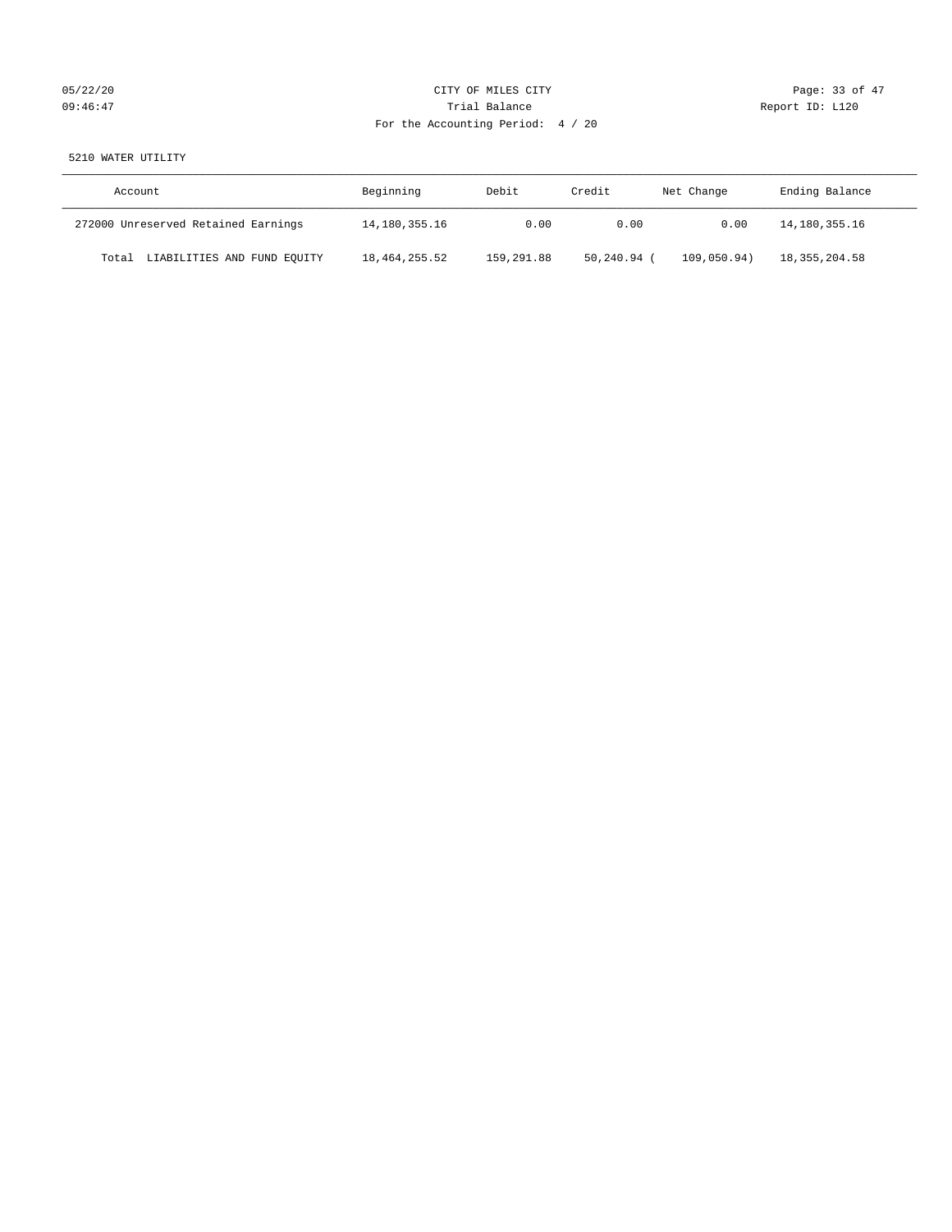CITY OF MILES CITY
Trial Balance
For the Accounting Period: 4 / 20

05/22/20
09:46:47

Report ID: L120

5210 WATER UTILITY

| Account | Beginning | Debit | Credit | Net Change | Ending Balance |
|---|---|---|---|---|---|
| 272000 Unreserved Retained Earnings | 14,180,355.16 | 0.00 | 0.00 | 0.00 | 14,180,355.16 |
| Total LIABILITIES AND FUND EQUITY | 18,464,255.52 | 159,291.88 | 50,240.94 | (109,050.94) | 18,355,204.58 |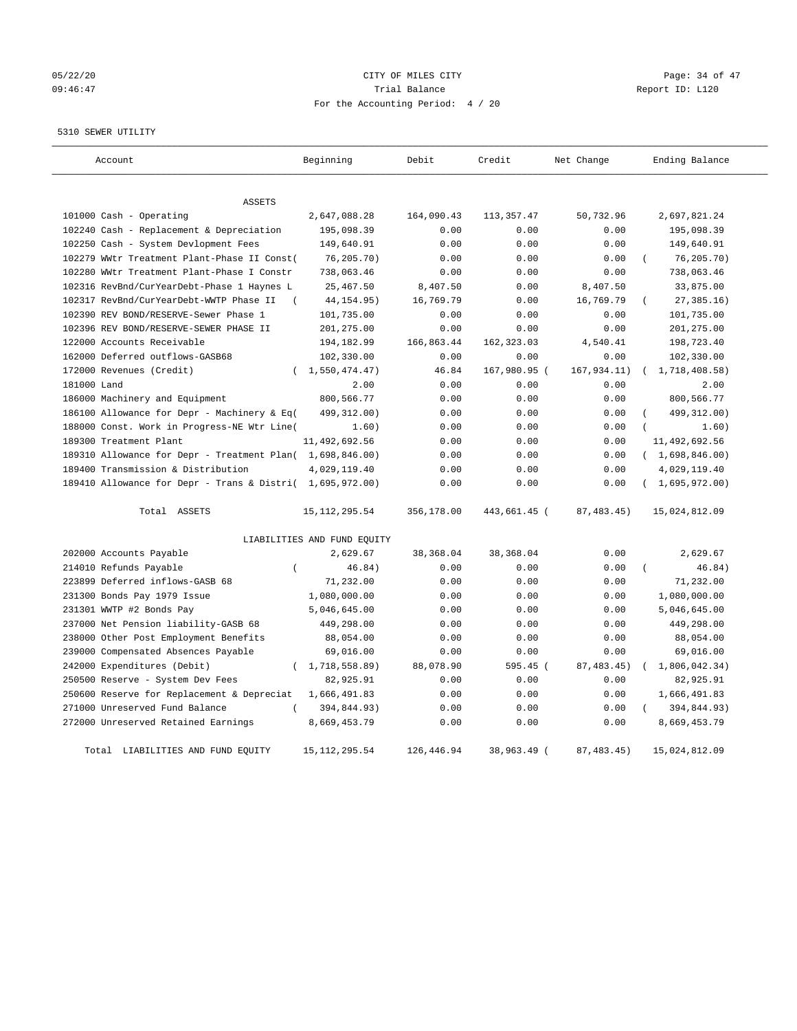CITY OF MILES CITY
Trial Balance
For the Accounting Period: 4 / 20

05/22/20 09:46:47

Report ID: L120

5310 SEWER UTILITY

| Account | Beginning | Debit | Credit | Net Change | Ending Balance |
|---|---|---|---|---|---|
| **ASSETS** | | | | | |
| 101000 Cash - Operating | 2,647,088.28 | 164,090.43 | 113,357.47 | 50,732.96 | 2,697,821.24 |
| 102240 Cash - Replacement & Depreciation | 195,098.39 | 0.00 | 0.00 | 0.00 | 195,098.39 |
| 102250 Cash - System Devlopment Fees | 149,640.91 | 0.00 | 0.00 | 0.00 | 149,640.91 |
| 102279 WWtr Treatment Plant-Phase II Const( | 76,205.70) | 0.00 | 0.00 | 0.00 | ( 76,205.70) |
| 102280 WWtr Treatment Plant-Phase I Constr | 738,063.46 | 0.00 | 0.00 | 0.00 | 738,063.46 |
| 102316 RevBnd/CurYearDebt-Phase 1 Haynes L | 25,467.50 | 8,407.50 | 0.00 | 8,407.50 | 33,875.00 |
| 102317 RevBnd/CurYearDebt-WWTP Phase II | ( 44,154.95) | 16,769.79 | 0.00 | 16,769.79 | ( 27,385.16) |
| 102390 REV BOND/RESERVE-Sewer Phase 1 | 101,735.00 | 0.00 | 0.00 | 0.00 | 101,735.00 |
| 102396 REV BOND/RESERVE-SEWER PHASE II | 201,275.00 | 0.00 | 0.00 | 0.00 | 201,275.00 |
| 122000 Accounts Receivable | 194,182.99 | 166,863.44 | 162,323.03 | 4,540.41 | 198,723.40 |
| 162000 Deferred outflows-GASB68 | 102,330.00 | 0.00 | 0.00 | 0.00 | 102,330.00 |
| 172000 Revenues (Credit) | ( 1,550,474.47) | 46.84 | 167,980.95 ( | 167,934.11) | ( 1,718,408.58) |
| 181000 Land | 2.00 | 0.00 | 0.00 | 0.00 | 2.00 |
| 186000 Machinery and Equipment | 800,566.77 | 0.00 | 0.00 | 0.00 | 800,566.77 |
| 186100 Allowance for Depr - Machinery & Eq( | 499,312.00) | 0.00 | 0.00 | 0.00 | ( 499,312.00) |
| 188000 Const. Work in Progress-NE Wtr Line( | 1.60) | 0.00 | 0.00 | 0.00 | ( 1.60) |
| 189300 Treatment Plant | 11,492,692.56 | 0.00 | 0.00 | 0.00 | 11,492,692.56 |
| 189310 Allowance for Depr - Treatment Plan( | 1,698,846.00) | 0.00 | 0.00 | 0.00 | ( 1,698,846.00) |
| 189400 Transmission & Distribution | 4,029,119.40 | 0.00 | 0.00 | 0.00 | 4,029,119.40 |
| 189410 Allowance for Depr - Trans & Distri( | 1,695,972.00) | 0.00 | 0.00 | 0.00 | ( 1,695,972.00) |
| Total ASSETS | 15,112,295.54 | 356,178.00 | 443,661.45 ( | 87,483.45) | 15,024,812.09 |
| **LIABILITIES AND FUND EQUITY** | | | | | |
| 202000 Accounts Payable | 2,629.67 | 38,368.04 | 38,368.04 | 0.00 | 2,629.67 |
| 214010 Refunds Payable | ( 46.84) | 0.00 | 0.00 | 0.00 | ( 46.84) |
| 223899 Deferred inflows-GASB 68 | 71,232.00 | 0.00 | 0.00 | 0.00 | 71,232.00 |
| 231300 Bonds Pay 1979 Issue | 1,080,000.00 | 0.00 | 0.00 | 0.00 | 1,080,000.00 |
| 231301 WWTP #2 Bonds Pay | 5,046,645.00 | 0.00 | 0.00 | 0.00 | 5,046,645.00 |
| 237000 Net Pension liability-GASB 68 | 449,298.00 | 0.00 | 0.00 | 0.00 | 449,298.00 |
| 238000 Other Post Employment Benefits | 88,054.00 | 0.00 | 0.00 | 0.00 | 88,054.00 |
| 239000 Compensated Absences Payable | 69,016.00 | 0.00 | 0.00 | 0.00 | 69,016.00 |
| 242000 Expenditures (Debit) | ( 1,718,558.89) | 88,078.90 | 595.45 ( | 87,483.45) | ( 1,806,042.34) |
| 250500 Reserve - System Dev Fees | 82,925.91 | 0.00 | 0.00 | 0.00 | 82,925.91 |
| 250600 Reserve for Replacement & Depreciat | 1,666,491.83 | 0.00 | 0.00 | 0.00 | 1,666,491.83 |
| 271000 Unreserved Fund Balance | ( 394,844.93) | 0.00 | 0.00 | 0.00 | ( 394,844.93) |
| 272000 Unreserved Retained Earnings | 8,669,453.79 | 0.00 | 0.00 | 0.00 | 8,669,453.79 |
| Total LIABILITIES AND FUND EQUITY | 15,112,295.54 | 126,446.94 | 38,963.49 ( | 87,483.45) | 15,024,812.09 |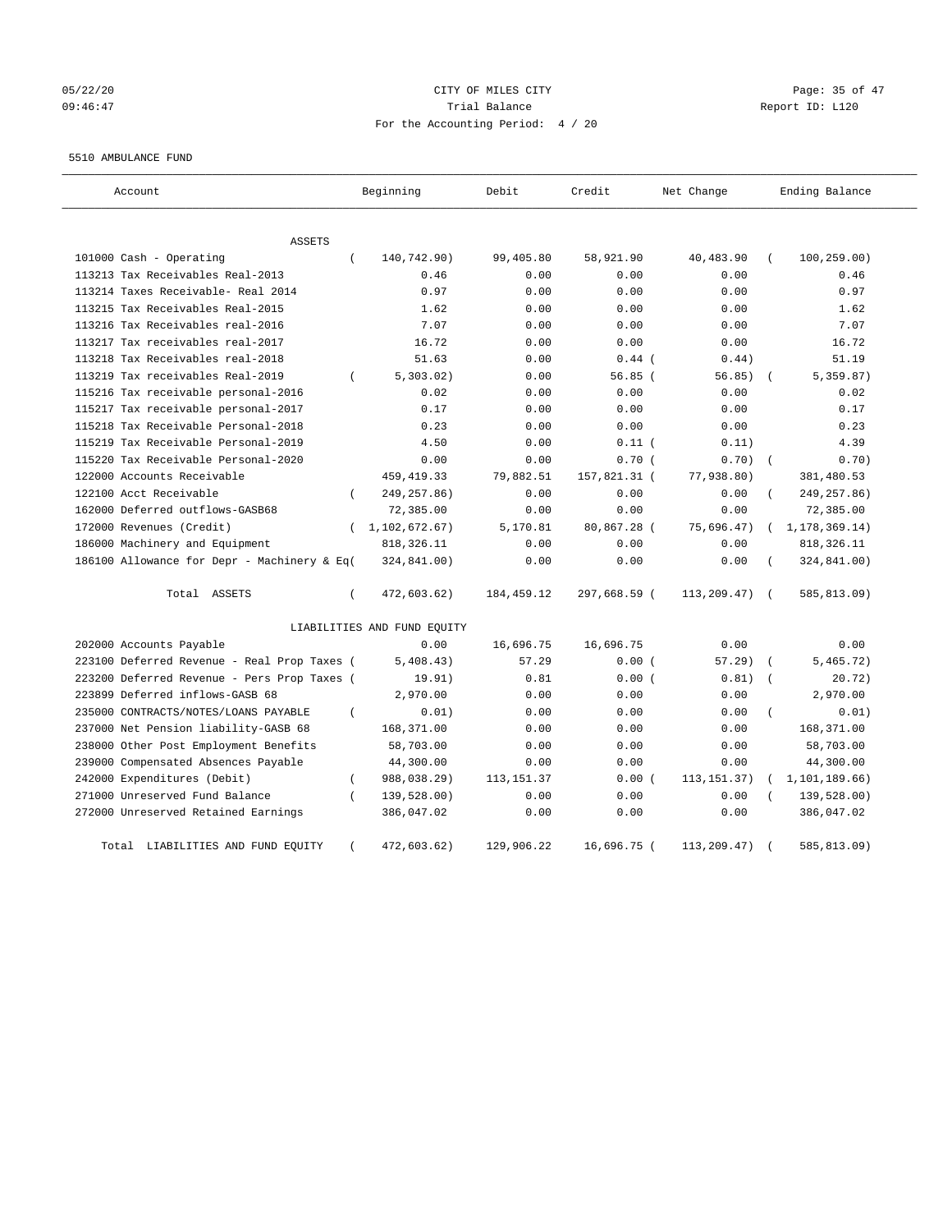# CITY OF MILES CITY

Trial Balance

For the Accounting Period: 4 / 20

Report ID: L120

05/22/20
09:46:47

5510 AMBULANCE FUND

| Account | Beginning | Debit | Credit | Net Change | Ending Balance |
|---|---|---|---|---|---|
| ASSETS | | | | | |
| 101000 Cash - Operating | ( 140,742.90) | 99,405.80 | 58,921.90 | 40,483.90 | ( 100,259.00) |
| 113213 Tax Receivables Real-2013 | 0.46 | 0.00 | 0.00 | 0.00 | 0.46 |
| 113214 Taxes Receivable- Real 2014 | 0.97 | 0.00 | 0.00 | 0.00 | 0.97 |
| 113215 Tax Receivables Real-2015 | 1.62 | 0.00 | 0.00 | 0.00 | 1.62 |
| 113216 Tax Receivables real-2016 | 7.07 | 0.00 | 0.00 | 0.00 | 7.07 |
| 113217 Tax receivables real-2017 | 16.72 | 0.00 | 0.00 | 0.00 | 16.72 |
| 113218 Tax Receivables real-2018 | 51.63 | 0.00 | 0.44 | ( 0.44) | 51.19 |
| 113219 Tax receivables Real-2019 | ( 5,303.02) | 0.00 | 56.85 | ( 56.85) | ( 5,359.87) |
| 115216 Tax receivable personal-2016 | 0.02 | 0.00 | 0.00 | 0.00 | 0.02 |
| 115217 Tax receivable personal-2017 | 0.17 | 0.00 | 0.00 | 0.00 | 0.17 |
| 115218 Tax Receivable Personal-2018 | 0.23 | 0.00 | 0.00 | 0.00 | 0.23 |
| 115219 Tax Receivable Personal-2019 | 4.50 | 0.00 | 0.11 | ( 0.11) | 4.39 |
| 115220 Tax Receivable Personal-2020 | 0.00 | 0.00 | 0.70 | ( 0.70) | ( 0.70) |
| 122000 Accounts Receivable | 459,419.33 | 79,882.51 | 157,821.31 | ( 77,938.80) | 381,480.53 |
| 122100 Acct Receivable | ( 249,257.86) | 0.00 | 0.00 | 0.00 | ( 249,257.86) |
| 162000 Deferred outflows-GASB68 | 72,385.00 | 0.00 | 0.00 | 0.00 | 72,385.00 |
| 172000 Revenues (Credit) | ( 1,102,672.67) | 5,170.81 | 80,867.28 | ( 75,696.47) | ( 1,178,369.14) |
| 186000 Machinery and Equipment | 818,326.11 | 0.00 | 0.00 | 0.00 | 818,326.11 |
| 186100 Allowance for Depr - Machinery & Eq | ( 324,841.00) | 0.00 | 0.00 | 0.00 | ( 324,841.00) |
| Total ASSETS | ( 472,603.62) | 184,459.12 | 297,668.59 | ( 113,209.47) | ( 585,813.09) |
| LIABILITIES AND FUND EQUITY | | | | | |
| 202000 Accounts Payable | 0.00 | 16,696.75 | 16,696.75 | 0.00 | 0.00 |
| 223100 Deferred Revenue - Real Prop Taxes | ( 5,408.43) | 57.29 | 0.00 | ( 57.29) | ( 5,465.72) |
| 223200 Deferred Revenue - Pers Prop Taxes | ( 19.91) | 0.81 | 0.00 | ( 0.81) | ( 20.72) |
| 223899 Deferred inflows-GASB 68 | 2,970.00 | 0.00 | 0.00 | 0.00 | 2,970.00 |
| 235000 CONTRACTS/NOTES/LOANS PAYABLE | ( 0.01) | 0.00 | 0.00 | 0.00 | ( 0.01) |
| 237000 Net Pension liability-GASB 68 | 168,371.00 | 0.00 | 0.00 | 0.00 | 168,371.00 |
| 238000 Other Post Employment Benefits | 58,703.00 | 0.00 | 0.00 | 0.00 | 58,703.00 |
| 239000 Compensated Absences Payable | 44,300.00 | 0.00 | 0.00 | 0.00 | 44,300.00 |
| 242000 Expenditures (Debit) | ( 988,038.29) | 113,151.37 | 0.00 | ( 113,151.37) | ( 1,101,189.66) |
| 271000 Unreserved Fund Balance | ( 139,528.00) | 0.00 | 0.00 | 0.00 | ( 139,528.00) |
| 272000 Unreserved Retained Earnings | 386,047.02 | 0.00 | 0.00 | 0.00 | 386,047.02 |
| Total LIABILITIES AND FUND EQUITY | ( 472,603.62) | 129,906.22 | 16,696.75 | ( 113,209.47) | ( 585,813.09) |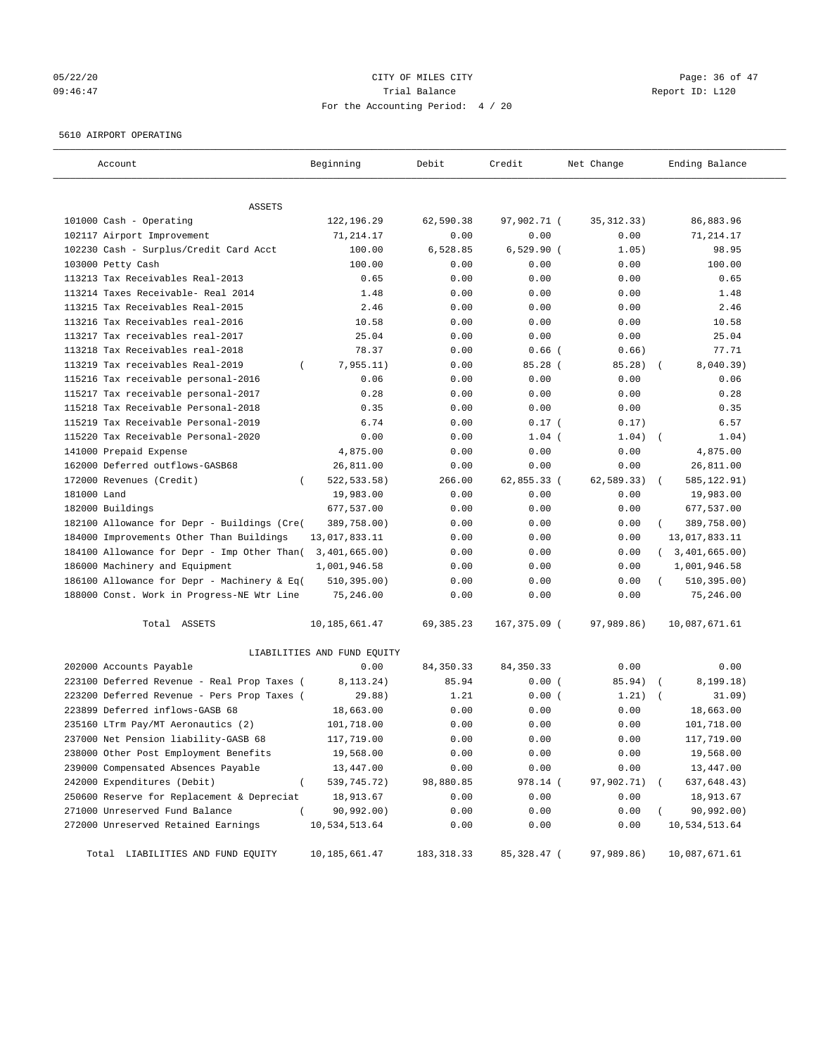CITY OF MILES CITY
Trial Balance
For the Accounting Period: 4 / 20

05/22/20
09:46:47

Report ID: L120

5610 AIRPORT OPERATING

| Account | Beginning | Debit | Credit | Net Change | Ending Balance |
|---|---|---|---|---|---|
| ASSETS | | | | | |
| 101000 Cash - Operating | 122,196.29 | 62,590.38 | 97,902.71 | ( 35,312.33) | 86,883.96 |
| 102117 Airport Improvement | 71,214.17 | 0.00 | 0.00 | 0.00 | 71,214.17 |
| 102230 Cash - Surplus/Credit Card Acct | 100.00 | 6,528.85 | 6,529.90 | ( 1.05) | 98.95 |
| 103000 Petty Cash | 100.00 | 0.00 | 0.00 | 0.00 | 100.00 |
| 113213 Tax Receivables Real-2013 | 0.65 | 0.00 | 0.00 | 0.00 | 0.65 |
| 113214 Taxes Receivable- Real 2014 | 1.48 | 0.00 | 0.00 | 0.00 | 1.48 |
| 113215 Tax Receivables Real-2015 | 2.46 | 0.00 | 0.00 | 0.00 | 2.46 |
| 113216 Tax Receivables real-2016 | 10.58 | 0.00 | 0.00 | 0.00 | 10.58 |
| 113217 Tax receivables real-2017 | 25.04 | 0.00 | 0.00 | 0.00 | 25.04 |
| 113218 Tax Receivables real-2018 | 78.37 | 0.00 | 0.66 | ( 0.66) | 77.71 |
| 113219 Tax receivables Real-2019 | ( 7,955.11) | 0.00 | 85.28 | ( 85.28) | ( 8,040.39) |
| 115216 Tax receivable personal-2016 | 0.06 | 0.00 | 0.00 | 0.00 | 0.06 |
| 115217 Tax receivable personal-2017 | 0.28 | 0.00 | 0.00 | 0.00 | 0.28 |
| 115218 Tax Receivable Personal-2018 | 0.35 | 0.00 | 0.00 | 0.00 | 0.35 |
| 115219 Tax Receivable Personal-2019 | 6.74 | 0.00 | 0.17 | ( 0.17) | 6.57 |
| 115220 Tax Receivable Personal-2020 | 0.00 | 0.00 | 1.04 | ( 1.04) | ( 1.04) |
| 141000 Prepaid Expense | 4,875.00 | 0.00 | 0.00 | 0.00 | 4,875.00 |
| 162000 Deferred outflows-GASB68 | 26,811.00 | 0.00 | 0.00 | 0.00 | 26,811.00 |
| 172000 Revenues (Credit) | ( 522,533.58) | 266.00 | 62,855.33 | ( 62,589.33) | ( 585,122.91) |
| 181000 Land | 19,983.00 | 0.00 | 0.00 | 0.00 | 19,983.00 |
| 182000 Buildings | 677,537.00 | 0.00 | 0.00 | 0.00 | 677,537.00 |
| 182100 Allowance for Depr - Buildings (Cre | ( 389,758.00) | 0.00 | 0.00 | 0.00 | ( 389,758.00) |
| 184000 Improvements Other Than Buildings | 13,017,833.11 | 0.00 | 0.00 | 0.00 | 13,017,833.11 |
| 184100 Allowance for Depr - Imp Other Than | ( 3,401,665.00) | 0.00 | 0.00 | 0.00 | ( 3,401,665.00) |
| 186000 Machinery and Equipment | 1,001,946.58 | 0.00 | 0.00 | 0.00 | 1,001,946.58 |
| 186100 Allowance for Depr - Machinery & Eq | ( 510,395.00) | 0.00 | 0.00 | 0.00 | ( 510,395.00) |
| 188000 Const. Work in Progress-NE Wtr Line | 75,246.00 | 0.00 | 0.00 | 0.00 | 75,246.00 |
| Total ASSETS | 10,185,661.47 | 69,385.23 | 167,375.09 | ( 97,989.86) | 10,087,671.61 |
| LIABILITIES AND FUND EQUITY | | | | | |
| 202000 Accounts Payable | 0.00 | 84,350.33 | 84,350.33 | 0.00 | 0.00 |
| 223100 Deferred Revenue - Real Prop Taxes | ( 8,113.24) | 85.94 | 0.00 | ( 85.94) | ( 8,199.18) |
| 223200 Deferred Revenue - Pers Prop Taxes | ( 29.88) | 1.21 | 0.00 | ( 1.21) | ( 31.09) |
| 223899 Deferred inflows-GASB 68 | 18,663.00 | 0.00 | 0.00 | 0.00 | 18,663.00 |
| 235160 LTrm Pay/MT Aeronautics (2) | 101,718.00 | 0.00 | 0.00 | 0.00 | 101,718.00 |
| 237000 Net Pension liability-GASB 68 | 117,719.00 | 0.00 | 0.00 | 0.00 | 117,719.00 |
| 238000 Other Post Employment Benefits | 19,568.00 | 0.00 | 0.00 | 0.00 | 19,568.00 |
| 239000 Compensated Absences Payable | 13,447.00 | 0.00 | 0.00 | 0.00 | 13,447.00 |
| 242000 Expenditures (Debit) | ( 539,745.72) | 98,880.85 | 978.14 | ( 97,902.71) | ( 637,648.43) |
| 250600 Reserve for Replacement & Depreciat | 18,913.67 | 0.00 | 0.00 | 0.00 | 18,913.67 |
| 271000 Unreserved Fund Balance | ( 90,992.00) | 0.00 | 0.00 | 0.00 | ( 90,992.00) |
| 272000 Unreserved Retained Earnings | 10,534,513.64 | 0.00 | 0.00 | 0.00 | 10,534,513.64 |
| Total LIABILITIES AND FUND EQUITY | 10,185,661.47 | 183,318.33 | 85,328.47 | ( 97,989.86) | 10,087,671.61 |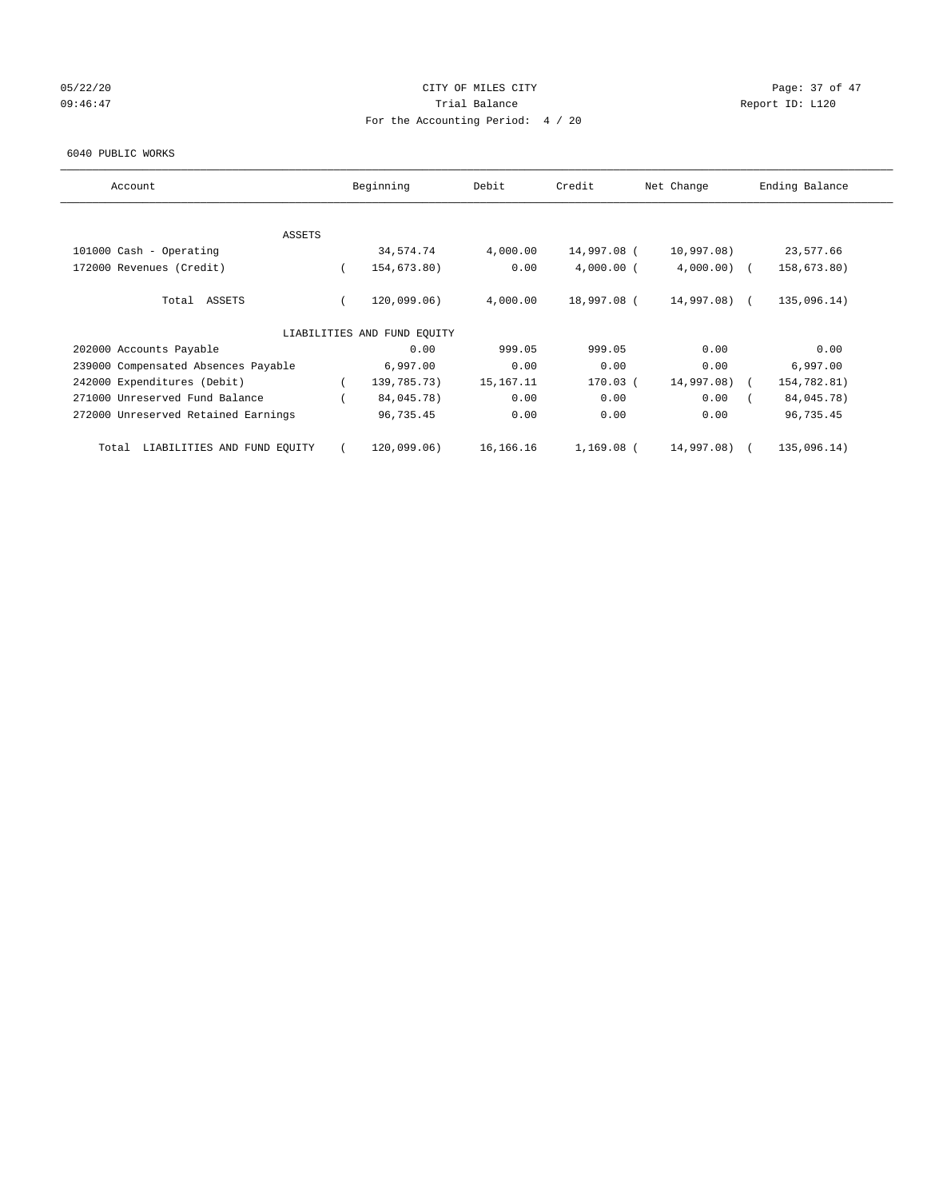CITY OF MILES CITY

Trial Balance

For the Accounting Period: 4 / 20

05/22/20 09:46:47

Report ID: L120

6040 PUBLIC WORKS

| Account | Beginning | Debit | Credit | Net Change | Ending Balance |
|---|---|---|---|---|---|
| ASSETS | | | | | |
| 101000 Cash - Operating | 34,574.74 | 4,000.00 | 14,997.08 | ( 10,997.08) | 23,577.66 |
| 172000 Revenues (Credit) | ( 154,673.80) | 0.00 | 4,000.00 | ( 4,000.00) | ( 158,673.80) |
| Total ASSETS | ( 120,099.06) | 4,000.00 | 18,997.08 | ( 14,997.08) | ( 135,096.14) |
| LIABILITIES AND FUND EQUITY | | | | | |
| 202000 Accounts Payable | 0.00 | 999.05 | 999.05 | 0.00 | 0.00 |
| 239000 Compensated Absences Payable | 6,997.00 | 0.00 | 0.00 | 0.00 | 6,997.00 |
| 242000 Expenditures (Debit) | ( 139,785.73) | 15,167.11 | 170.03 | ( 14,997.08) | ( 154,782.81) |
| 271000 Unreserved Fund Balance | ( 84,045.78) | 0.00 | 0.00 | 0.00 | ( 84,045.78) |
| 272000 Unreserved Retained Earnings | 96,735.45 | 0.00 | 0.00 | 0.00 | 96,735.45 |
| Total LIABILITIES AND FUND EQUITY | ( 120,099.06) | 16,166.16 | 1,169.08 | ( 14,997.08) | ( 135,096.14) |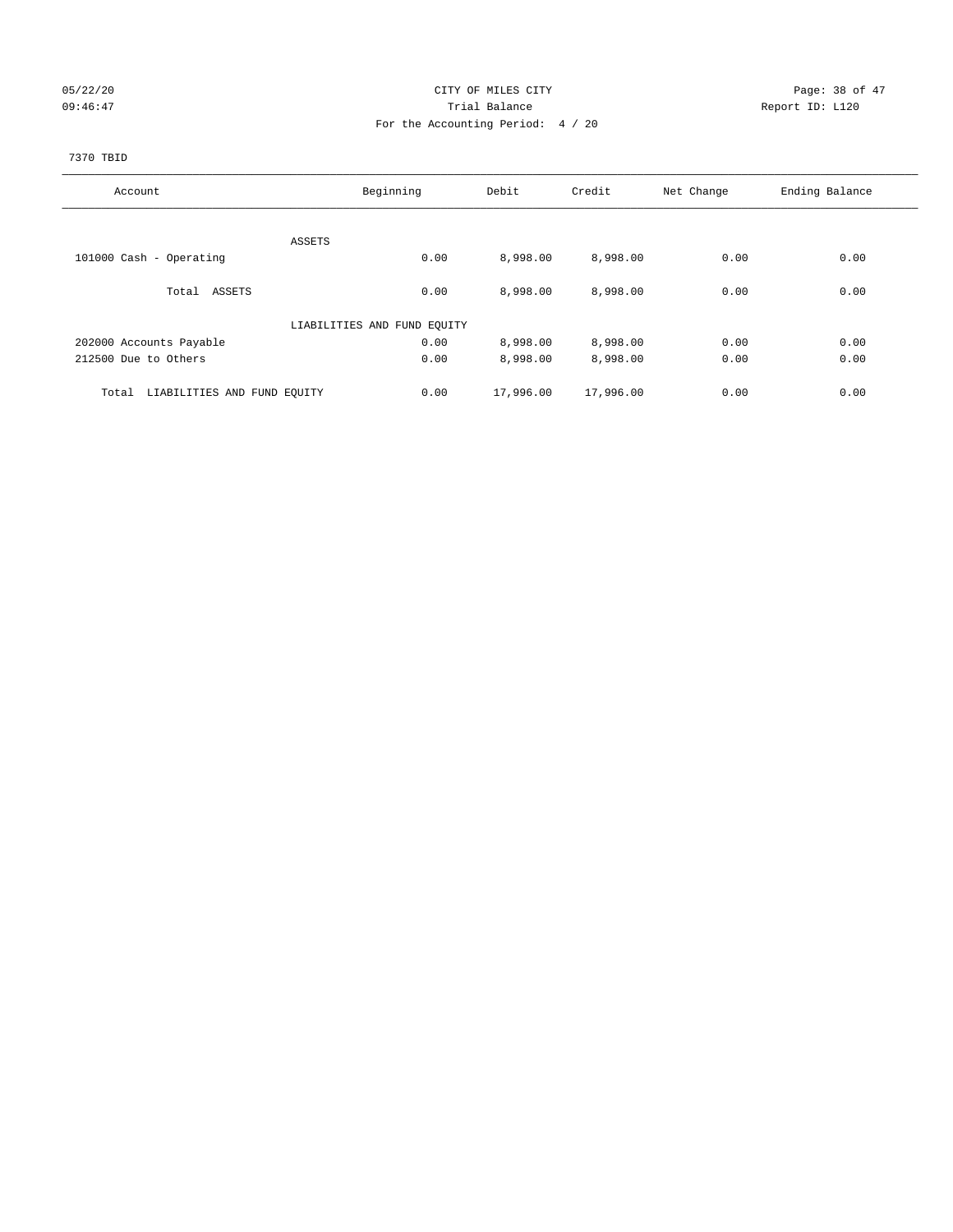CITY OF MILES CITY
Trial Balance
For the Accounting Period: 4 / 20

05/22/20
09:46:47

Report ID: L120

7370 TBID

| Account | Beginning | Debit | Credit | Net Change | Ending Balance |
|---|---|---|---|---|---|
| ASSETS | | | | | |
| 101000 Cash - Operating | 0.00 | 8,998.00 | 8,998.00 | 0.00 | 0.00 |
| Total ASSETS | 0.00 | 8,998.00 | 8,998.00 | 0.00 | 0.00 |
| LIABILITIES AND FUND EQUITY | | | | | |
| 202000 Accounts Payable | 0.00 | 8,998.00 | 8,998.00 | 0.00 | 0.00 |
| 212500 Due to Others | 0.00 | 8,998.00 | 8,998.00 | 0.00 | 0.00 |
| Total LIABILITIES AND FUND EQUITY | 0.00 | 17,996.00 | 17,996.00 | 0.00 | 0.00 |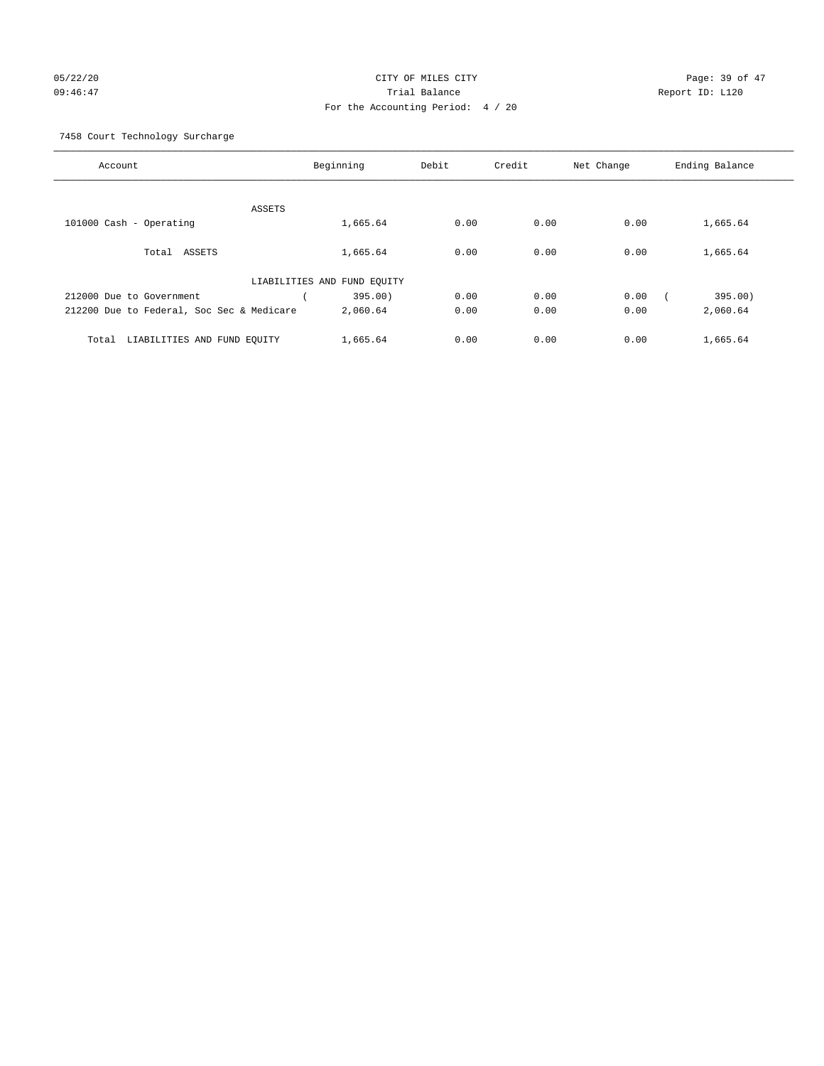CITY OF MILES CITY

Trial Balance

For the Accounting Period: 4 / 20

05/22/20 09:46:47 Report ID: L120

7458 Court Technology Surcharge

| Account | Beginning | Debit | Credit | Net Change | Ending Balance |
|---|---|---|---|---|---|
| ASSETS | | | | | |
| 101000 Cash - Operating | 1,665.64 | 0.00 | 0.00 | 0.00 | 1,665.64 |
| Total ASSETS | 1,665.64 | 0.00 | 0.00 | 0.00 | 1,665.64 |
| LIABILITIES AND FUND EQUITY | | | | | |
| 212000 Due to Government | ( 395.00) | 0.00 | 0.00 | 0.00 | ( 395.00) |
| 212200 Due to Federal, Soc Sec & Medicare | 2,060.64 | 0.00 | 0.00 | 0.00 | 2,060.64 |
| Total LIABILITIES AND FUND EQUITY | 1,665.64 | 0.00 | 0.00 | 0.00 | 1,665.64 |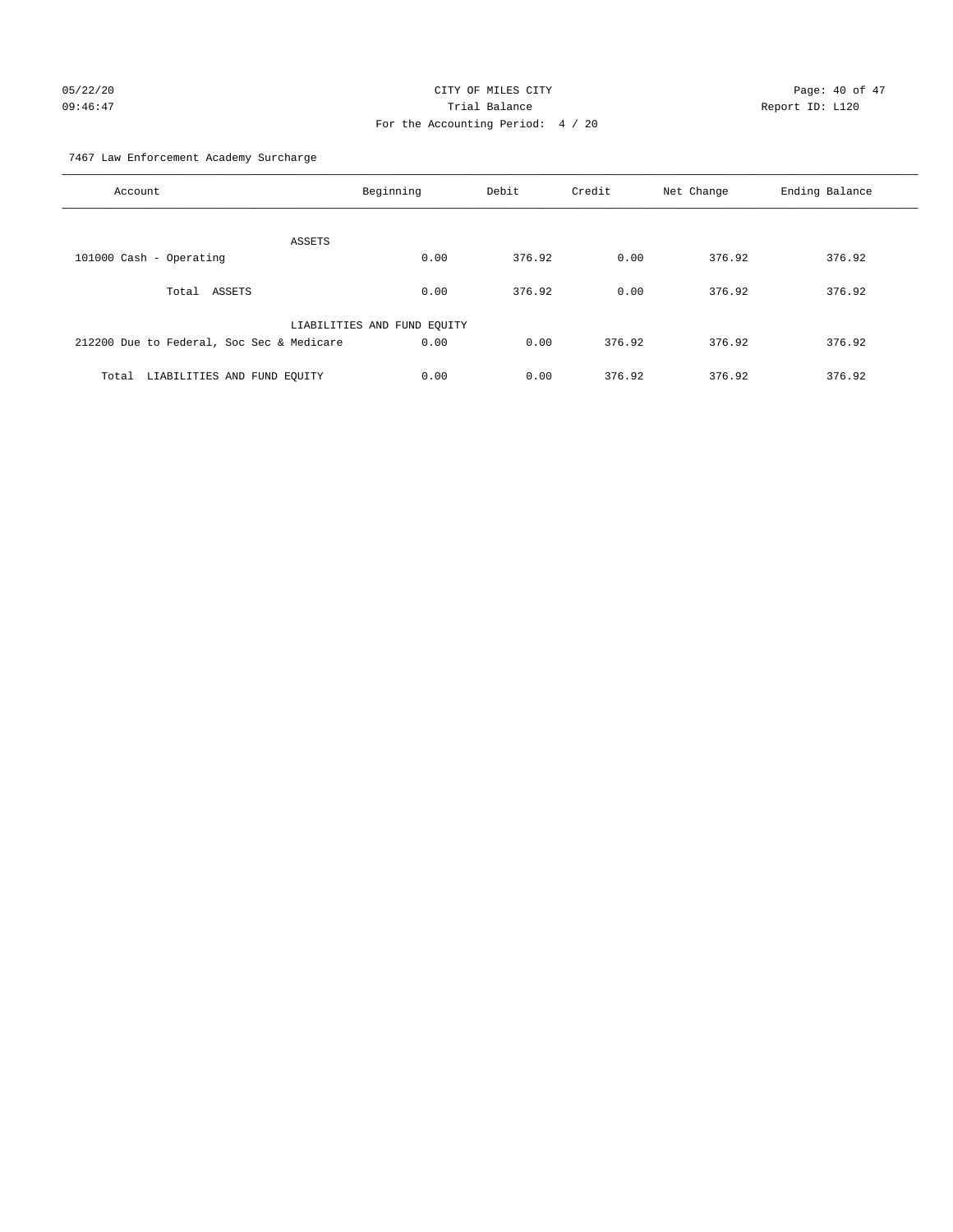CITY OF MILES CITY
Trial Balance
For the Accounting Period: 4 / 20

05/22/20
09:46:47

Report ID: L120

7467 Law Enforcement Academy Surcharge

| Account | Beginning | Debit | Credit | Net Change | Ending Balance |
|---|---|---|---|---|---|
| ASSETS | | | | | |
| 101000 Cash - Operating | 0.00 | 376.92 | 0.00 | 376.92 | 376.92 |
| Total ASSETS | 0.00 | 376.92 | 0.00 | 376.92 | 376.92 |
| LIABILITIES AND FUND EQUITY | | | | | |
| 212200 Due to Federal, Soc Sec & Medicare | 0.00 | 0.00 | 376.92 | 376.92 | 376.92 |
| Total LIABILITIES AND FUND EQUITY | 0.00 | 0.00 | 376.92 | 376.92 | 376.92 |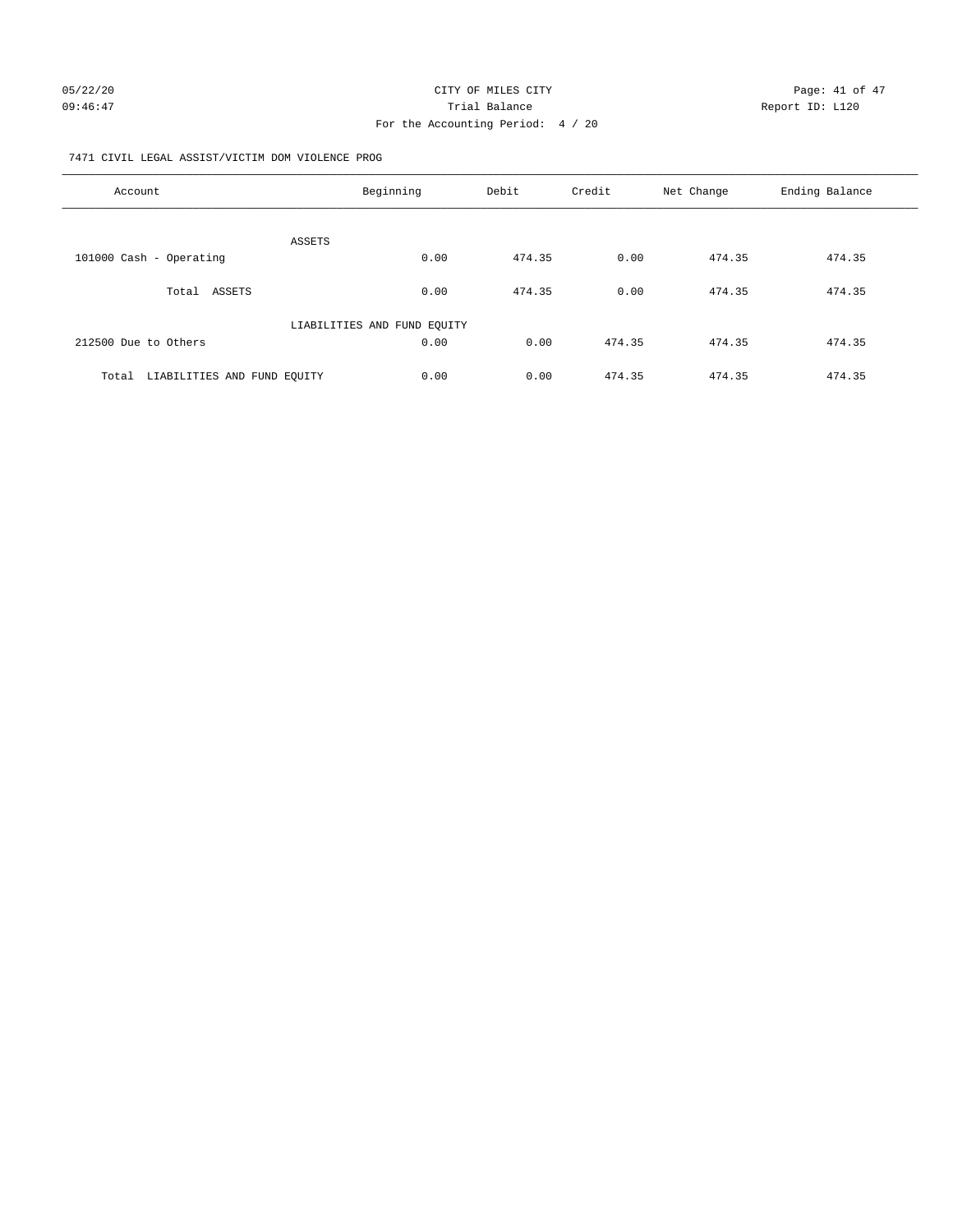CITY OF MILES CITY
Trial Balance
For the Accounting Period: 4 / 20

7471 CIVIL LEGAL ASSIST/VICTIM DOM VIOLENCE PROG

| Account | Beginning | Debit | Credit | Net Change | Ending Balance |
|---|---|---|---|---|---|
| ASSETS | | | | | |
| 101000 Cash - Operating | 0.00 | 474.35 | 0.00 | 474.35 | 474.35 |
| Total ASSETS | 0.00 | 474.35 | 0.00 | 474.35 | 474.35 |
| LIABILITIES AND FUND EQUITY | | | | | |
| 212500 Due to Others | 0.00 | 0.00 | 474.35 | 474.35 | 474.35 |
| Total LIABILITIES AND FUND EQUITY | 0.00 | 0.00 | 474.35 | 474.35 | 474.35 |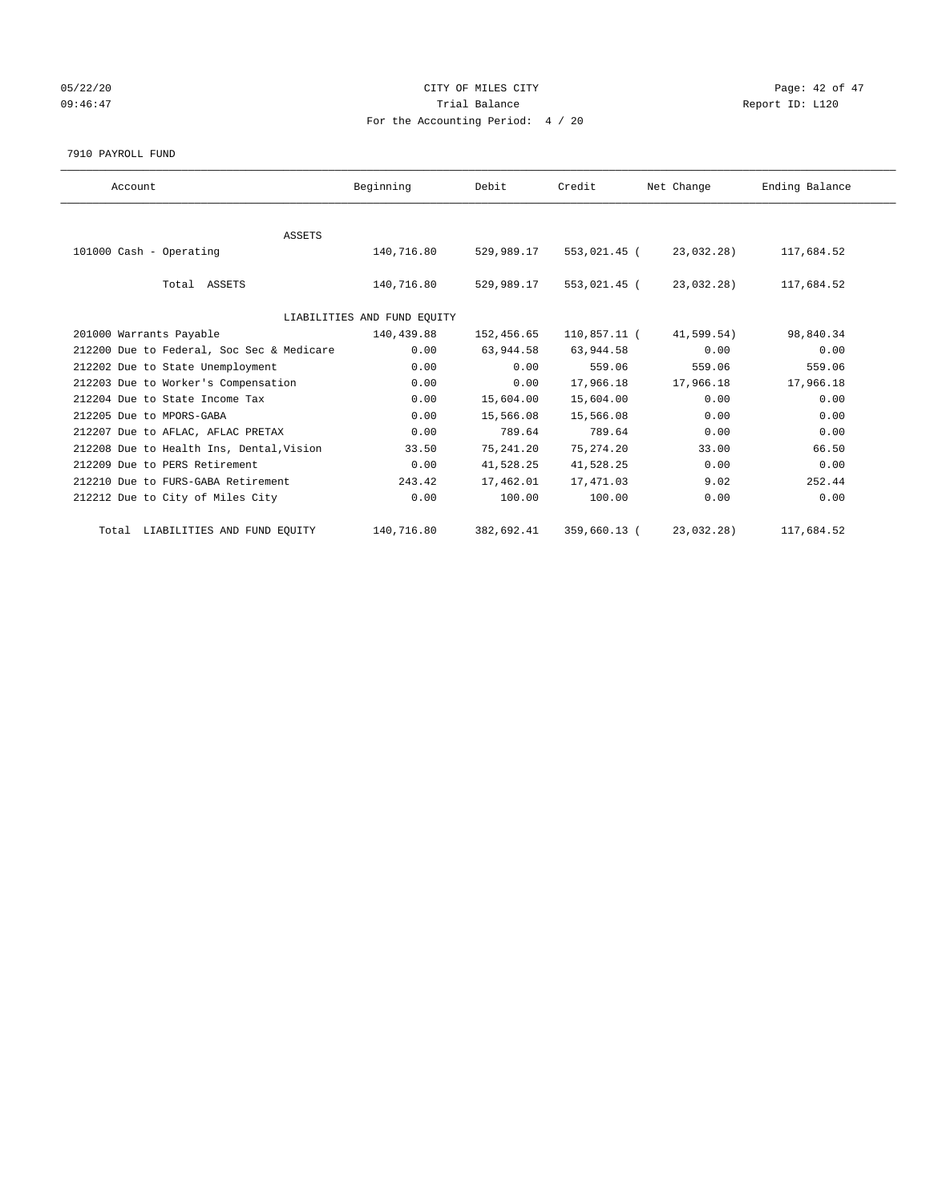05/22/20 CITY OF MILES CITY
09:46:47 Trial Balance Report ID: L120
For the Accounting Period: 4 / 20

7910 PAYROLL FUND

| Account | Beginning | Debit | Credit | Net Change | Ending Balance |
|---|---|---|---|---|---|
| ASSETS | | | | | |
| 101000 Cash - Operating | 140,716.80 | 529,989.17 | 553,021.45 | ( 23,032.28) | 117,684.52 |
| Total ASSETS | 140,716.80 | 529,989.17 | 553,021.45 | ( 23,032.28) | 117,684.52 |
| LIABILITIES AND FUND EQUITY | | | | | |
| 201000 Warrants Payable | 140,439.88 | 152,456.65 | 110,857.11 | ( 41,599.54) | 98,840.34 |
| 212200 Due to Federal, Soc Sec & Medicare | 0.00 | 63,944.58 | 63,944.58 | 0.00 | 0.00 |
| 212202 Due to State Unemployment | 0.00 | 0.00 | 559.06 | 559.06 | 559.06 |
| 212203 Due to Worker's Compensation | 0.00 | 0.00 | 17,966.18 | 17,966.18 | 17,966.18 |
| 212204 Due to State Income Tax | 0.00 | 15,604.00 | 15,604.00 | 0.00 | 0.00 |
| 212205 Due to MPORS-GABA | 0.00 | 15,566.08 | 15,566.08 | 0.00 | 0.00 |
| 212207 Due to AFLAC, AFLAC PRETAX | 0.00 | 789.64 | 789.64 | 0.00 | 0.00 |
| 212208 Due to Health Ins, Dental,Vision | 33.50 | 75,241.20 | 75,274.20 | 33.00 | 66.50 |
| 212209 Due to PERS Retirement | 0.00 | 41,528.25 | 41,528.25 | 0.00 | 0.00 |
| 212210 Due to FURS-GABA Retirement | 243.42 | 17,462.01 | 17,471.03 | 9.02 | 252.44 |
| 212212 Due to City of Miles City | 0.00 | 100.00 | 100.00 | 0.00 | 0.00 |
| Total LIABILITIES AND FUND EQUITY | 140,716.80 | 382,692.41 | 359,660.13 | ( 23,032.28) | 117,684.52 |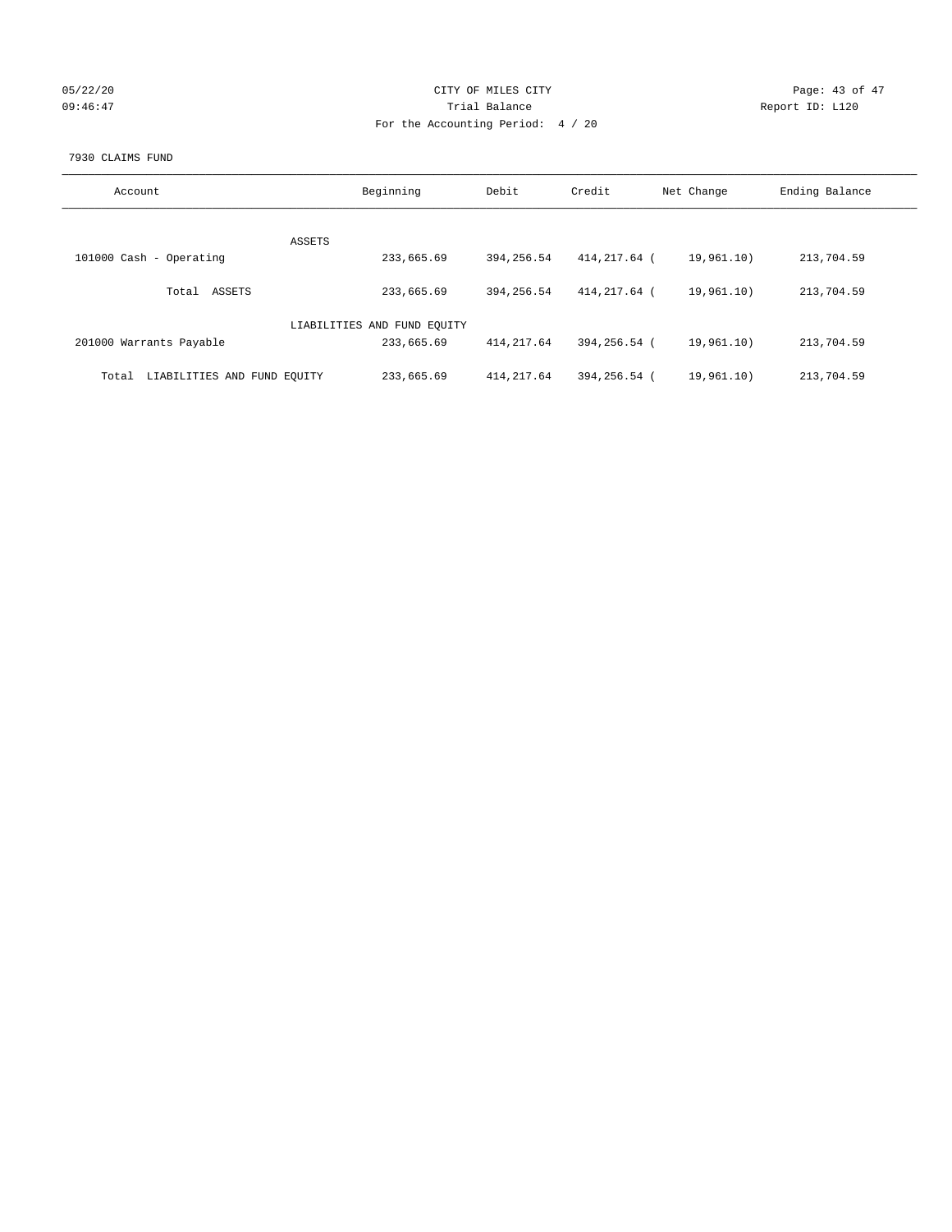CITY OF MILES CITY
Trial Balance
For the Accounting Period: 4 / 20

Report ID: L120

7930 CLAIMS FUND

| Account | Beginning | Debit | Credit | Net Change | Ending Balance |
|---|---|---|---|---|---|
| ASSETS | | | | | |
| 101000 Cash - Operating | 233,665.69 | 394,256.54 | 414,217.64 | ( 19,961.10) | 213,704.59 |
| Total ASSETS | 233,665.69 | 394,256.54 | 414,217.64 | ( 19,961.10) | 213,704.59 |
| LIABILITIES AND FUND EQUITY | | | | | |
| 201000 Warrants Payable | 233,665.69 | 414,217.64 | 394,256.54 | ( 19,961.10) | 213,704.59 |
| Total LIABILITIES AND FUND EQUITY | 233,665.69 | 414,217.64 | 394,256.54 | ( 19,961.10) | 213,704.59 |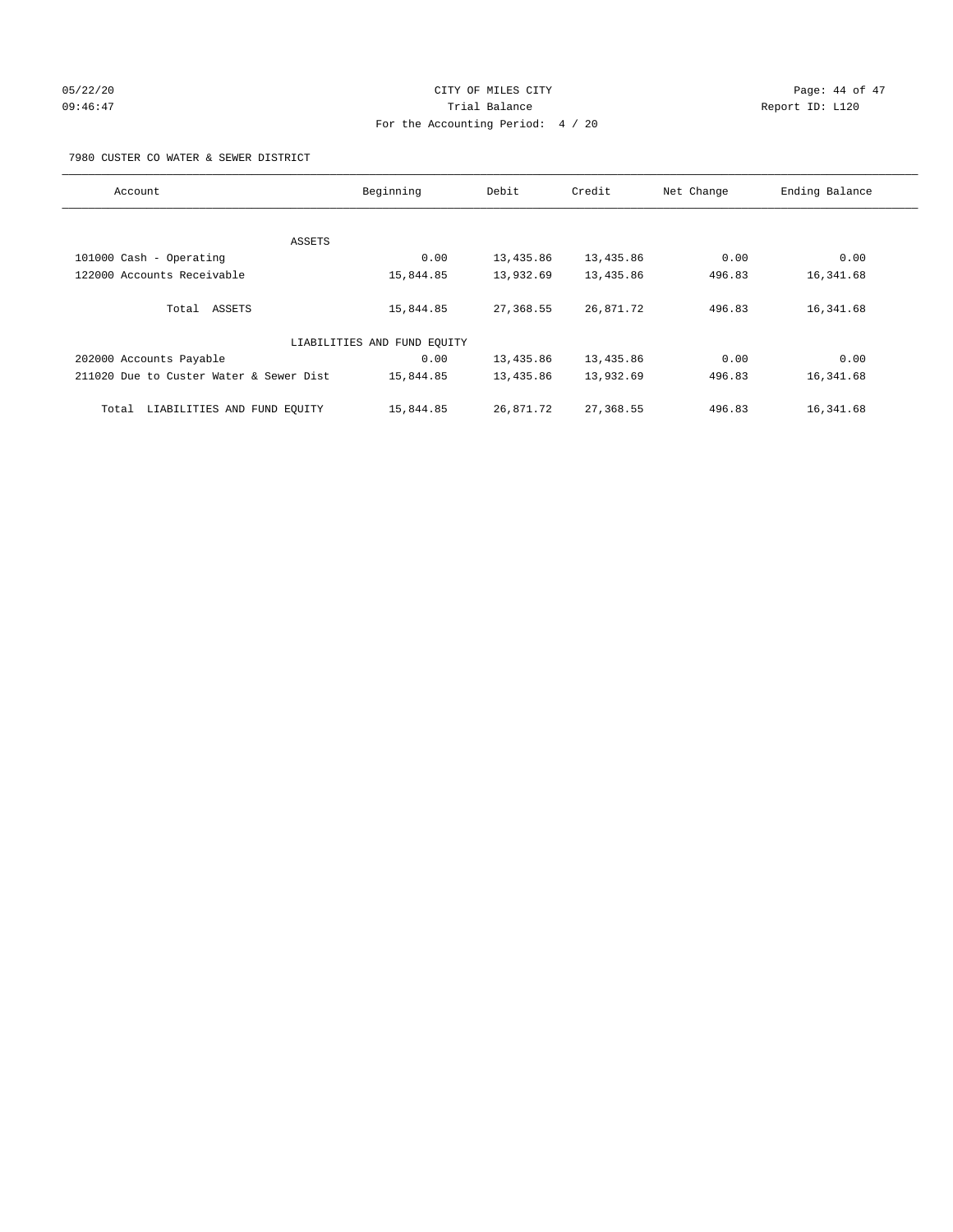CITY OF MILES CITY
Trial Balance
For the Accounting Period: 4 / 20

05/22/20
09:46:47

Report ID: L120

7980 CUSTER CO WATER & SEWER DISTRICT

| Account | Beginning | Debit | Credit | Net Change | Ending Balance |
|---|---|---|---|---|---|
| ASSETS | | | | | |
| 101000 Cash - Operating | 0.00 | 13,435.86 | 13,435.86 | 0.00 | 0.00 |
| 122000 Accounts Receivable | 15,844.85 | 13,932.69 | 13,435.86 | 496.83 | 16,341.68 |
| Total ASSETS | 15,844.85 | 27,368.55 | 26,871.72 | 496.83 | 16,341.68 |
| LIABILITIES AND FUND EQUITY | | | | | |
| 202000 Accounts Payable | 0.00 | 13,435.86 | 13,435.86 | 0.00 | 0.00 |
| 211020 Due to Custer Water & Sewer Dist | 15,844.85 | 13,435.86 | 13,932.69 | 496.83 | 16,341.68 |
| Total LIABILITIES AND FUND EQUITY | 15,844.85 | 26,871.72 | 27,368.55 | 496.83 | 16,341.68 |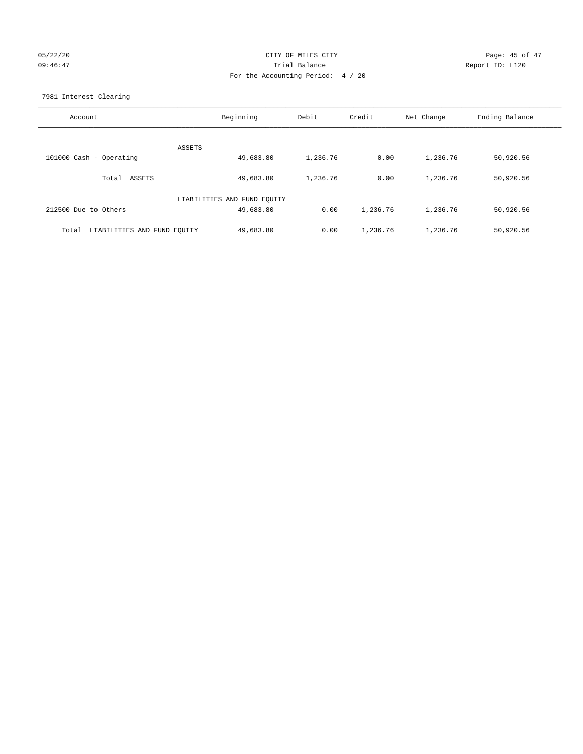CITY OF MILES CITY

Trial Balance

For the Accounting Period: 4 / 20

05/22/20 09:46:47

Report ID: L120

7981 Interest Clearing

| Account | Beginning | Debit | Credit | Net Change | Ending Balance |
|---|---|---|---|---|---|
| ASSETS | | | | | |
| 101000 Cash - Operating | 49,683.80 | 1,236.76 | 0.00 | 1,236.76 | 50,920.56 |
| Total ASSETS | 49,683.80 | 1,236.76 | 0.00 | 1,236.76 | 50,920.56 |
| LIABILITIES AND FUND EQUITY | | | | | |
| 212500 Due to Others | 49,683.80 | 0.00 | 1,236.76 | 1,236.76 | 50,920.56 |
| Total LIABILITIES AND FUND EQUITY | 49,683.80 | 0.00 | 1,236.76 | 1,236.76 | 50,920.56 |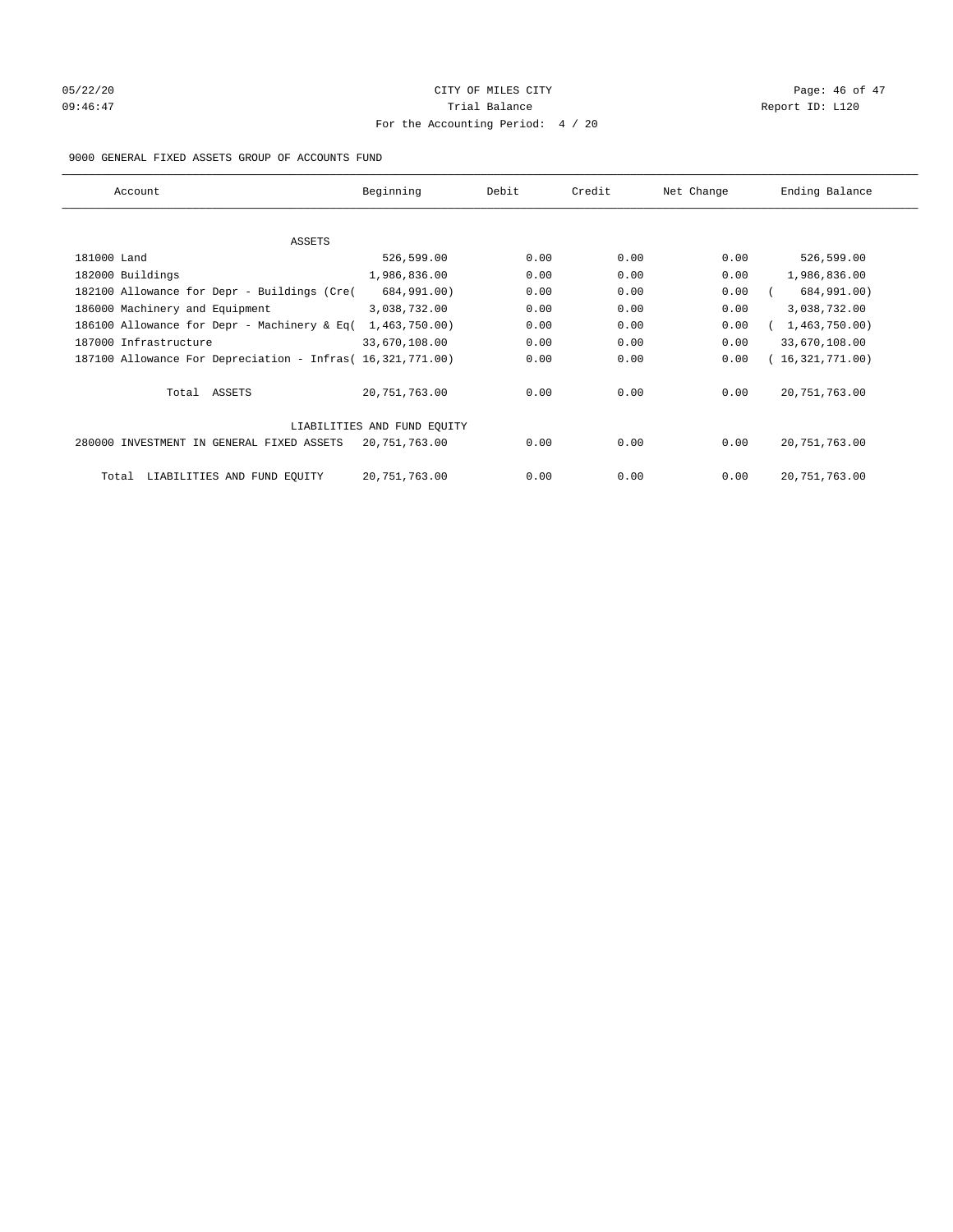05/22/20 CITY OF MILES CITY
09:46:47 Trial Balance Report ID: L120
For the Accounting Period: 4 / 20

9000 GENERAL FIXED ASSETS GROUP OF ACCOUNTS FUND

| Account | Beginning | Debit | Credit | Net Change | Ending Balance |
|---|---|---|---|---|---|
| ASSETS | | | | | |
| 181000 Land | 526,599.00 | 0.00 | 0.00 | 0.00 | 526,599.00 |
| 182000 Buildings | 1,986,836.00 | 0.00 | 0.00 | 0.00 | 1,986,836.00 |
| 182100 Allowance for Depr - Buildings (Cre( | 684,991.00) | 0.00 | 0.00 | 0.00 | ( 684,991.00) |
| 186000 Machinery and Equipment | 3,038,732.00 | 0.00 | 0.00 | 0.00 | 3,038,732.00 |
| 186100 Allowance for Depr - Machinery & Eq( | 1,463,750.00) | 0.00 | 0.00 | 0.00 | ( 1,463,750.00) |
| 187000 Infrastructure | 33,670,108.00 | 0.00 | 0.00 | 0.00 | 33,670,108.00 |
| 187100 Allowance For Depreciation - Infras( | 16,321,771.00) | 0.00 | 0.00 | 0.00 | ( 16,321,771.00) |
| Total ASSETS | 20,751,763.00 | 0.00 | 0.00 | 0.00 | 20,751,763.00 |
| LIABILITIES AND FUND EQUITY | | | | | |
| 280000 INVESTMENT IN GENERAL FIXED ASSETS | 20,751,763.00 | 0.00 | 0.00 | 0.00 | 20,751,763.00 |
| Total LIABILITIES AND FUND EQUITY | 20,751,763.00 | 0.00 | 0.00 | 0.00 | 20,751,763.00 |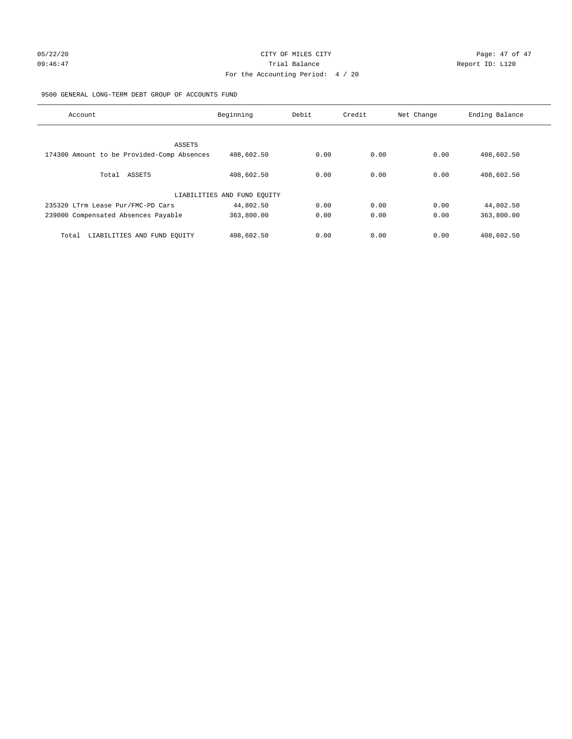05/22/20 CITY OF MILES CITY
09:46:47 Trial Balance Report ID: L120
For the Accounting Period: 4 / 20

9500 GENERAL LONG-TERM DEBT GROUP OF ACCOUNTS FUND

| Account | Beginning | Debit | Credit | Net Change | Ending Balance |
|---|---|---|---|---|---|
| ASSETS | | | | | |
| 174300 Amount to be Provided-Comp Absences | 408,602.50 | 0.00 | 0.00 | 0.00 | 408,602.50 |
| Total ASSETS | 408,602.50 | 0.00 | 0.00 | 0.00 | 408,602.50 |
| LIABILITIES AND FUND EQUITY | | | | | |
| 235320 LTrm Lease Pur/FMC-PD Cars | 44,802.50 | 0.00 | 0.00 | 0.00 | 44,802.50 |
| 239000 Compensated Absences Payable | 363,800.00 | 0.00 | 0.00 | 0.00 | 363,800.00 |
| Total LIABILITIES AND FUND EQUITY | 408,602.50 | 0.00 | 0.00 | 0.00 | 408,602.50 |